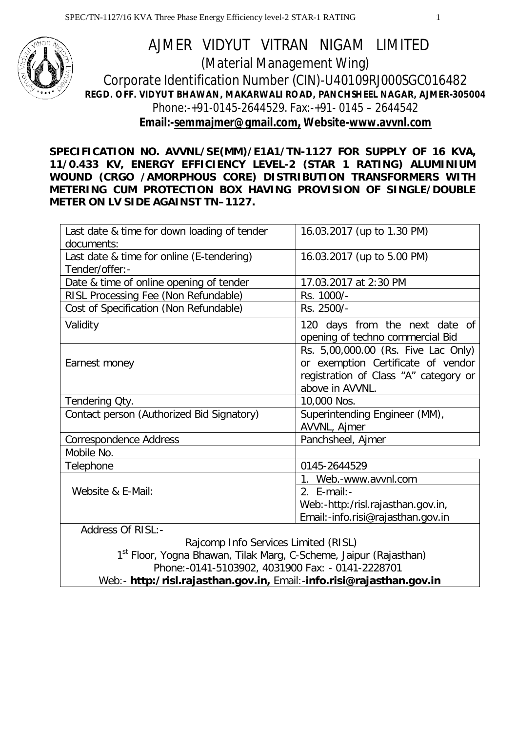# AJMER VIDYUT VITRAN NIGAM LIMITED

## (Material Management Wing)

Corporate Identification Number (CIN)-U40109RJ000SGC016482

**REGD. OFF. VIDYUT BHAWAN, MAKARWALI ROAD, PANCHSHEEL NAGAR, AJMER-305004**

Phone:-+91-0145-2644529. Fax:-+91- 0145 – 2644542

**Email:-semmajmer@gmail.com, Website-www.avvnl.com**

**SPECIFICATION NO. AVVNL/SE(MM)/E1A1/TN-1127 FOR SUPPLY OF 16 KVA, 11/0.433 KV, ENERGY EFFICIENCY LEVEL-2 (STAR 1 RATING) ALUMINIUM WOUND (CRGO /AMORPHOUS CORE) DISTRIBUTION TRANSFORMERS WITH METERING CUM PROTECTION BOX HAVING PROVISION OF SINGLE/DOUBLE METER ON LV SIDE AGAINST TN–1127.**

| | |
|---|---|
| Last date & time for down loading of tender documents: | 16.03.2017 (up to 1.30 PM) |
| Last date & time for online (E-tendering) Tender/offer:- | 16.03.2017 (up to 5.00 PM) |
| Date & time of online opening of tender | 17.03.2017 at 2:30 PM |
| RISL Processing Fee (Non Refundable) | Rs. 1000/- |
| Cost of Specification (Non Refundable) | Rs. 2500/- |
| Validity | 120 days from the next date of opening of techno commercial Bid |
| Earnest money | Rs. 5,00,000.00 (Rs. Five Lac Only) or exemption Certificate of vendor registration of Class "A" category or above in AVVNL. |
| Tendering Qty. | 10,000 Nos. |
| Contact person (Authorized Bid Signatory) | Superintending Engineer (MM), AVVNL, Ajmer |
| Correspondence Address | Panchsheel, Ajmer |
| Mobile No. | |
| Telephone | 0145-2644529 |
| Website & E-Mail: | 1. Web.-www.avvnl.com<br>2. E-mail:-<br>Web:-http:/risl.rajasthan.gov.in,<br>Email:-info.risi@rajasthan.gov.in |

Address Of RISL:-

Rajcomp Info Services Limited (RISL)
1st Floor, Yogna Bhawan, Tilak Marg, C-Scheme, Jaipur (Rajasthan)
Phone:-0141-5103902, 4031900 Fax: - 0141-2228701
Web:- **http:/risl.rajasthan.gov.in,** Email:-**info.risi@rajasthan.gov.in**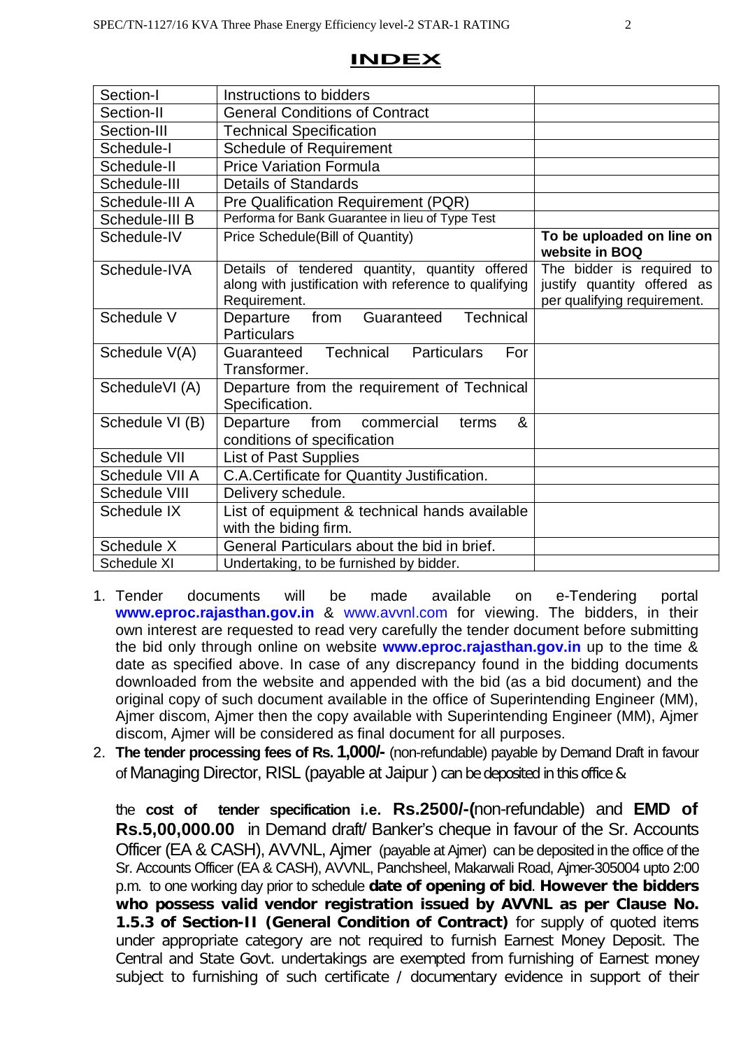# INDEX

| | | |
|---|---|---|
| Section-I | Instructions to bidders | |
| Section-II | General Conditions of Contract | |
| Section-III | Technical Specification | |
| Schedule-I | Schedule of Requirement | |
| Schedule-II | Price Variation Formula | |
| Schedule-III | Details of Standards | |
| Schedule-III A | Pre Qualification Requirement (PQR) | |
| Schedule-III B | Performa for Bank Guarantee in lieu of Type Test | |
| Schedule-IV | Price Schedule(Bill of Quantity) | **To be uploaded on line on website in BOQ** |
| Schedule-IVA | Details of tendered quantity, quantity offered along with justification with reference to qualifying Requirement. | The bidder is required to justify quantity offered as per qualifying requirement. |
| Schedule V | Departure from Guaranteed Technical Particulars | |
| Schedule V(A) | Guaranteed Technical Particulars For Transformer. | |
| ScheduleVI (A) | Departure from the requirement of Technical Specification. | |
| Schedule VI (B) | Departure from commercial terms & conditions of specification | |
| Schedule VII | List of Past Supplies | |
| Schedule VII A | C.A.Certificate for Quantity Justification. | |
| Schedule VIII | Delivery schedule. | |
| Schedule IX | List of equipment & technical hands available with the biding firm. | |
| Schedule X | General Particulars about the bid in brief. | |
| Schedule XI | Undertaking, to be furnished by bidder. | |

1. Tender documents will be made available on e-Tendering portal **www.eproc.rajasthan.gov.in** & www.avvnl.com for viewing. The bidders, in their own interest are requested to read very carefully the tender document before submitting the bid only through online on website **www.eproc.rajasthan.gov.in** up to the time & date as specified above. In case of any discrepancy found in the bidding documents downloaded from the website and appended with the bid (as a bid document) and the original copy of such document available in the office of Superintending Engineer (MM), Ajmer discom, Ajmer then the copy available with Superintending Engineer (MM), Ajmer discom, Ajmer will be considered as final document for all purposes.
2. **The tender processing fees of Rs. 1,000/-** (non-refundable) payable by Demand Draft in favour of Managing Director, RISL (payable at Jaipur ) can be deposited in this office &

   the **cost of tender specification i.e. Rs.2500/-(**non-refundable) and **EMD of Rs.5,00,000.00** in Demand draft/ Banker's cheque in favour of the Sr. Accounts Officer (EA & CASH), AVVNL, Ajmer (payable at Ajmer) can be deposited in the office of the Sr. Accounts Officer (EA & CASH), AVVNL, Panchsheel, Makarwali Road, Ajmer-305004 upto 2:00 p.m. to one working day prior to schedule **date of opening of bid**. **However the bidders who possess valid vendor registration issued by AVVNL as per Clause No. 1.5.3 of Section-II (General Condition of Contract)** for supply of quoted items under appropriate category are not required to furnish Earnest Money Deposit. The Central and State Govt. undertakings are exempted from furnishing of Earnest money subject to furnishing of such certificate / documentary evidence in support of their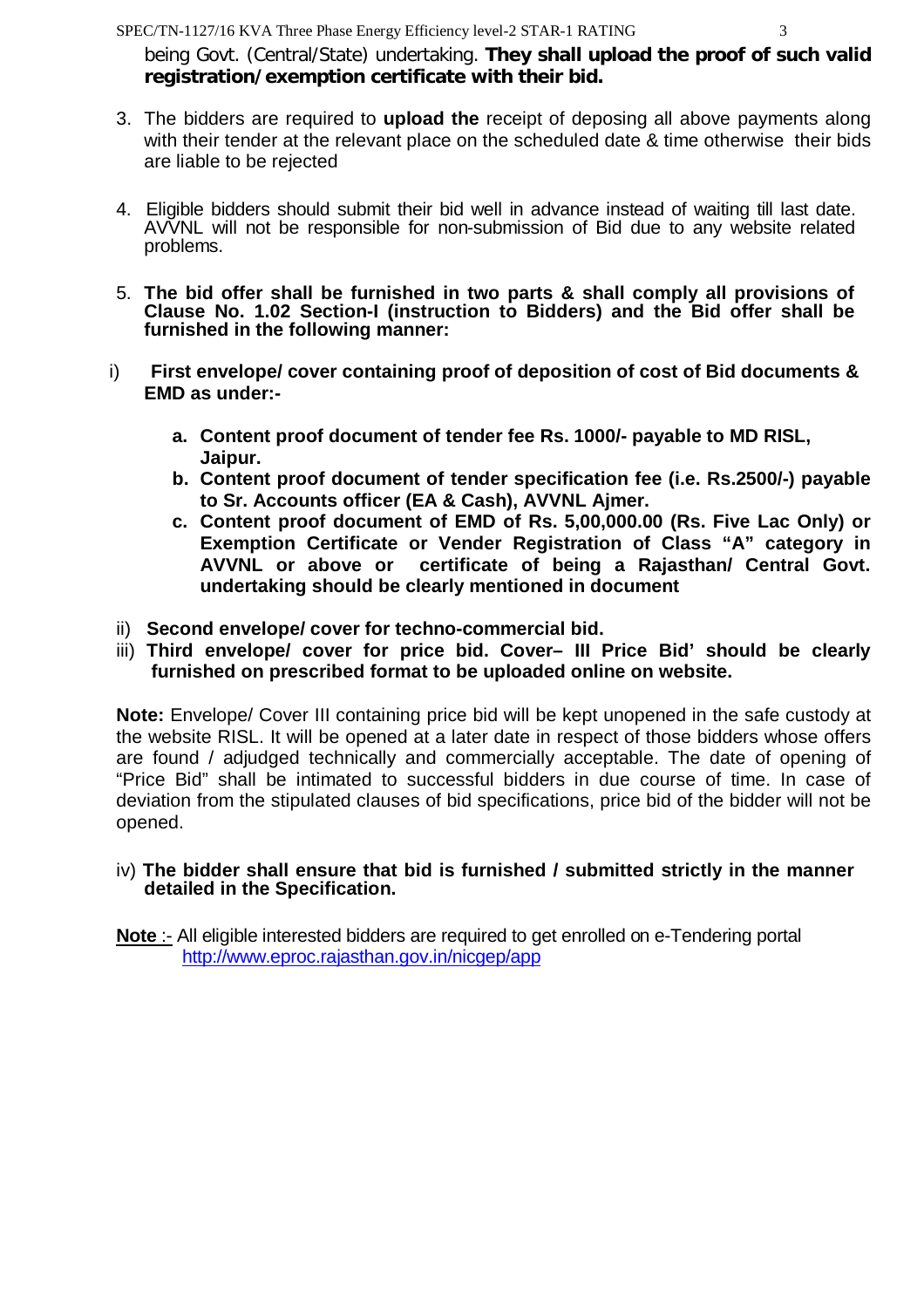being Govt. (Central/State) undertaking. **They shall upload the proof of such valid registration/exemption certificate with their bid.**

3. The bidders are required to **upload the** receipt of deposing all above payments along with their tender at the relevant place on the scheduled date & time otherwise their bids are liable to be rejected

4. Eligible bidders should submit their bid well in advance instead of waiting till last date. AVVNL will not be responsible for non-submission of Bid due to any website related problems.

5. **The bid offer shall be furnished in two parts & shall comply all provisions of Clause No. 1.02 Section-I (instruction to Bidders) and the Bid offer shall be furnished in the following manner:**

i) **First envelope/ cover containing proof of deposition of cost of Bid documents & EMD as under:-**

   a. **Content proof document of tender fee Rs. 1000/- payable to MD RISL, Jaipur.**
   b. **Content proof document of tender specification fee (i.e. Rs.2500/-) payable to Sr. Accounts officer (EA & Cash), AVVNL Ajmer.**
   c. **Content proof document of EMD of Rs. 5,00,000.00 (Rs. Five Lac Only) or Exemption Certificate or Vender Registration of Class "A" category in AVVNL or above or certificate of being a Rajasthan/ Central Govt. undertaking should be clearly mentioned in document**

ii) **Second envelope/ cover for techno-commercial bid.**

iii) **Third envelope/ cover for price bid. Cover– III Price Bid' should be clearly furnished on prescribed format to be uploaded online on website.**

**Note:** Envelope/ Cover III containing price bid will be kept unopened in the safe custody at the website RISL. It will be opened at a later date in respect of those bidders whose offers are found / adjudged technically and commercially acceptable. The date of opening of "Price Bid" shall be intimated to successful bidders in due course of time. In case of deviation from the stipulated clauses of bid specifications, price bid of the bidder will not be opened.

iv) **The bidder shall ensure that bid is furnished / submitted strictly in the manner detailed in the Specification.**

**Note** :- All eligible interested bidders are required to get enrolled on e-Tendering portal http://www.eproc.rajasthan.gov.in/nicgep/app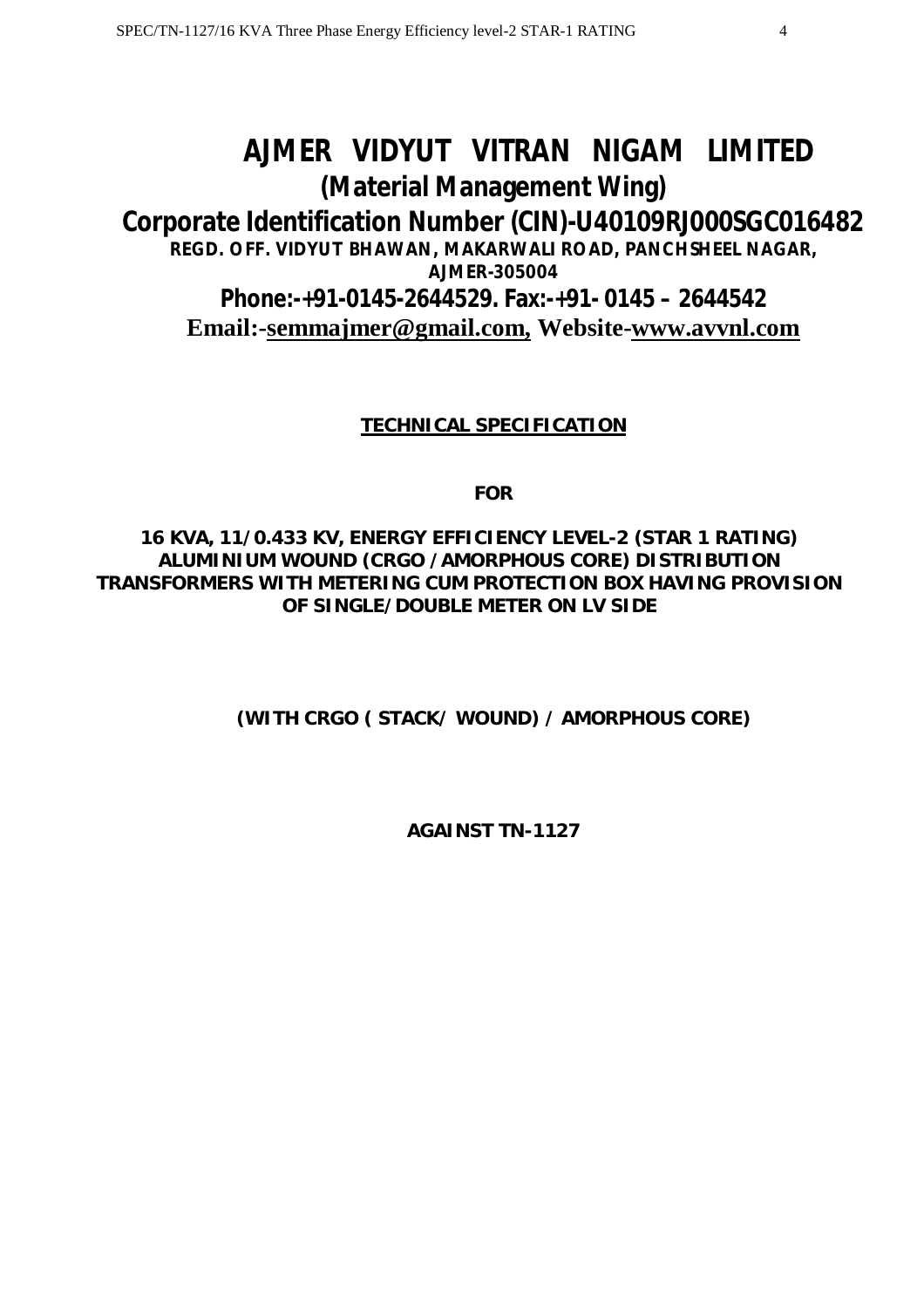# AJMER VIDYUT VITRAN NIGAM LIMITED

## (Material Management Wing)

## Corporate Identification Number (CIN)-U40109RJ000SGC016482

**REGD. OFF. VIDYUT BHAWAN, MAKARWALI ROAD, PANCHSHEEL NAGAR, AJMER-305004**

**Phone:-+91-0145-2644529. Fax:-+91- 0145 – 2644542**

**Email:-semmajmer@gmail.com, Website-www.avvnl.com**

**TECHNICAL SPECIFICATION**

**FOR**

**16 KVA, 11/0.433 KV, ENERGY EFFICIENCY LEVEL-2 (STAR 1 RATING) ALUMINIUM WOUND (CRGO /AMORPHOUS CORE) DISTRIBUTION TRANSFORMERS WITH METERING CUM PROTECTION BOX HAVING PROVISION OF SINGLE/DOUBLE METER ON LV SIDE**

**(WITH CRGO ( STACK/ WOUND) / AMORPHOUS CORE)**

**AGAINST TN-1127**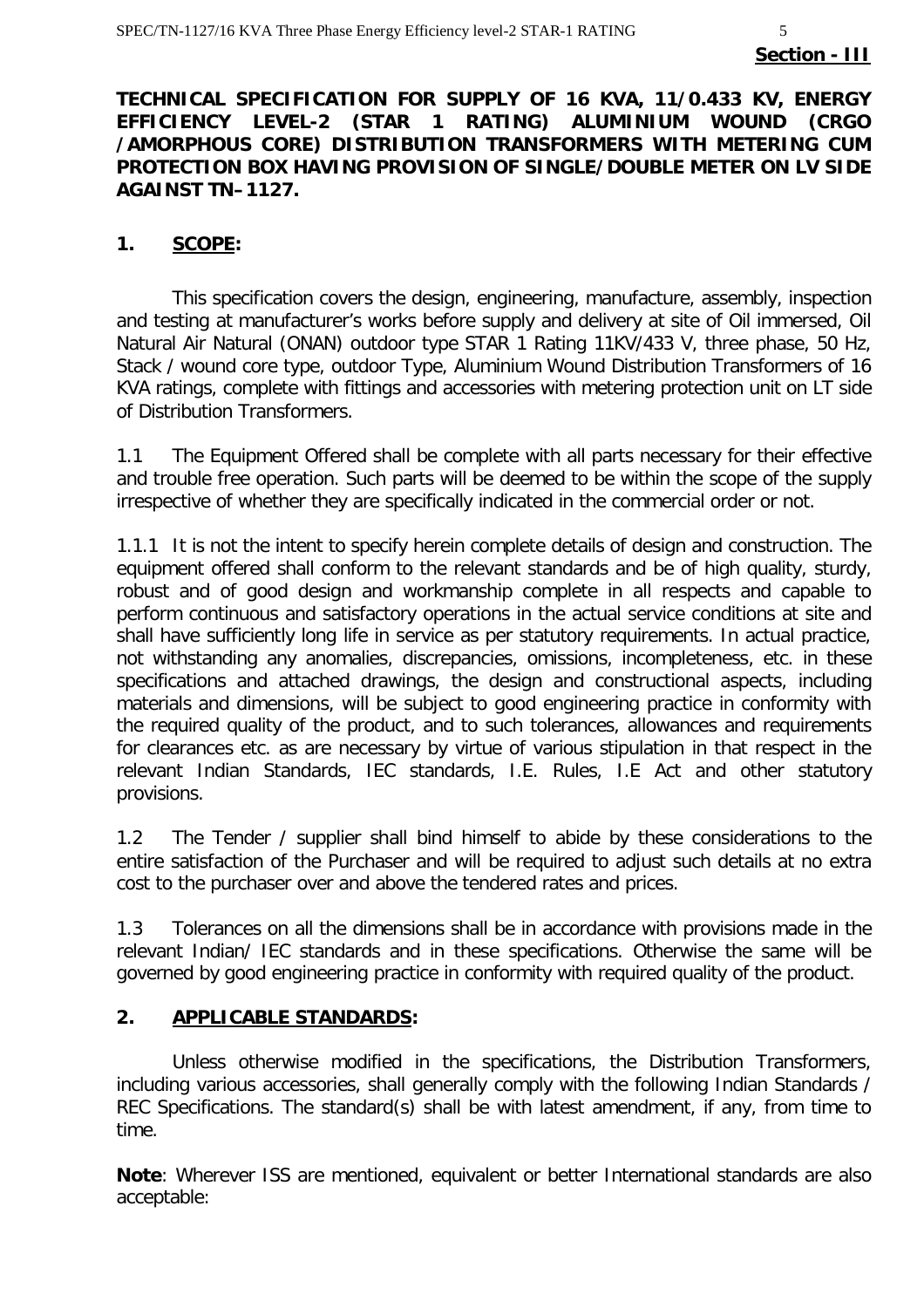**Section - III**

**TECHNICAL SPECIFICATION FOR SUPPLY OF 16 KVA, 11/0.433 KV, ENERGY EFFICIENCY LEVEL-2 (STAR 1 RATING) ALUMINIUM WOUND (CRGO /AMORPHOUS CORE) DISTRIBUTION TRANSFORMERS WITH METERING CUM PROTECTION BOX HAVING PROVISION OF SINGLE/DOUBLE METER ON LV SIDE AGAINST TN–1127.**

## 1. SCOPE:

This specification covers the design, engineering, manufacture, assembly, inspection and testing at manufacturer's works before supply and delivery at site of Oil immersed, Oil Natural Air Natural (ONAN) outdoor type STAR 1 Rating 11KV/433 V, three phase, 50 Hz, Stack / wound core type, outdoor Type, Aluminium Wound Distribution Transformers of 16 KVA ratings, complete with fittings and accessories with metering protection unit on LT side of Distribution Transformers.

1.1 The Equipment Offered shall be complete with all parts necessary for their effective and trouble free operation. Such parts will be deemed to be within the scope of the supply irrespective of whether they are specifically indicated in the commercial order or not.

1.1.1 It is not the intent to specify herein complete details of design and construction. The equipment offered shall conform to the relevant standards and be of high quality, sturdy, robust and of good design and workmanship complete in all respects and capable to perform continuous and satisfactory operations in the actual service conditions at site and shall have sufficiently long life in service as per statutory requirements. In actual practice, not withstanding any anomalies, discrepancies, omissions, incompleteness, etc. in these specifications and attached drawings, the design and constructional aspects, including materials and dimensions, will be subject to good engineering practice in conformity with the required quality of the product, and to such tolerances, allowances and requirements for clearances etc. as are necessary by virtue of various stipulation in that respect in the relevant Indian Standards, IEC standards, I.E. Rules, I.E Act and other statutory provisions.

1.2 The Tender / supplier shall bind himself to abide by these considerations to the entire satisfaction of the Purchaser and will be required to adjust such details at no extra cost to the purchaser over and above the tendered rates and prices.

1.3 Tolerances on all the dimensions shall be in accordance with provisions made in the relevant Indian/ IEC standards and in these specifications. Otherwise the same will be governed by good engineering practice in conformity with required quality of the product.

## 2. APPLICABLE STANDARDS:

Unless otherwise modified in the specifications, the Distribution Transformers, including various accessories, shall generally comply with the following Indian Standards / REC Specifications. The standard(s) shall be with latest amendment, if any, from time to time.

**Note**: Wherever ISS are mentioned, equivalent or better International standards are also acceptable: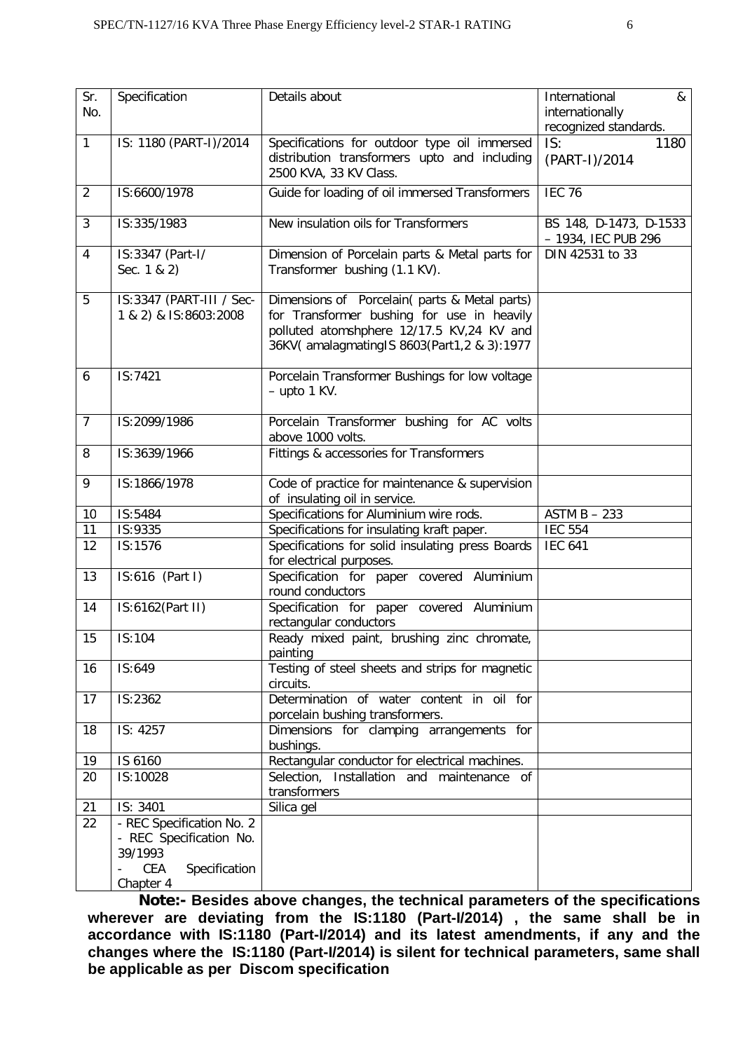| Sr. No. | Specification | Details about | International & internationally recognized standards. |
|---|---|---|---|
| 1 | IS: 1180 (PART-I)/2014 | Specifications for outdoor type oil immersed distribution transformers upto and including 2500 KVA, 33 KV Class. | IS: 1180 (PART-I)/2014 |
| 2 | IS:6600/1978 | Guide for loading of oil immersed Transformers | IEC 76 |
| 3 | IS:335/1983 | New insulation oils for Transformers | BS 148, D-1473, D-1533 – 1934, IEC PUB 296 |
| 4 | IS:3347 (Part-I/ Sec. 1 & 2) | Dimension of Porcelain parts & Metal parts for Transformer bushing (1.1 KV). | DIN 42531 to 33 |
| 5 | IS:3347 (PART-III / Sec-1 & 2) & IS:8603:2008 | Dimensions of Porcelain( parts & Metal parts) for Transformer bushing for use in heavily polluted atomshphere 12/17.5 KV,24 KV and 36KV( amalagmatingIS 8603(Part1,2 & 3):1977 | |
| 6 | IS:7421 | Porcelain Transformer Bushings for low voltage – upto 1 KV. | |
| 7 | IS:2099/1986 | Porcelain Transformer bushing for AC volts above 1000 volts. | |
| 8 | IS:3639/1966 | Fittings & accessories for Transformers | |
| 9 | IS:1866/1978 | Code of practice for maintenance & supervision of insulating oil in service. | |
| 10 | IS:5484 | Specifications for Aluminium wire rods. | ASTM B – 233 |
| 11 | IS:9335 | Specifications for insulating kraft paper. | IEC 554 |
| 12 | IS:1576 | Specifications for solid insulating press Boards for electrical purposes. | IEC 641 |
| 13 | IS:616 (Part I) | Specification for paper covered Aluminium round conductors | |
| 14 | IS:6162(Part II) | Specification for paper covered Aluminium rectangular conductors | |
| 15 | IS:104 | Ready mixed paint, brushing zinc chromate, painting | |
| 16 | IS:649 | Testing of steel sheets and strips for magnetic circuits. | |
| 17 | IS:2362 | Determination of water content in oil for porcelain bushing transformers. | |
| 18 | IS: 4257 | Dimensions for clamping arrangements for bushings. | |
| 19 | IS 6160 | Rectangular conductor for electrical machines. | |
| 20 | IS:10028 | Selection, Installation and maintenance of transformers | |
| 21 | IS: 3401 | Silica gel | |
| 22 | - REC Specification No. 2<br>- REC Specification No. 39/1993<br>- CEA Specification Chapter 4 | | |

**Note:- Besides above changes, the technical parameters of the specifications wherever are deviating from the IS:1180 (Part-I/2014) , the same shall be in accordance with IS:1180 (Part-I/2014) and its latest amendments, if any and the changes where the IS:1180 (Part-I/2014) is silent for technical parameters, same shall be applicable as per Discom specification**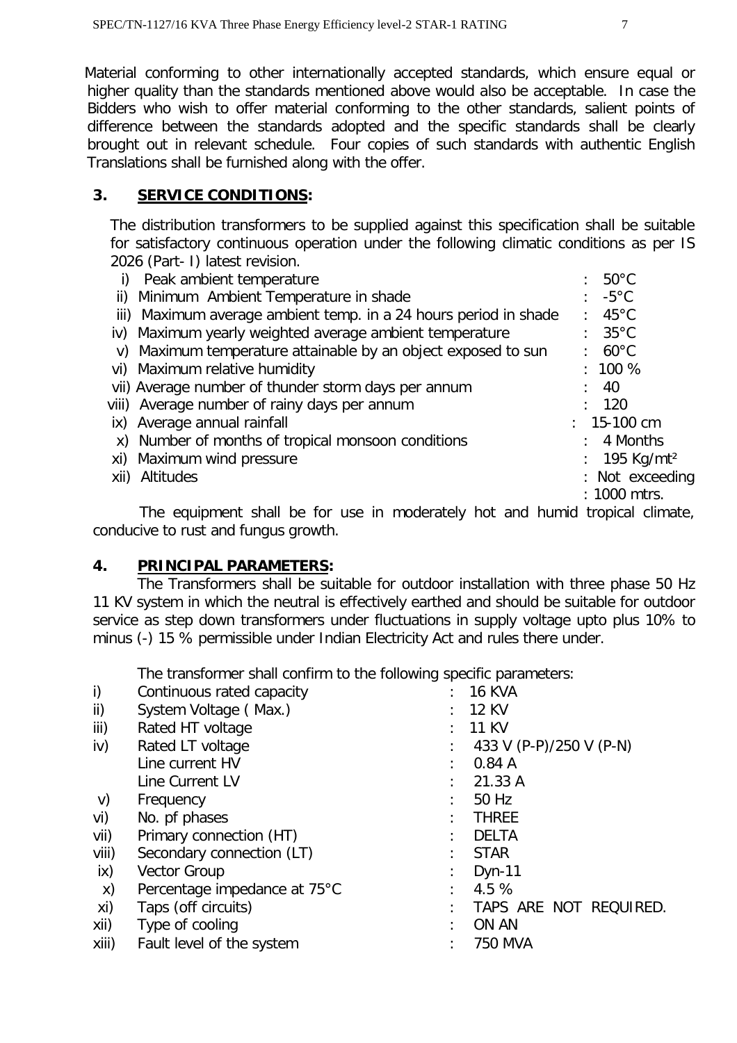Material conforming to other internationally accepted standards, which ensure equal or higher quality than the standards mentioned above would also be acceptable. In case the Bidders who wish to offer material conforming to the other standards, salient points of difference between the standards adopted and the specific standards shall be clearly brought out in relevant schedule. Four copies of such standards with authentic English Translations shall be furnished along with the offer.

## 3. SERVICE CONDITIONS:

The distribution transformers to be supplied against this specification shall be suitable for satisfactory continuous operation under the following climatic conditions as per IS 2026 (Part- I) latest revision.

| | | |
|---|---|---|
| i) | Peak ambient temperature | : 50°C |
| ii) | Minimum Ambient Temperature in shade | : -5°C |
| iii) | Maximum average ambient temp. in a 24 hours period in shade | : 45°C |
| iv) | Maximum yearly weighted average ambient temperature | : 35°C |
| v) | Maximum temperature attainable by an object exposed to sun | : 60°C |
| vi) | Maximum relative humidity | : 100 % |
| vii) | Average number of thunder storm days per annum | : 40 |
| viii) | Average number of rainy days per annum | : 120 |
| ix) | Average annual rainfall | : 15-100 cm |
| x) | Number of months of tropical monsoon conditions | : 4 Months |
| xi) | Maximum wind pressure | : 195 Kg/mt$^2$ |
| xii) | Altitudes | : Not exceeding : 1000 mtrs. |

The equipment shall be for use in moderately hot and humid tropical climate, conducive to rust and fungus growth.

## 4. PRINCIPAL PARAMETERS:

The Transformers shall be suitable for outdoor installation with three phase 50 Hz 11 KV system in which the neutral is effectively earthed and should be suitable for outdoor service as step down transformers under fluctuations in supply voltage upto plus 10% to minus (-) 15 % permissible under Indian Electricity Act and rules there under.

The transformer shall confirm to the following specific parameters:

| | | |
|---|---|---|
| i) | Continuous rated capacity | : 16 KVA |
| ii) | System Voltage ( Max.) | : 12 KV |
| iii) | Rated HT voltage | : 11 KV |
| iv) | Rated LT voltage | : 433 V (P-P)/250 V (P-N) |
| | Line current HV | : 0.84 A |
| | Line Current LV | : 21.33 A |
| v) | Frequency | : 50 Hz |
| vi) | No. pf phases | : THREE |
| vii) | Primary connection (HT) | : DELTA |
| viii) | Secondary connection (LT) | : STAR |
| ix) | Vector Group | : Dyn-11 |
| x) | Percentage impedance at 75°C | : 4.5 % |
| xi) | Taps (off circuits) | : TAPS ARE NOT REQUIRED. |
| xii) | Type of cooling | : ON AN |
| xiii) | Fault level of the system | : 750 MVA |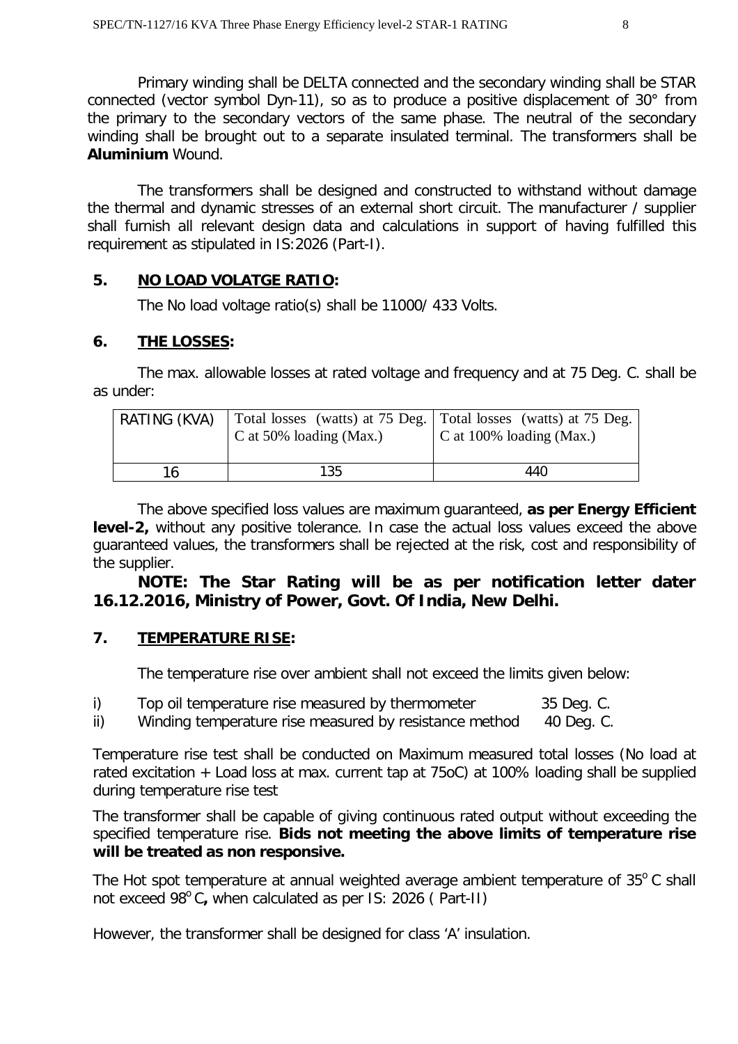Primary winding shall be DELTA connected and the secondary winding shall be STAR connected (vector symbol Dyn-11), so as to produce a positive displacement of 30° from the primary to the secondary vectors of the same phase. The neutral of the secondary winding shall be brought out to a separate insulated terminal. The transformers shall be **Aluminium** Wound.

The transformers shall be designed and constructed to withstand without damage the thermal and dynamic stresses of an external short circuit. The manufacturer / supplier shall furnish all relevant design data and calculations in support of having fulfilled this requirement as stipulated in IS:2026 (Part-I).

## 5. NO LOAD VOLATGE RATIO:

The No load voltage ratio(s) shall be 11000/ 433 Volts.

## 6. THE LOSSES:

The max. allowable losses at rated voltage and frequency and at 75 Deg. C. shall be as under:

| RATING (KVA) | Total losses (watts) at 75 Deg. C at 50% loading (Max.) | Total losses (watts) at 75 Deg. C at 100% loading (Max.) |
|---|---|---|
| 16 | 135 | 440 |

The above specified loss values are maximum guaranteed, **as per Energy Efficient level-2,** without any positive tolerance. In case the actual loss values exceed the above guaranteed values, the transformers shall be rejected at the risk, cost and responsibility of the supplier.

**NOTE: The Star Rating will be as per notification letter dater 16.12.2016, Ministry of Power, Govt. Of India, New Delhi.**

## 7. TEMPERATURE RISE:

The temperature rise over ambient shall not exceed the limits given below:

i) Top oil temperature rise measured by thermometer 35 Deg. C.

ii) Winding temperature rise measured by resistance method 40 Deg. C.

Temperature rise test shall be conducted on Maximum measured total losses (No load at rated excitation + Load loss at max. current tap at 75oC) at 100% loading shall be supplied during temperature rise test

The transformer shall be capable of giving continuous rated output without exceeding the specified temperature rise. **Bids not meeting the above limits of temperature rise will be treated as non responsive.**

The Hot spot temperature at annual weighted average ambient temperature of $35^{o}$ C shall not exceed $98^{o}$ C**,** when calculated as per IS: 2026 ( Part-II)

However, the transformer shall be designed for class 'A' insulation.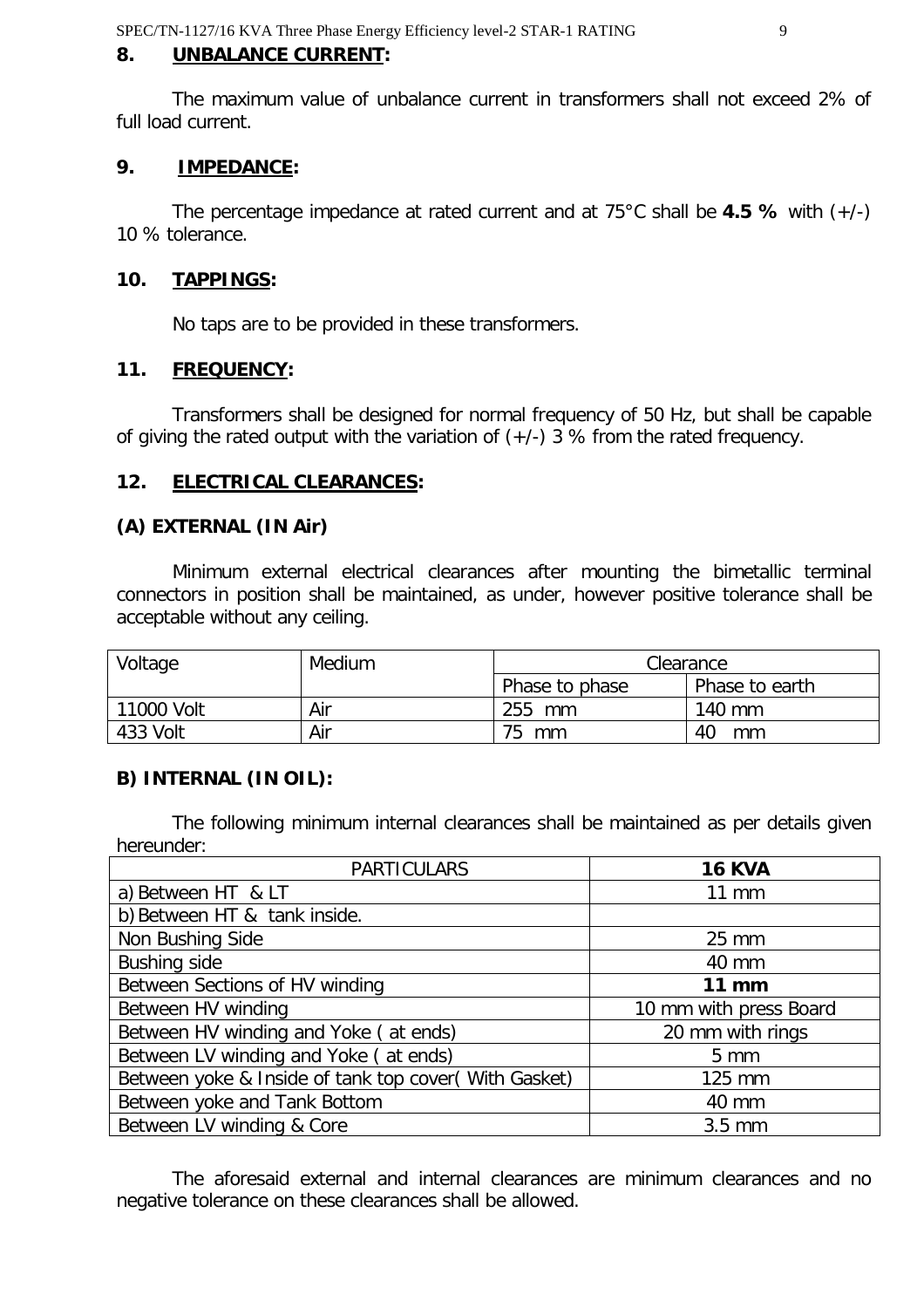## 8. UNBALANCE CURRENT:

The maximum value of unbalance current in transformers shall not exceed 2% of full load current.

## 9. IMPEDANCE:

The percentage impedance at rated current and at 75°C shall be **4.5 %** with (+/-) 10 % tolerance.

## 10. TAPPINGS:

No taps are to be provided in these transformers.

## 11. FREQUENCY:

Transformers shall be designed for normal frequency of 50 Hz, but shall be capable of giving the rated output with the variation of (+/-) 3 % from the rated frequency.

## 12. ELECTRICAL CLEARANCES:

### (A) EXTERNAL (IN Air)

Minimum external electrical clearances after mounting the bimetallic terminal connectors in position shall be maintained, as under, however positive tolerance shall be acceptable without any ceiling.

| Voltage | Medium | Clearance | |
|---|---|---|---|
| | | Phase to phase | Phase to earth |
| 11000 Volt | Air | 255 mm | 140 mm |
| 433 Volt | Air | 75 mm | 40 mm |

### B) INTERNAL (IN OIL):

The following minimum internal clearances shall be maintained as per details given hereunder:

| PARTICULARS | **16 KVA** |
|---|---|
| a) Between HT & LT | 11 mm |
| b) Between HT & tank inside. | |
| Non Bushing Side | 25 mm |
| Bushing side | 40 mm |
| Between Sections of HV winding | **11 mm** |
| Between HV winding | 10 mm with press Board |
| Between HV winding and Yoke ( at ends) | 20 mm with rings |
| Between LV winding and Yoke ( at ends) | 5 mm |
| Between yoke & Inside of tank top cover( With Gasket) | 125 mm |
| Between yoke and Tank Bottom | 40 mm |
| Between LV winding & Core | 3.5 mm |

The aforesaid external and internal clearances are minimum clearances and no negative tolerance on these clearances shall be allowed.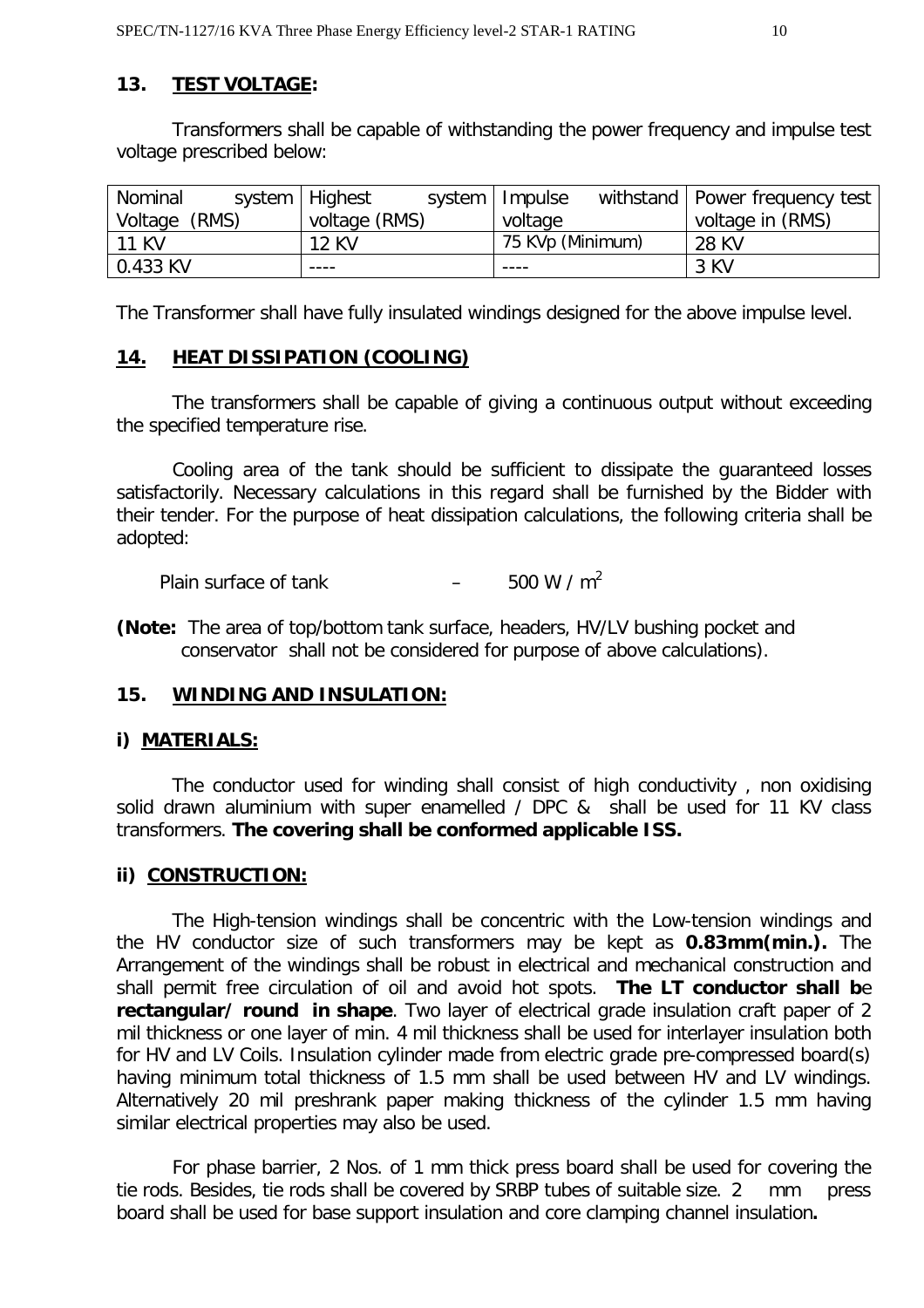## 13. TEST VOLTAGE:

Transformers shall be capable of withstanding the power frequency and impulse test voltage prescribed below:

| Nominal system Voltage (RMS) | Highest system voltage (RMS) | Impulse withstand voltage | Power frequency test voltage in (RMS) |
|---|---|---|---|
| 11 KV | 12 KV | 75 KVp (Minimum) | 28 KV |
| 0.433 KV | ---- | ---- | 3 KV |

The Transformer shall have fully insulated windings designed for the above impulse level.

## 14. HEAT DISSIPATION (COOLING)

The transformers shall be capable of giving a continuous output without exceeding the specified temperature rise.

Cooling area of the tank should be sufficient to dissipate the guaranteed losses satisfactorily. Necessary calculations in this regard shall be furnished by the Bidder with their tender. For the purpose of heat dissipation calculations, the following criteria shall be adopted:

Plain surface of tank – 500 W / $m^2$

**(Note:** The area of top/bottom tank surface, headers, HV/LV bushing pocket and conservator shall not be considered for purpose of above calculations).

## 15. WINDING AND INSULATION:

### i) MATERIALS:

The conductor used for winding shall consist of high conductivity , non oxidising solid drawn aluminium with super enamelled / DPC & shall be used for 11 KV class transformers. **The covering shall be conformed applicable ISS.**

### ii) CONSTRUCTION:

The High-tension windings shall be concentric with the Low-tension windings and the HV conductor size of such transformers may be kept as **0.83mm(min.).** The Arrangement of the windings shall be robust in electrical and mechanical construction and shall permit free circulation of oil and avoid hot spots. **The LT conductor shall be rectangular/ round in shape**. Two layer of electrical grade insulation craft paper of 2 mil thickness or one layer of min. 4 mil thickness shall be used for interlayer insulation both for HV and LV Coils. Insulation cylinder made from electric grade pre-compressed board(s) having minimum total thickness of 1.5 mm shall be used between HV and LV windings. Alternatively 20 mil preshrank paper making thickness of the cylinder 1.5 mm having similar electrical properties may also be used.

For phase barrier, 2 Nos. of 1 mm thick press board shall be used for covering the tie rods. Besides, tie rods shall be covered by SRBP tubes of suitable size. 2 mm press board shall be used for base support insulation and core clamping channel insulation**.**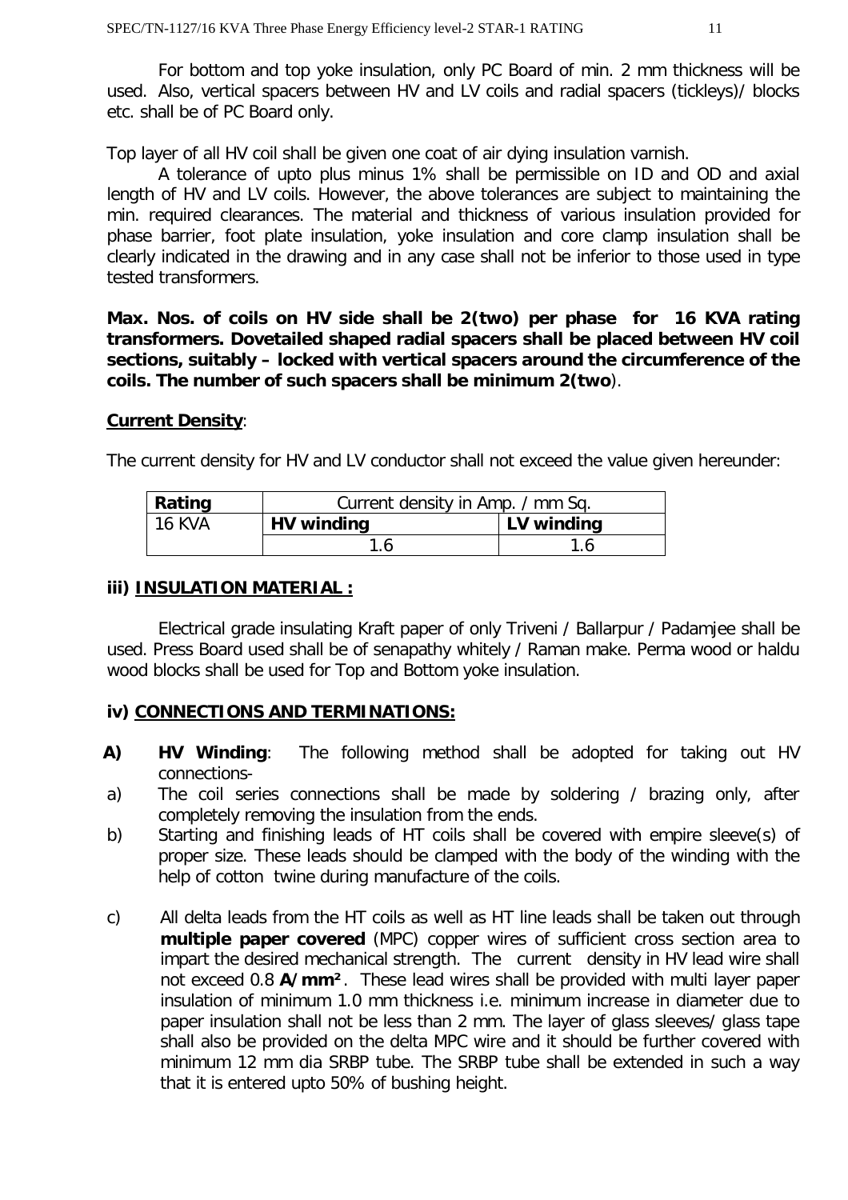For bottom and top yoke insulation, only PC Board of min. 2 mm thickness will be used. Also, vertical spacers between HV and LV coils and radial spacers (tickleys)/ blocks etc. shall be of PC Board only.

Top layer of all HV coil shall be given one coat of air dying insulation varnish.

A tolerance of upto plus minus 1% shall be permissible on ID and OD and axial length of HV and LV coils. However, the above tolerances are subject to maintaining the min. required clearances. The material and thickness of various insulation provided for phase barrier, foot plate insulation, yoke insulation and core clamp insulation shall be clearly indicated in the drawing and in any case shall not be inferior to those used in type tested transformers.

**Max. Nos. of coils on HV side shall be 2(two) per phase for 16 KVA rating transformers. Dovetailed shaped radial spacers shall be placed between HV coil sections, suitably – locked with vertical spacers around the circumference of the coils. The number of such spacers shall be minimum 2(two**).

**Current Density**:

The current density for HV and LV conductor shall not exceed the value given hereunder:

| Rating | Current density in Amp. / mm Sq. | |
|---|---|---|
| 16 KVA | **HV winding** | **LV winding** |
| | 1.6 | 1.6 |

### iii) INSULATION MATERIAL :

Electrical grade insulating Kraft paper of only Triveni / Ballarpur / Padamjee shall be used. Press Board used shall be of senapathy whitely / Raman make. Perma wood or haldu wood blocks shall be used for Top and Bottom yoke insulation.

### iv) CONNECTIONS AND TERMINATIONS:

**A) HV Winding**: The following method shall be adopted for taking out HV connections-

a) The coil series connections shall be made by soldering / brazing only, after completely removing the insulation from the ends.

b) Starting and finishing leads of HT coils shall be covered with empire sleeve(s) of proper size. These leads should be clamped with the body of the winding with the help of cotton twine during manufacture of the coils.

c) All delta leads from the HT coils as well as HT line leads shall be taken out through **multiple paper covered** (MPC) copper wires of sufficient cross section area to impart the desired mechanical strength. The current density in HV lead wire shall not exceed 0.8 **A/mm²**. These lead wires shall be provided with multi layer paper insulation of minimum 1.0 mm thickness i.e. minimum increase in diameter due to paper insulation shall not be less than 2 mm. The layer of glass sleeves/ glass tape shall also be provided on the delta MPC wire and it should be further covered with minimum 12 mm dia SRBP tube. The SRBP tube shall be extended in such a way that it is entered upto 50% of bushing height.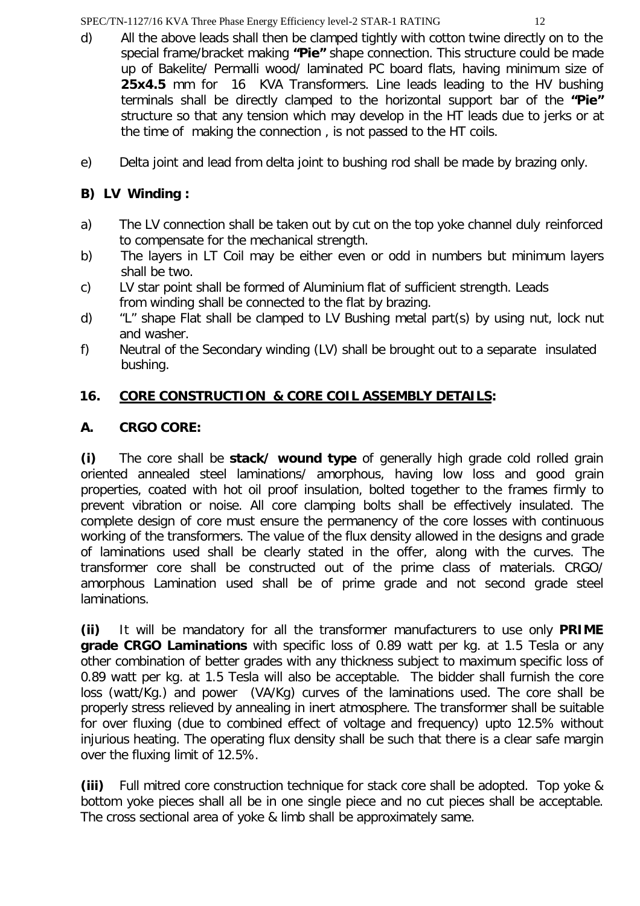d) All the above leads shall then be clamped tightly with cotton twine directly on to the special frame/bracket making **"Pie"** shape connection. This structure could be made up of Bakelite/ Permalli wood/ laminated PC board flats, having minimum size of **25x4.5** mm for 16 KVA Transformers. Line leads leading to the HV bushing terminals shall be directly clamped to the horizontal support bar of the **"Pie"** structure so that any tension which may develop in the HT leads due to jerks or at the time of making the connection , is not passed to the HT coils.

e) Delta joint and lead from delta joint to bushing rod shall be made by brazing only.

**B) LV Winding :**

a) The LV connection shall be taken out by cut on the top yoke channel duly reinforced to compensate for the mechanical strength.

b) The layers in LT Coil may be either even or odd in numbers but minimum layers shall be two.

c) LV star point shall be formed of Aluminium flat of sufficient strength. Leads from winding shall be connected to the flat by brazing.

d) "L" shape Flat shall be clamped to LV Bushing metal part(s) by using nut, lock nut and washer.

f) Neutral of the Secondary winding (LV) shall be brought out to a separate insulated bushing.

## 16. CORE CONSTRUCTION & CORE COIL ASSEMBLY DETAILS:

### A. CRGO CORE:

**(i)** The core shall be **stack/ wound type** of generally high grade cold rolled grain oriented annealed steel laminations/ amorphous, having low loss and good grain properties, coated with hot oil proof insulation, bolted together to the frames firmly to prevent vibration or noise. All core clamping bolts shall be effectively insulated. The complete design of core must ensure the permanency of the core losses with continuous working of the transformers. The value of the flux density allowed in the designs and grade of laminations used shall be clearly stated in the offer, along with the curves. The transformer core shall be constructed out of the prime class of materials. CRGO/ amorphous Lamination used shall be of prime grade and not second grade steel laminations.

**(ii)** It will be mandatory for all the transformer manufacturers to use only **PRIME grade CRGO Laminations** with specific loss of 0.89 watt per kg. at 1.5 Tesla or any other combination of better grades with any thickness subject to maximum specific loss of 0.89 watt per kg. at 1.5 Tesla will also be acceptable. The bidder shall furnish the core loss (watt/Kg.) and power (VA/Kg) curves of the laminations used. The core shall be properly stress relieved by annealing in inert atmosphere. The transformer shall be suitable for over fluxing (due to combined effect of voltage and frequency) upto 12.5% without injurious heating. The operating flux density shall be such that there is a clear safe margin over the fluxing limit of 12.5%.

**(iii)** Full mitred core construction technique for stack core shall be adopted. Top yoke & bottom yoke pieces shall all be in one single piece and no cut pieces shall be acceptable. The cross sectional area of yoke & limb shall be approximately same.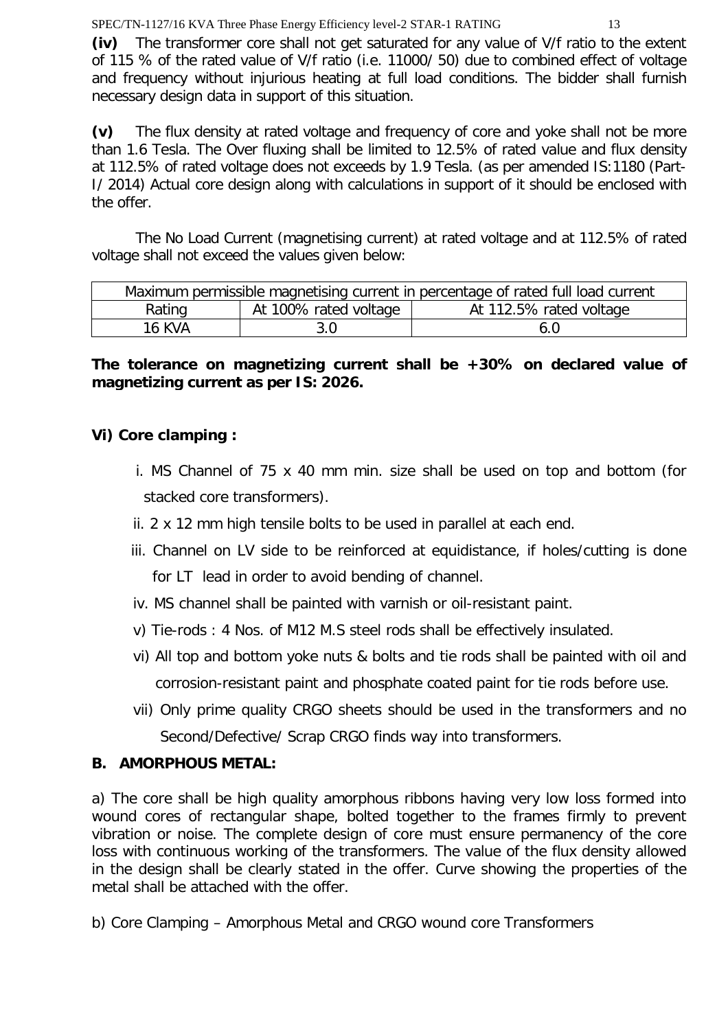**(iv)** The transformer core shall not get saturated for any value of V/f ratio to the extent of 115 % of the rated value of V/f ratio (i.e. 11000/ 50) due to combined effect of voltage and frequency without injurious heating at full load conditions. The bidder shall furnish necessary design data in support of this situation.

**(v)** The flux density at rated voltage and frequency of core and yoke shall not be more than 1.6 Tesla. The Over fluxing shall be limited to 12.5% of rated value and flux density at 112.5% of rated voltage does not exceeds by 1.9 Tesla. (as per amended IS:1180 (Part-I/ 2014) Actual core design along with calculations in support of it should be enclosed with the offer.

The No Load Current (magnetising current) at rated voltage and at 112.5% of rated voltage shall not exceed the values given below:

| Maximum permissible magnetising current in percentage of rated full load current | | |
|---|---|---|
| Rating | At 100% rated voltage | At 112.5% rated voltage |
| 16 KVA | 3.0 | 6.0 |

**The tolerance on magnetizing current shall be +30% on declared value of magnetizing current as per IS: 2026.**

**Vi) Core clamping :**

i. MS Channel of 75 x 40 mm min. size shall be used on top and bottom (for stacked core transformers).

ii. 2 x 12 mm high tensile bolts to be used in parallel at each end.

iii. Channel on LV side to be reinforced at equidistance, if holes/cutting is done for LT lead in order to avoid bending of channel.

iv. MS channel shall be painted with varnish or oil-resistant paint.

v) Tie-rods : 4 Nos. of M12 M.S steel rods shall be effectively insulated.

vi) All top and bottom yoke nuts & bolts and tie rods shall be painted with oil and corrosion-resistant paint and phosphate coated paint for tie rods before use.

vii) Only prime quality CRGO sheets should be used in the transformers and no Second/Defective/ Scrap CRGO finds way into transformers.

**B. AMORPHOUS METAL:**

a) The core shall be high quality amorphous ribbons having very low loss formed into wound cores of rectangular shape, bolted together to the frames firmly to prevent vibration or noise. The complete design of core must ensure permanency of the core loss with continuous working of the transformers. The value of the flux density allowed in the design shall be clearly stated in the offer. Curve showing the properties of the metal shall be attached with the offer.

b) Core Clamping – Amorphous Metal and CRGO wound core Transformers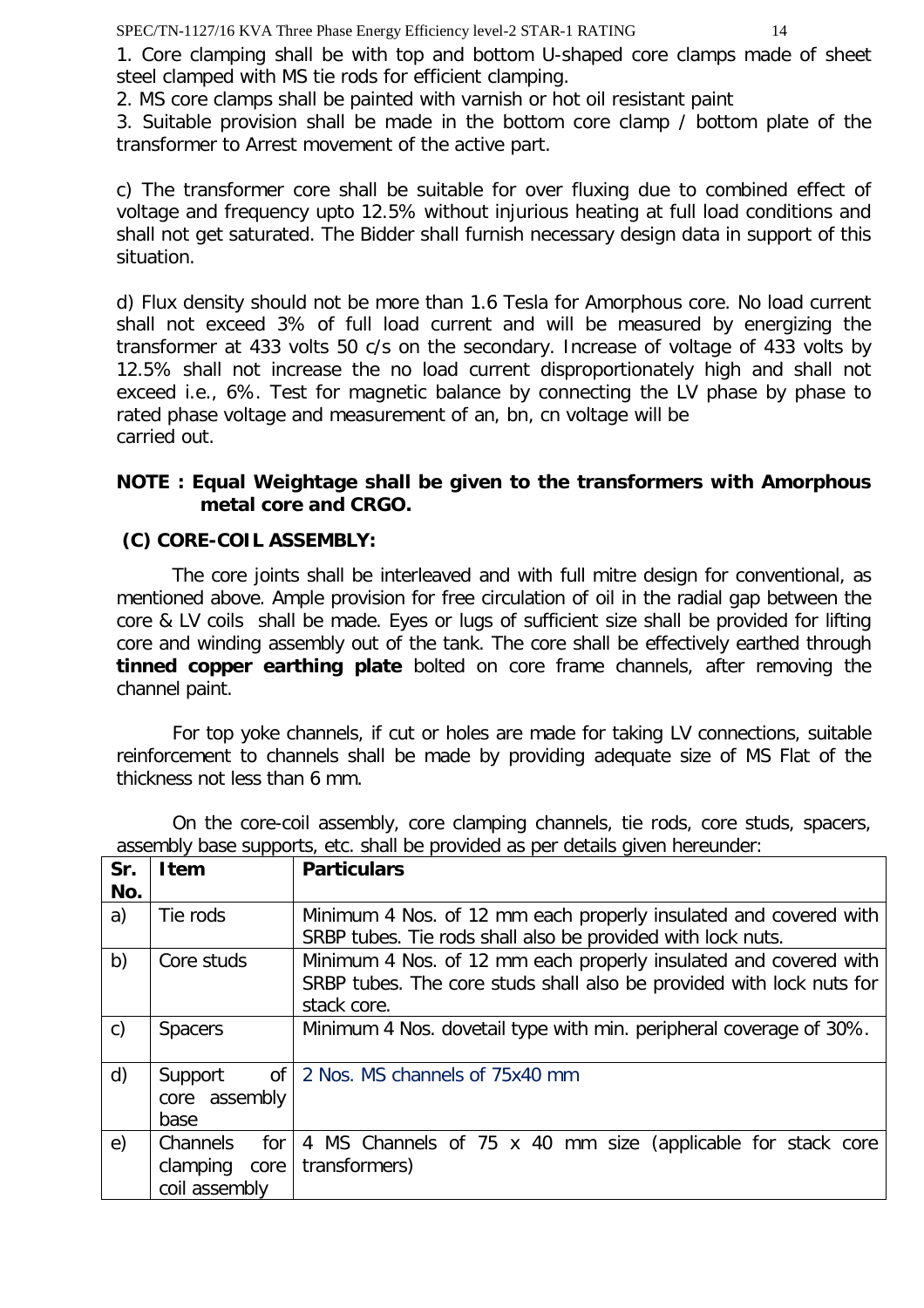1. Core clamping shall be with top and bottom U-shaped core clamps made of sheet steel clamped with MS tie rods for efficient clamping.

2. MS core clamps shall be painted with varnish or hot oil resistant paint

3. Suitable provision shall be made in the bottom core clamp / bottom plate of the transformer to Arrest movement of the active part.

c) The transformer core shall be suitable for over fluxing due to combined effect of voltage and frequency upto 12.5% without injurious heating at full load conditions and shall not get saturated. The Bidder shall furnish necessary design data in support of this situation.

d) Flux density should not be more than 1.6 Tesla for Amorphous core. No load current shall not exceed 3% of full load current and will be measured by energizing the transformer at 433 volts 50 c/s on the secondary. Increase of voltage of 433 volts by 12.5% shall not increase the no load current disproportionately high and shall not exceed i.e., 6%. Test for magnetic balance by connecting the LV phase by phase to rated phase voltage and measurement of an, bn, cn voltage will be carried out.

**NOTE : Equal Weightage shall be given to the transformers with Amorphous metal core and CRGO.**

### (C) CORE-COIL ASSEMBLY:

The core joints shall be interleaved and with full mitre design for conventional, as mentioned above. Ample provision for free circulation of oil in the radial gap between the core & LV coils shall be made. Eyes or lugs of sufficient size shall be provided for lifting core and winding assembly out of the tank. The core shall be effectively earthed through **tinned copper earthing plate** bolted on core frame channels, after removing the channel paint.

For top yoke channels, if cut or holes are made for taking LV connections, suitable reinforcement to channels shall be made by providing adequate size of MS Flat of the thickness not less than 6 mm.

On the core-coil assembly, core clamping channels, tie rods, core studs, spacers, assembly base supports, etc. shall be provided as per details given hereunder:

| Sr. No. | Item | Particulars |
|---|---|---|
| a) | Tie rods | Minimum 4 Nos. of 12 mm each properly insulated and covered with SRBP tubes. Tie rods shall also be provided with lock nuts. |
| b) | Core studs | Minimum 4 Nos. of 12 mm each properly insulated and covered with SRBP tubes. The core studs shall also be provided with lock nuts for stack core. |
| c) | Spacers | Minimum 4 Nos. dovetail type with min. peripheral coverage of 30%. |
| d) | Support of core assembly base | 2 Nos. MS channels of 75x40 mm |
| e) | Channels for clamping core coil assembly | 4 MS Channels of 75 x 40 mm size (applicable for stack core transformers) |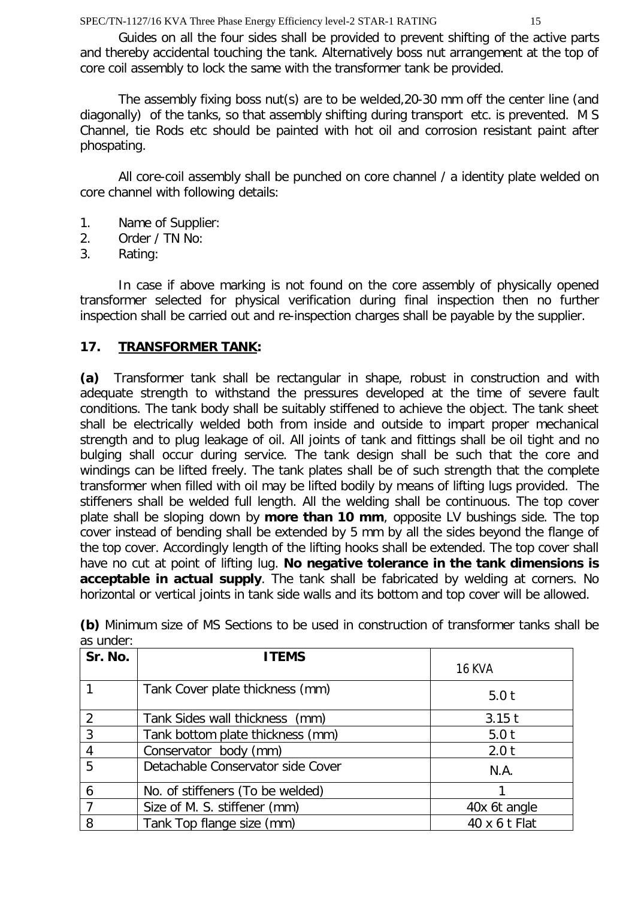Guides on all the four sides shall be provided to prevent shifting of the active parts and thereby accidental touching the tank. Alternatively boss nut arrangement at the top of core coil assembly to lock the same with the transformer tank be provided.

The assembly fixing boss nut(s) are to be welded,20-30 mm off the center line (and diagonally) of the tanks, so that assembly shifting during transport etc. is prevented. M S Channel, tie Rods etc should be painted with hot oil and corrosion resistant paint after phospating.

All core-coil assembly shall be punched on core channel / a identity plate welded on core channel with following details:

1. Name of Supplier:
2. Order / TN No:
3. Rating:

In case if above marking is not found on the core assembly of physically opened transformer selected for physical verification during final inspection then no further inspection shall be carried out and re-inspection charges shall be payable by the supplier.

## 17. TRANSFORMER TANK:

**(a)** Transformer tank shall be rectangular in shape, robust in construction and with adequate strength to withstand the pressures developed at the time of severe fault conditions. The tank body shall be suitably stiffened to achieve the object. The tank sheet shall be electrically welded both from inside and outside to impart proper mechanical strength and to plug leakage of oil. All joints of tank and fittings shall be oil tight and no bulging shall occur during service. The tank design shall be such that the core and windings can be lifted freely. The tank plates shall be of such strength that the complete transformer when filled with oil may be lifted bodily by means of lifting lugs provided. The stiffeners shall be welded full length. All the welding shall be continuous. The top cover plate shall be sloping down by **more than 10 mm**, opposite LV bushings side. The top cover instead of bending shall be extended by 5 mm by all the sides beyond the flange of the top cover. Accordingly length of the lifting hooks shall be extended. The top cover shall have no cut at point of lifting lug. **No negative tolerance in the tank dimensions is acceptable in actual supply**. The tank shall be fabricated by welding at corners. No horizontal or vertical joints in tank side walls and its bottom and top cover will be allowed.

**(b)** Minimum size of MS Sections to be used in construction of transformer tanks shall be as under:

| Sr. No. | ITEMS | 16 KVA |
|---|---|---|
| 1 | Tank Cover plate thickness (mm) | 5.0 t |
| 2 | Tank Sides wall thickness (mm) | 3.15 t |
| 3 | Tank bottom plate thickness (mm) | 5.0 t |
| 4 | Conservator body (mm) | 2.0 t |
| 5 | Detachable Conservator side Cover | N.A. |
| 6 | No. of stiffeners (To be welded) | 1 |
| 7 | Size of M. S. stiffener (mm) | 40x 6t angle |
| 8 | Tank Top flange size (mm) | 40 x 6 t Flat |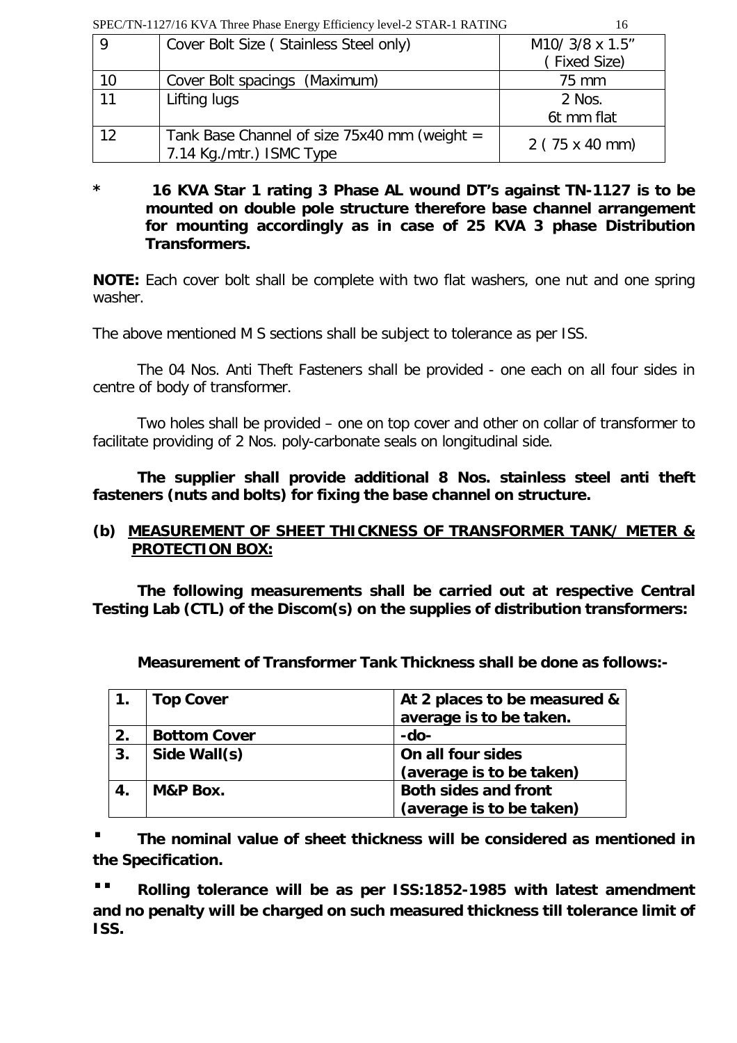| 9 | Cover Bolt Size ( Stainless Steel only) | M10/ 3/8 x 1.5" ( Fixed Size) |
|---|---|---|
| 10 | Cover Bolt spacings (Maximum) | 75 mm |
| 11 | Lifting lugs | 2 Nos. 6t mm flat |
| 12 | Tank Base Channel of size 75x40 mm (weight = 7.14 Kg./mtr.) ISMC Type | 2 ( 75 x 40 mm) |

**\* 16 KVA Star 1 rating 3 Phase AL wound DT's against TN-1127 is to be mounted on double pole structure therefore base channel arrangement for mounting accordingly as in case of 25 KVA 3 phase Distribution Transformers.**

**NOTE:** Each cover bolt shall be complete with two flat washers, one nut and one spring washer.

The above mentioned M S sections shall be subject to tolerance as per ISS.

The 04 Nos. Anti Theft Fasteners shall be provided - one each on all four sides in centre of body of transformer.

Two holes shall be provided – one on top cover and other on collar of transformer to facilitate providing of 2 Nos. poly-carbonate seals on longitudinal side.

**The supplier shall provide additional 8 Nos. stainless steel anti theft fasteners (nuts and bolts) for fixing the base channel on structure.**

**(b) MEASUREMENT OF SHEET THICKNESS OF TRANSFORMER TANK/ METER & PROTECTION BOX:**

**The following measurements shall be carried out at respective Central Testing Lab (CTL) of the Discom(s) on the supplies of distribution transformers:**

**Measurement of Transformer Tank Thickness shall be done as follows:-**

| **1.** | **Top Cover** | **At 2 places to be measured & average is to be taken.** |
|---|---|---|
| **2.** | **Bottom Cover** | **-do-** |
| **3.** | **Side Wall(s)** | **On all four sides (average is to be taken)** |
| **4.** | **M&P Box.** | **Both sides and front (average is to be taken)** |

- **The nominal value of sheet thickness will be considered as mentioned in the Specification.**

- **Rolling tolerance will be as per ISS:1852-1985 with latest amendment and no penalty will be charged on such measured thickness till tolerance limit of ISS.**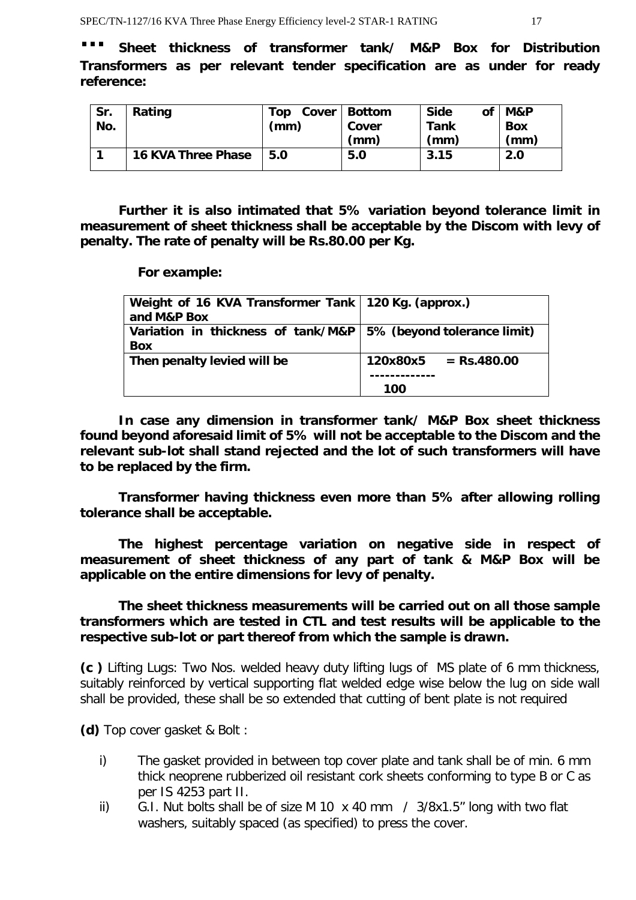▪▪▪ **Sheet thickness of transformer tank/ M&P Box for Distribution Transformers as per relevant tender specification are as under for ready reference:**

| Sr. No. | Rating | Top Cover (mm) | Bottom Cover (mm) | Side of Tank (mm) | M&P Box (mm) |
|---|---|---|---|---|---|
| 1 | 16 KVA Three Phase | 5.0 | 5.0 | 3.15 | 2.0 |

**Further it is also intimated that 5% variation beyond tolerance limit in measurement of sheet thickness shall be acceptable by the Discom with levy of penalty. The rate of penalty will be Rs.80.00 per Kg.**

**For example:**

| | |
|---|---|
| **Weight of 16 KVA Transformer Tank and M&P Box** | **120 Kg. (approx.)** |
| **Variation in thickness of tank/M&P Box** | **5% (beyond tolerance limit)** |
| **Then penalty levied will be** | **$\frac{120 \times 80 \times 5}{100}$ = Rs.480.00** |

**In case any dimension in transformer tank/ M&P Box sheet thickness found beyond aforesaid limit of 5% will not be acceptable to the Discom and the relevant sub-lot shall stand rejected and the lot of such transformers will have to be replaced by the firm.**

**Transformer having thickness even more than 5% after allowing rolling tolerance shall be acceptable.**

**The highest percentage variation on negative side in respect of measurement of sheet thickness of any part of tank & M&P Box will be applicable on the entire dimensions for levy of penalty.**

**The sheet thickness measurements will be carried out on all those sample transformers which are tested in CTL and test results will be applicable to the respective sub-lot or part thereof from which the sample is drawn.**

**(c )** Lifting Lugs: Two Nos. welded heavy duty lifting lugs of MS plate of 6 mm thickness, suitably reinforced by vertical supporting flat welded edge wise below the lug on side wall shall be provided, these shall be so extended that cutting of bent plate is not required

**(d)** Top cover gasket & Bolt :

i) The gasket provided in between top cover plate and tank shall be of min. 6 mm thick neoprene rubberized oil resistant cork sheets conforming to type B or C as per IS 4253 part II.

ii) G.I. Nut bolts shall be of size M 10 x 40 mm / 3/8x1.5" long with two flat washers, suitably spaced (as specified) to press the cover.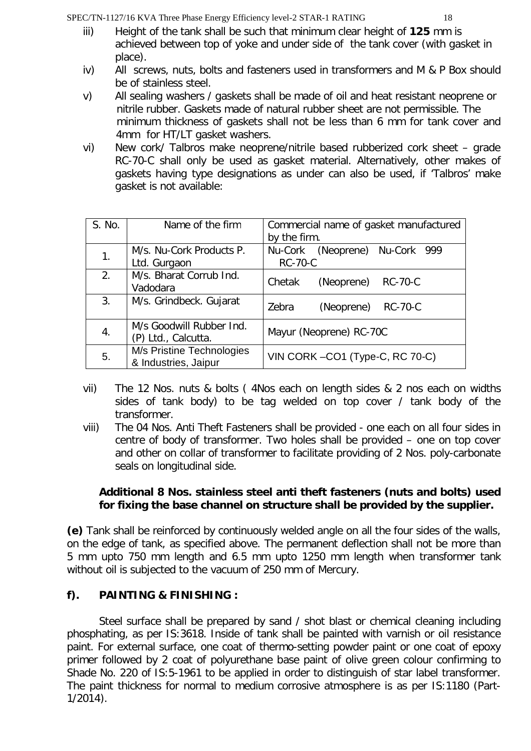iii) Height of the tank shall be such that minimum clear height of **125** mm is achieved between top of yoke and under side of the tank cover (with gasket in place).

iv) All screws, nuts, bolts and fasteners used in transformers and M & P Box should be of stainless steel.

v) All sealing washers / gaskets shall be made of oil and heat resistant neoprene or nitrile rubber. Gaskets made of natural rubber sheet are not permissible. The minimum thickness of gaskets shall not be less than 6 mm for tank cover and 4mm for HT/LT gasket washers.

vi) New cork/ Talbros make neoprene/nitrile based rubberized cork sheet – grade RC-70-C shall only be used as gasket material. Alternatively, other makes of gaskets having type designations as under can also be used, if 'Talbros' make gasket is not available:

| S. No. | Name of the firm | Commercial name of gasket manufactured by the firm. |
|---|---|---|
| 1. | M/s. Nu-Cork Products P. Ltd. Gurgaon | Nu-Cork (Neoprene) Nu-Cork 999 RC-70-C |
| 2. | M/s. Bharat Corrub Ind. Vadodara | Chetak (Neoprene) RC-70-C |
| 3. | M/s. Grindbeck. Gujarat | Zebra (Neoprene) RC-70-C |
| 4. | M/s Goodwill Rubber Ind. (P) Ltd., Calcutta. | Mayur (Neoprene) RC-70C |
| 5. | M/s Pristine Technologies & Industries, Jaipur | VIN CORK –CO1 (Type-C, RC 70-C) |

vii) The 12 Nos. nuts & bolts ( 4Nos each on length sides & 2 nos each on widths sides of tank body) to be tag welded on top cover / tank body of the transformer.

viii) The 04 Nos. Anti Theft Fasteners shall be provided - one each on all four sides in centre of body of transformer. Two holes shall be provided – one on top cover and other on collar of transformer to facilitate providing of 2 Nos. poly-carbonate seals on longitudinal side.

**Additional 8 Nos. stainless steel anti theft fasteners (nuts and bolts) used for fixing the base channel on structure shall be provided by the supplier.**

**(e)** Tank shall be reinforced by continuously welded angle on all the four sides of the walls, on the edge of tank, as specified above. The permanent deflection shall not be more than 5 mm upto 750 mm length and 6.5 mm upto 1250 mm length when transformer tank without oil is subjected to the vacuum of 250 mm of Mercury.

**f). PAINTING & FINISHING :**

Steel surface shall be prepared by sand / shot blast or chemical cleaning including phosphating, as per IS:3618. Inside of tank shall be painted with varnish or oil resistance paint. For external surface, one coat of thermo-setting powder paint or one coat of epoxy primer followed by 2 coat of polyurethane base paint of olive green colour confirming to Shade No. 220 of IS:5-1961 to be applied in order to distinguish of star label transformer. The paint thickness for normal to medium corrosive atmosphere is as per IS:1180 (Part-1/2014).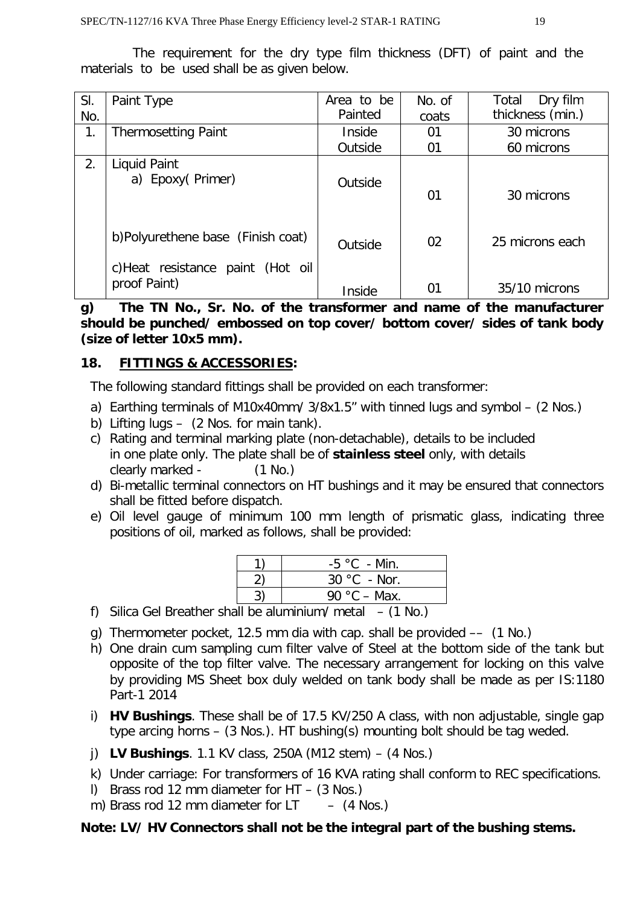The requirement for the dry type film thickness (DFT) of paint and the materials to be used shall be as given below.

| Sl. No. | Paint Type | Area to be Painted | No. of coats | Total Dry film thickness (min.) |
|---|---|---|---|---|
| 1. | Thermosetting Paint | Inside<br>Outside | 01<br>01 | 30 microns<br>60 microns |
| 2. | Liquid Paint<br>a) Epoxy( Primer) | Outside | 01 | 30 microns |
| | b)Polyurethene base (Finish coat) | Outside | 02 | 25 microns each |
| | c)Heat resistance paint (Hot oil proof Paint) | Inside | 01 | 35/10 microns |

**g) The TN No., Sr. No. of the transformer and name of the manufacturer should be punched/ embossed on top cover/ bottom cover/ sides of tank body (size of letter 10x5 mm).**

## 18. FITTINGS & ACCESSORIES:

The following standard fittings shall be provided on each transformer:

a) Earthing terminals of M10x40mm/ 3/8x1.5" with tinned lugs and symbol – (2 Nos.)
b) Lifting lugs – (2 Nos. for main tank).
c) Rating and terminal marking plate (non-detachable), details to be included in one plate only. The plate shall be of **stainless steel** only, with details clearly marked - (1 No.)
d) Bi-metallic terminal connectors on HT bushings and it may be ensured that connectors shall be fitted before dispatch.
e) Oil level gauge of minimum 100 mm length of prismatic glass, indicating three positions of oil, marked as follows, shall be provided:

| | |
|---|---|
| 1) | -5 °C - Min. |
| 2) | 30 °C - Nor. |
| 3) | 90 °C – Max. |

f) Silica Gel Breather shall be aluminium/ metal – (1 No.)
g) Thermometer pocket, 12.5 mm dia with cap. shall be provided –– (1 No.)
h) One drain cum sampling cum filter valve of Steel at the bottom side of the tank but opposite of the top filter valve. The necessary arrangement for locking on this valve by providing MS Sheet box duly welded on tank body shall be made as per IS:1180 Part-1 2014
i) **HV Bushings**. These shall be of 17.5 KV/250 A class, with non adjustable, single gap type arcing horns – (3 Nos.). HT bushing(s) mounting bolt should be tag weded.
j) **LV Bushings**. 1.1 KV class, 250A (M12 stem) – (4 Nos.)
k) Under carriage: For transformers of 16 KVA rating shall conform to REC specifications.
l) Brass rod 12 mm diameter for HT – (3 Nos.)
m) Brass rod 12 mm diameter for LT – (4 Nos.)

**Note: LV/ HV Connectors shall not be the integral part of the bushing stems.**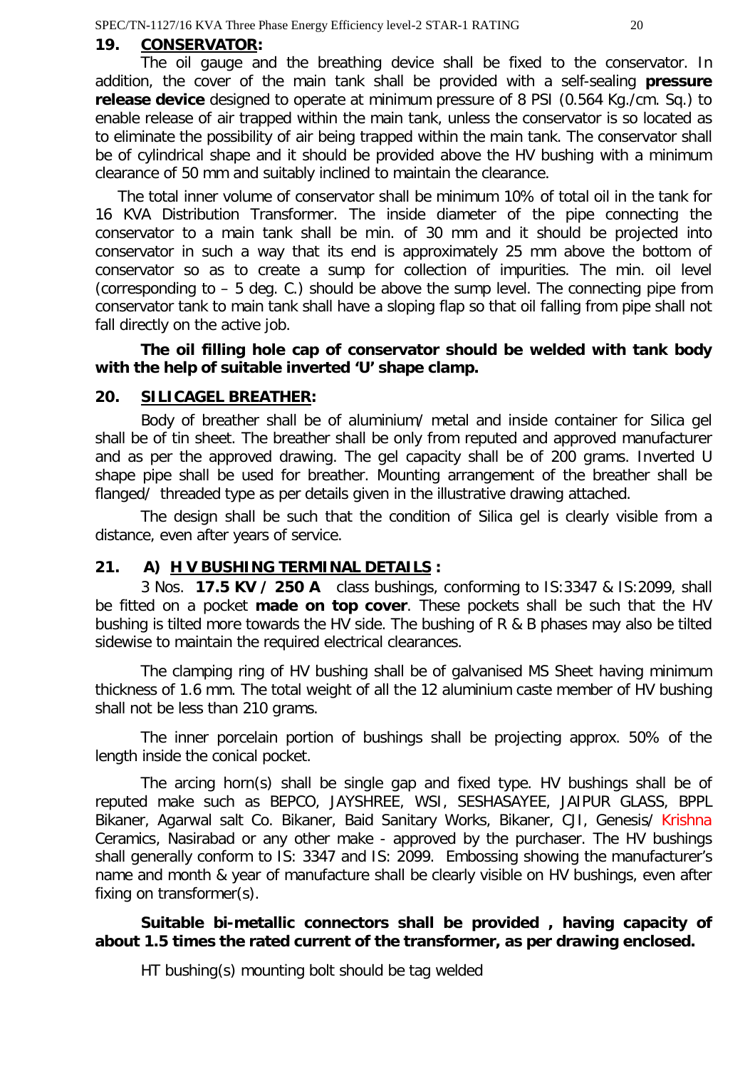## 19. **CONSERVATOR:**

The oil gauge and the breathing device shall be fixed to the conservator. In addition, the cover of the main tank shall be provided with a self-sealing **pressure release device** designed to operate at minimum pressure of 8 PSI (0.564 Kg./cm. Sq.) to enable release of air trapped within the main tank, unless the conservator is so located as to eliminate the possibility of air being trapped within the main tank. The conservator shall be of cylindrical shape and it should be provided above the HV bushing with a minimum clearance of 50 mm and suitably inclined to maintain the clearance.

The total inner volume of conservator shall be minimum 10% of total oil in the tank for 16 KVA Distribution Transformer. The inside diameter of the pipe connecting the conservator to a main tank shall be min. of 30 mm and it should be projected into conservator in such a way that its end is approximately 25 mm above the bottom of conservator so as to create a sump for collection of impurities. The min. oil level (corresponding to – 5 deg. C.) should be above the sump level. The connecting pipe from conservator tank to main tank shall have a sloping flap so that oil falling from pipe shall not fall directly on the active job.

**The oil filling hole cap of conservator should be welded with tank body with the help of suitable inverted 'U' shape clamp.**

## 20. **SILICAGEL BREATHER:**

Body of breather shall be of aluminium/ metal and inside container for Silica gel shall be of tin sheet. The breather shall be only from reputed and approved manufacturer and as per the approved drawing. The gel capacity shall be of 200 grams. Inverted U shape pipe shall be used for breather. Mounting arrangement of the breather shall be flanged/ threaded type as per details given in the illustrative drawing attached.

The design shall be such that the condition of Silica gel is clearly visible from a distance, even after years of service.

## 21. A) **H V BUSHING TERMINAL DETAILS :**

3 Nos. **17.5 KV / 250 A** class bushings, conforming to IS:3347 & IS:2099, shall be fitted on a pocket **made on top cover**. These pockets shall be such that the HV bushing is tilted more towards the HV side. The bushing of R & B phases may also be tilted sidewise to maintain the required electrical clearances.

The clamping ring of HV bushing shall be of galvanised MS Sheet having minimum thickness of 1.6 mm. The total weight of all the 12 aluminium caste member of HV bushing shall not be less than 210 grams.

The inner porcelain portion of bushings shall be projecting approx. 50% of the length inside the conical pocket.

The arcing horn(s) shall be single gap and fixed type. HV bushings shall be of reputed make such as BEPCO, JAYSHREE, WSI, SESHASAYEE, JAIPUR GLASS, BPPL Bikaner, Agarwal salt Co. Bikaner, Baid Sanitary Works, Bikaner, CJI, Genesis/ Krishna Ceramics, Nasirabad or any other make - approved by the purchaser. The HV bushings shall generally conform to IS: 3347 and IS: 2099. Embossing showing the manufacturer's name and month & year of manufacture shall be clearly visible on HV bushings, even after fixing on transformer(s).

**Suitable bi-metallic connectors shall be provided , having capacity of about 1.5 times the rated current of the transformer, as per drawing enclosed.**

HT bushing(s) mounting bolt should be tag welded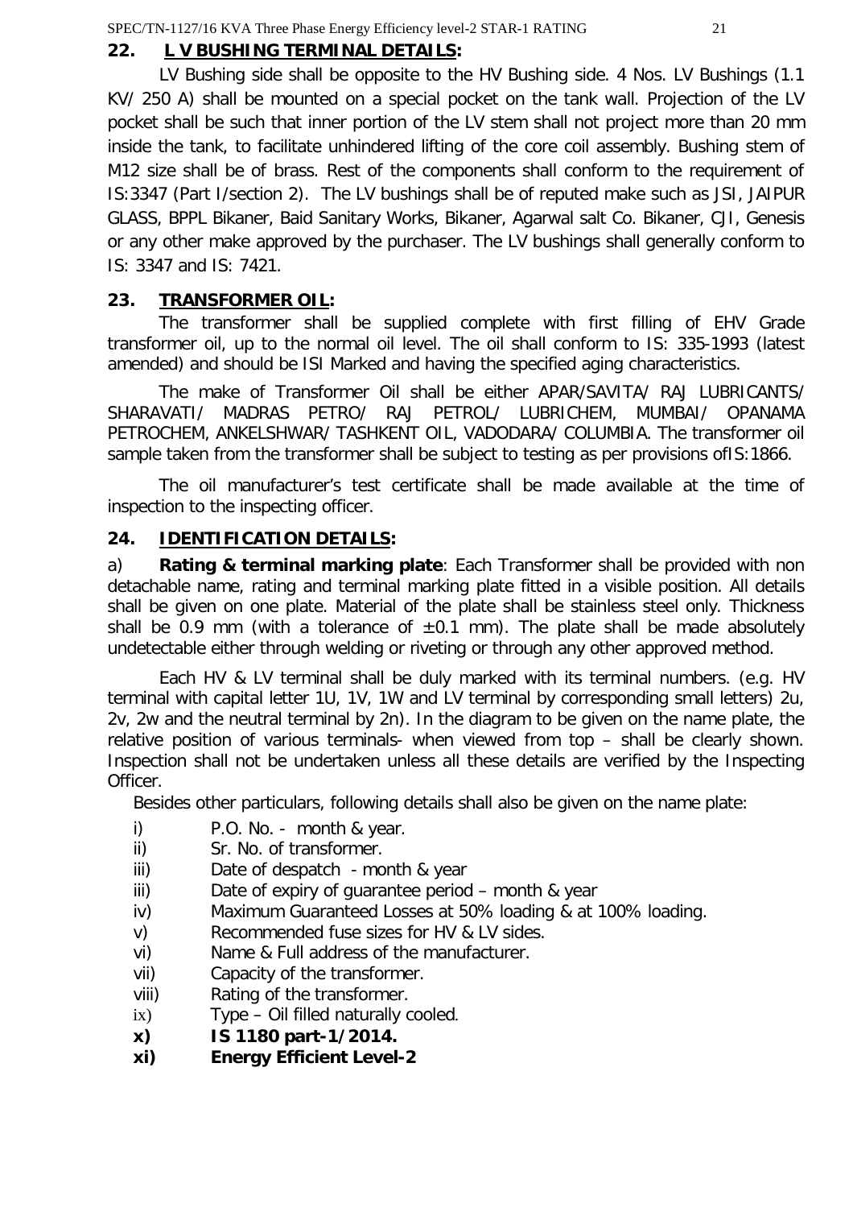## 22. L V BUSHING TERMINAL DETAILS:

LV Bushing side shall be opposite to the HV Bushing side. 4 Nos. LV Bushings (1.1 KV/ 250 A) shall be mounted on a special pocket on the tank wall. Projection of the LV pocket shall be such that inner portion of the LV stem shall not project more than 20 mm inside the tank, to facilitate unhindered lifting of the core coil assembly. Bushing stem of M12 size shall be of brass. Rest of the components shall conform to the requirement of IS:3347 (Part I/section 2). The LV bushings shall be of reputed make such as JSI, JAIPUR GLASS, BPPL Bikaner, Baid Sanitary Works, Bikaner, Agarwal salt Co. Bikaner, CJI, Genesis or any other make approved by the purchaser. The LV bushings shall generally conform to IS: 3347 and IS: 7421.

## 23. TRANSFORMER OIL:

The transformer shall be supplied complete with first filling of EHV Grade transformer oil, up to the normal oil level. The oil shall conform to IS: 335-1993 (latest amended) and should be ISI Marked and having the specified aging characteristics.

The make of Transformer Oil shall be either APAR/SAVITA/ RAJ LUBRICANTS/ SHARAVATI/ MADRAS PETRO/ RAJ PETROL/ LUBRICHEM, MUMBAI/ OPANAMA PETROCHEM, ANKELSHWAR/ TASHKENT OIL, VADODARA/ COLUMBIA. The transformer oil sample taken from the transformer shall be subject to testing as per provisions ofIS:1866.

The oil manufacturer's test certificate shall be made available at the time of inspection to the inspecting officer.

## 24. IDENTIFICATION DETAILS:

a) **Rating & terminal marking plate**: Each Transformer shall be provided with non detachable name, rating and terminal marking plate fitted in a visible position. All details shall be given on one plate. Material of the plate shall be stainless steel only. Thickness shall be 0.9 mm (with a tolerance of ±0.1 mm). The plate shall be made absolutely undetectable either through welding or riveting or through any other approved method.

Each HV & LV terminal shall be duly marked with its terminal numbers. (e.g. HV terminal with capital letter 1U, 1V, 1W and LV terminal by corresponding small letters) 2u, 2v, 2w and the neutral terminal by 2n). In the diagram to be given on the name plate, the relative position of various terminals- when viewed from top – shall be clearly shown. Inspection shall not be undertaken unless all these details are verified by the Inspecting Officer.

Besides other particulars, following details shall also be given on the name plate:

- i) P.O. No. - month & year.
- ii) Sr. No. of transformer.
- iii) Date of despatch - month & year
- iii) Date of expiry of guarantee period – month & year
- iv) Maximum Guaranteed Losses at 50% loading & at 100% loading.
- v) Recommended fuse sizes for HV & LV sides.
- vi) Name & Full address of the manufacturer.
- vii) Capacity of the transformer.
- viii) Rating of the transformer.
- ix) Type – Oil filled naturally cooled.
- **x) IS 1180 part-1/2014.**
- **xi) Energy Efficient Level-2**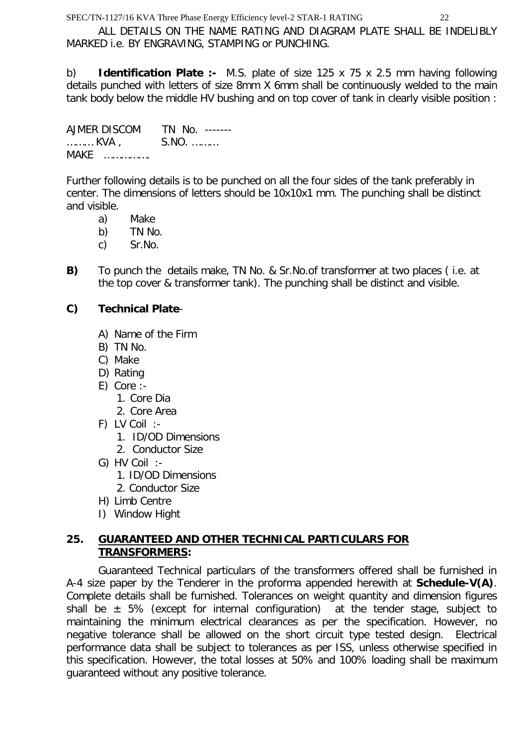ALL DETAILS ON THE NAME RATING AND DIAGRAM PLATE SHALL BE INDELIBLY MARKED i.e. BY ENGRAVING, STAMPING or PUNCHING.

b) **Identification Plate :-** M.S. plate of size 125 x 75 x 2.5 mm having following details punched with letters of size 8mm X 6mm shall be continuously welded to the main tank body below the middle HV bushing and on top cover of tank in clearly visible position :

AJMER DISCOM TN No. -------
……… KVA , S.NO. ………
MAKE …………….

Further following details is to be punched on all the four sides of the tank preferably in center. The dimensions of letters should be 10x10x1 mm. The punching shall be distinct and visible.

a) Make
b) TN No.
c) Sr.No.

**B)** To punch the details make, TN No. & Sr.No.of transformer at two places ( i.e. at the top cover & transformer tank). The punching shall be distinct and visible.

**C) Technical Plate**-

A) Name of the Firm
B) TN No.
C) Make
D) Rating
E) Core :-
   1. Core Dia
   2. Core Area
F) LV Coil :-
   1. ID/OD Dimensions
   2. Conductor Size
G) HV Coil :-
   1. ID/OD Dimensions
   2. Conductor Size
H) Limb Centre
I) Window Hight

## 25. GUARANTEED AND OTHER TECHNICAL PARTICULARS FOR TRANSFORMERS:

Guaranteed Technical particulars of the transformers offered shall be furnished in A-4 size paper by the Tenderer in the proforma appended herewith at **Schedule-V(A)**. Complete details shall be furnished. Tolerances on weight quantity and dimension figures shall be ± 5% (except for internal configuration) at the tender stage, subject to maintaining the minimum electrical clearances as per the specification. However, no negative tolerance shall be allowed on the short circuit type tested design. Electrical performance data shall be subject to tolerances as per ISS, unless otherwise specified in this specification. However, the total losses at 50% and 100% loading shall be maximum guaranteed without any positive tolerance.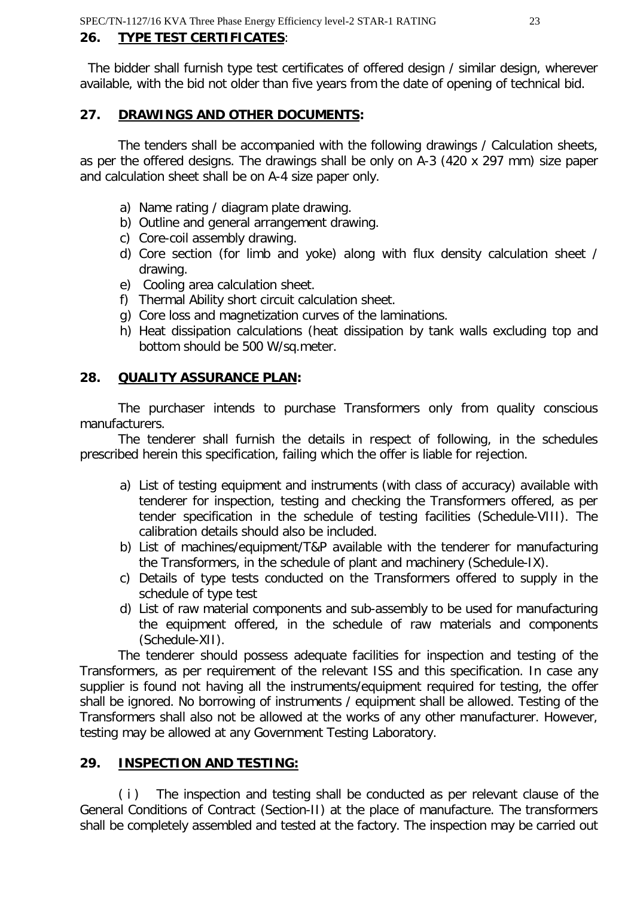## 26. TYPE TEST CERTIFICATES:

The bidder shall furnish type test certificates of offered design / similar design, wherever available, with the bid not older than five years from the date of opening of technical bid.

## 27. DRAWINGS AND OTHER DOCUMENTS:

The tenders shall be accompanied with the following drawings / Calculation sheets, as per the offered designs. The drawings shall be only on A-3 (420 x 297 mm) size paper and calculation sheet shall be on A-4 size paper only.

a) Name rating / diagram plate drawing.
b) Outline and general arrangement drawing.
c) Core-coil assembly drawing.
d) Core section (for limb and yoke) along with flux density calculation sheet / drawing.
e) Cooling area calculation sheet.
f) Thermal Ability short circuit calculation sheet.
g) Core loss and magnetization curves of the laminations.
h) Heat dissipation calculations (heat dissipation by tank walls excluding top and bottom should be 500 W/sq.meter.

## 28. QUALITY ASSURANCE PLAN:

The purchaser intends to purchase Transformers only from quality conscious manufacturers.

The tenderer shall furnish the details in respect of following, in the schedules prescribed herein this specification, failing which the offer is liable for rejection.

a) List of testing equipment and instruments (with class of accuracy) available with tenderer for inspection, testing and checking the Transformers offered, as per tender specification in the schedule of testing facilities (Schedule-VIII). The calibration details should also be included.
b) List of machines/equipment/T&P available with the tenderer for manufacturing the Transformers, in the schedule of plant and machinery (Schedule-IX).
c) Details of type tests conducted on the Transformers offered to supply in the schedule of type test
d) List of raw material components and sub-assembly to be used for manufacturing the equipment offered, in the schedule of raw materials and components (Schedule-XII).

The tenderer should possess adequate facilities for inspection and testing of the Transformers, as per requirement of the relevant ISS and this specification. In case any supplier is found not having all the instruments/equipment required for testing, the offer shall be ignored. No borrowing of instruments / equipment shall be allowed. Testing of the Transformers shall also not be allowed at the works of any other manufacturer. However, testing may be allowed at any Government Testing Laboratory.

## 29. INSPECTION AND TESTING:

( i ) The inspection and testing shall be conducted as per relevant clause of the General Conditions of Contract (Section-II) at the place of manufacture. The transformers shall be completely assembled and tested at the factory. The inspection may be carried out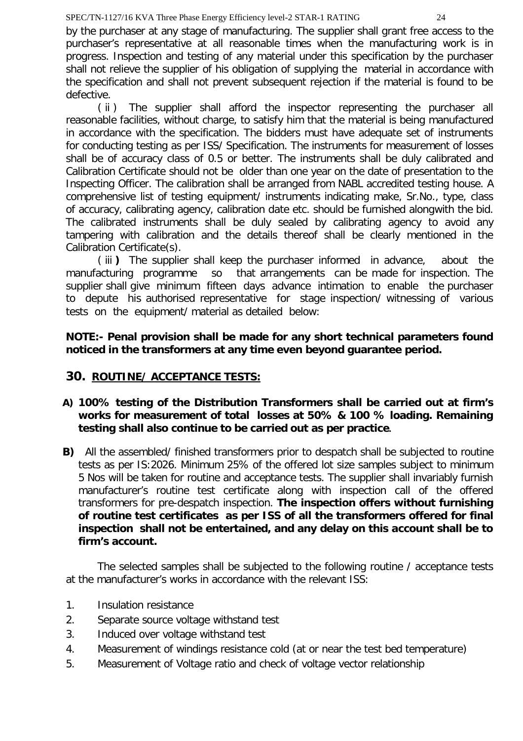by the purchaser at any stage of manufacturing. The supplier shall grant free access to the purchaser's representative at all reasonable times when the manufacturing work is in progress. Inspection and testing of any material under this specification by the purchaser shall not relieve the supplier of his obligation of supplying the material in accordance with the specification and shall not prevent subsequent rejection if the material is found to be defective.

( ii ) The supplier shall afford the inspector representing the purchaser all reasonable facilities, without charge, to satisfy him that the material is being manufactured in accordance with the specification. The bidders must have adequate set of instruments for conducting testing as per ISS/ Specification. The instruments for measurement of losses shall be of accuracy class of 0.5 or better. The instruments shall be duly calibrated and Calibration Certificate should not be older than one year on the date of presentation to the Inspecting Officer. The calibration shall be arranged from NABL accredited testing house. A comprehensive list of testing equipment/ instruments indicating make, Sr.No., type, class of accuracy, calibrating agency, calibration date etc. should be furnished alongwith the bid. The calibrated instruments shall be duly sealed by calibrating agency to avoid any tampering with calibration and the details thereof shall be clearly mentioned in the Calibration Certificate(s).

( iii **)** The supplier shall keep the purchaser informed in advance, about the manufacturing programme so that arrangements can be made for inspection. The supplier shall give minimum fifteen days advance intimation to enable the purchaser to depute his authorised representative for stage inspection/ witnessing of various tests on the equipment/ material as detailed below:

**NOTE:- Penal provision shall be made for any short technical parameters found noticed in the transformers at any time even beyond guarantee period.**

## 30. ROUTINE/ ACCEPTANCE TESTS:

**A) 100% testing of the Distribution Transformers shall be carried out at firm's works for measurement of total losses at 50% & 100 % loading. Remaining testing shall also continue to be carried out as per practice.**

**B)** All the assembled/ finished transformers prior to despatch shall be subjected to routine tests as per IS:2026. Minimum 25% of the offered lot size samples subject to minimum 5 Nos will be taken for routine and acceptance tests. The supplier shall invariably furnish manufacturer's routine test certificate along with inspection call of the offered transformers for pre-despatch inspection. **The inspection offers without furnishing of routine test certificates as per ISS of all the transformers offered for final inspection shall not be entertained, and any delay on this account shall be to firm's account.**

The selected samples shall be subjected to the following routine / acceptance tests at the manufacturer's works in accordance with the relevant ISS:

1. Insulation resistance
2. Separate source voltage withstand test
3. Induced over voltage withstand test
4. Measurement of windings resistance cold (at or near the test bed temperature)
5. Measurement of Voltage ratio and check of voltage vector relationship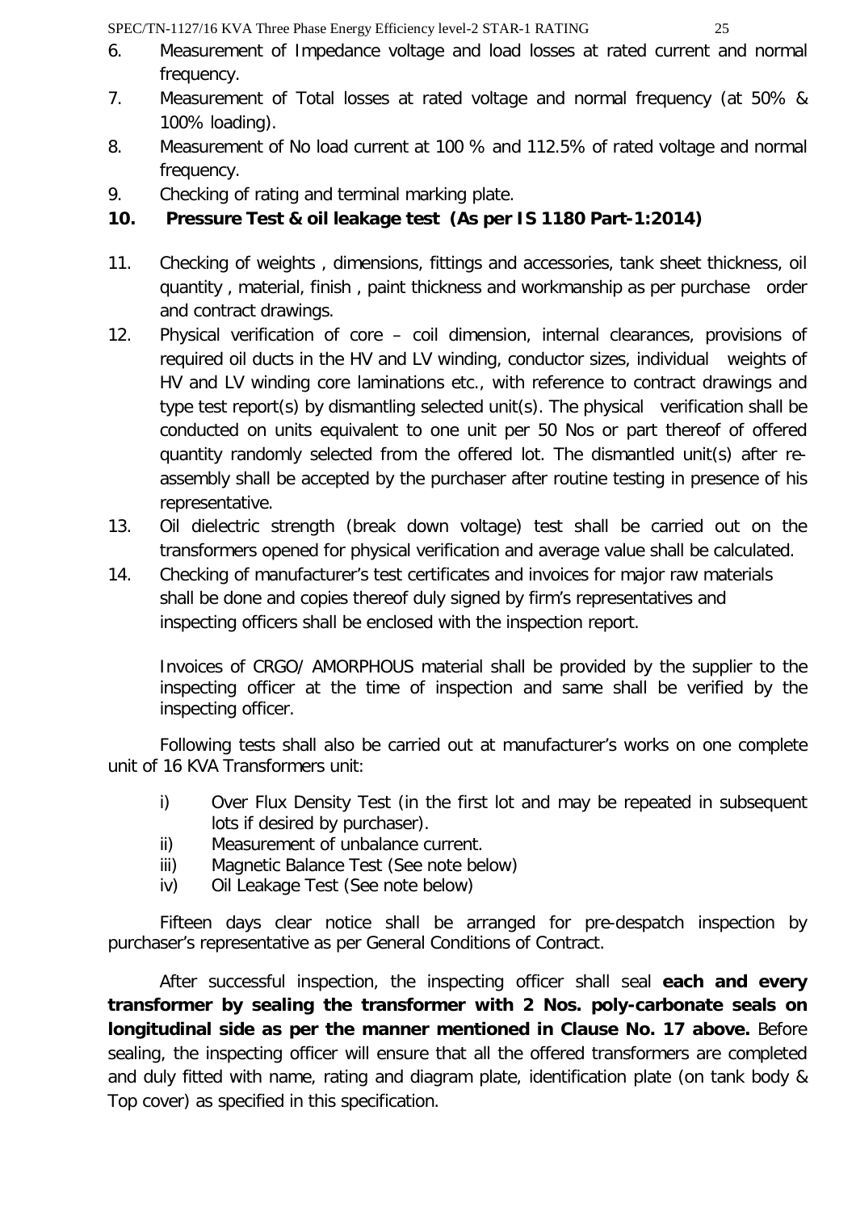6. Measurement of Impedance voltage and load losses at rated current and normal frequency.
7. Measurement of Total losses at rated voltage and normal frequency (at 50% & 100% loading).
8. Measurement of No load current at 100 % and 112.5% of rated voltage and normal frequency.
9. Checking of rating and terminal marking plate.
10. **Pressure Test & oil leakage test (As per IS 1180 Part-1:2014)**
11. Checking of weights , dimensions, fittings and accessories, tank sheet thickness, oil quantity , material, finish , paint thickness and workmanship as per purchase order and contract drawings.
12. Physical verification of core – coil dimension, internal clearances, provisions of required oil ducts in the HV and LV winding, conductor sizes, individual weights of HV and LV winding core laminations etc., with reference to contract drawings and type test report(s) by dismantling selected unit(s). The physical verification shall be conducted on units equivalent to one unit per 50 Nos or part thereof of offered quantity randomly selected from the offered lot. The dismantled unit(s) after re-assembly shall be accepted by the purchaser after routine testing in presence of his representative.
13. Oil dielectric strength (break down voltage) test shall be carried out on the transformers opened for physical verification and average value shall be calculated.
14. Checking of manufacturer's test certificates and invoices for major raw materials shall be done and copies thereof duly signed by firm's representatives and inspecting officers shall be enclosed with the inspection report.

    Invoices of CRGO/ AMORPHOUS material shall be provided by the supplier to the inspecting officer at the time of inspection and same shall be verified by the inspecting officer.

Following tests shall also be carried out at manufacturer's works on one complete unit of 16 KVA Transformers unit:

i) Over Flux Density Test (in the first lot and may be repeated in subsequent lots if desired by purchaser).
ii) Measurement of unbalance current.
iii) Magnetic Balance Test (See note below)
iv) Oil Leakage Test (See note below)

Fifteen days clear notice shall be arranged for pre-despatch inspection by purchaser's representative as per General Conditions of Contract.

After successful inspection, the inspecting officer shall seal **each and every transformer by sealing the transformer with 2 Nos. poly-carbonate seals on longitudinal side as per the manner mentioned in Clause No. 17 above.** Before sealing, the inspecting officer will ensure that all the offered transformers are completed and duly fitted with name, rating and diagram plate, identification plate (on tank body & Top cover) as specified in this specification.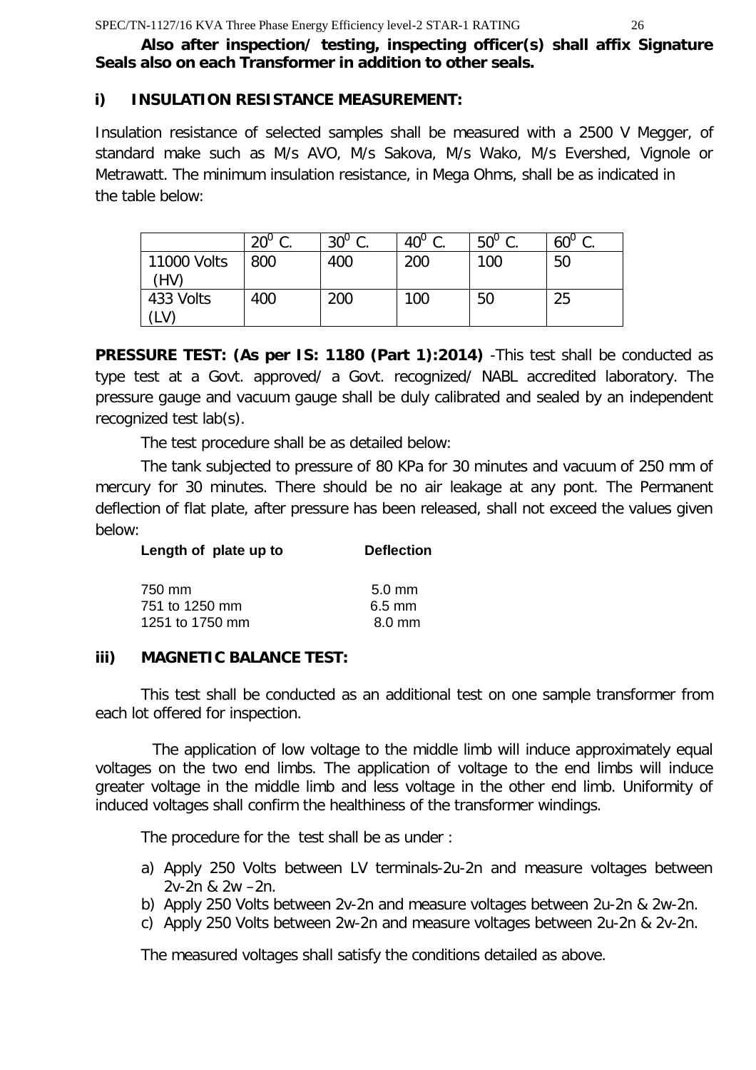**Also after inspection/ testing, inspecting officer(s) shall affix Signature Seals also on each Transformer in addition to other seals.**

**i) INSULATION RESISTANCE MEASUREMENT:**

Insulation resistance of selected samples shall be measured with a 2500 V Megger, of standard make such as M/s AVO, M/s Sakova, M/s Wako, M/s Evershed, Vignole or Metrawatt. The minimum insulation resistance, in Mega Ohms, shall be as indicated in the table below:

| | $20^0$ C. | $30^0$ C. | $40^0$ C. | $50^0$ C. | $60^0$ C. |
|---|---|---|---|---|---|
| 11000 Volts (HV) | 800 | 400 | 200 | 100 | 50 |
| 433 Volts (LV) | 400 | 200 | 100 | 50 | 25 |

**PRESSURE TEST: (As per IS: 1180 (Part 1):2014)** -This test shall be conducted as type test at a Govt. approved/ a Govt. recognized/ NABL accredited laboratory. The pressure gauge and vacuum gauge shall be duly calibrated and sealed by an independent recognized test lab(s).

The test procedure shall be as detailed below:

The tank subjected to pressure of 80 KPa for 30 minutes and vacuum of 250 mm of mercury for 30 minutes. There should be no air leakage at any pont. The Permanent deflection of flat plate, after pressure has been released, shall not exceed the values given below:

| Length of plate up to | Deflection |
|---|---|
| 750 mm | 5.0 mm |
| 751 to 1250 mm | 6.5 mm |
| 1251 to 1750 mm | 8.0 mm |

**iii) MAGNETIC BALANCE TEST:**

This test shall be conducted as an additional test on one sample transformer from each lot offered for inspection.

The application of low voltage to the middle limb will induce approximately equal voltages on the two end limbs. The application of voltage to the end limbs will induce greater voltage in the middle limb and less voltage in the other end limb. Uniformity of induced voltages shall confirm the healthiness of the transformer windings.

The procedure for the test shall be as under :

a) Apply 250 Volts between LV terminals-2u-2n and measure voltages between 2v-2n & 2w –2n.
b) Apply 250 Volts between 2v-2n and measure voltages between 2u-2n & 2w-2n.
c) Apply 250 Volts between 2w-2n and measure voltages between 2u-2n & 2v-2n.

The measured voltages shall satisfy the conditions detailed as above.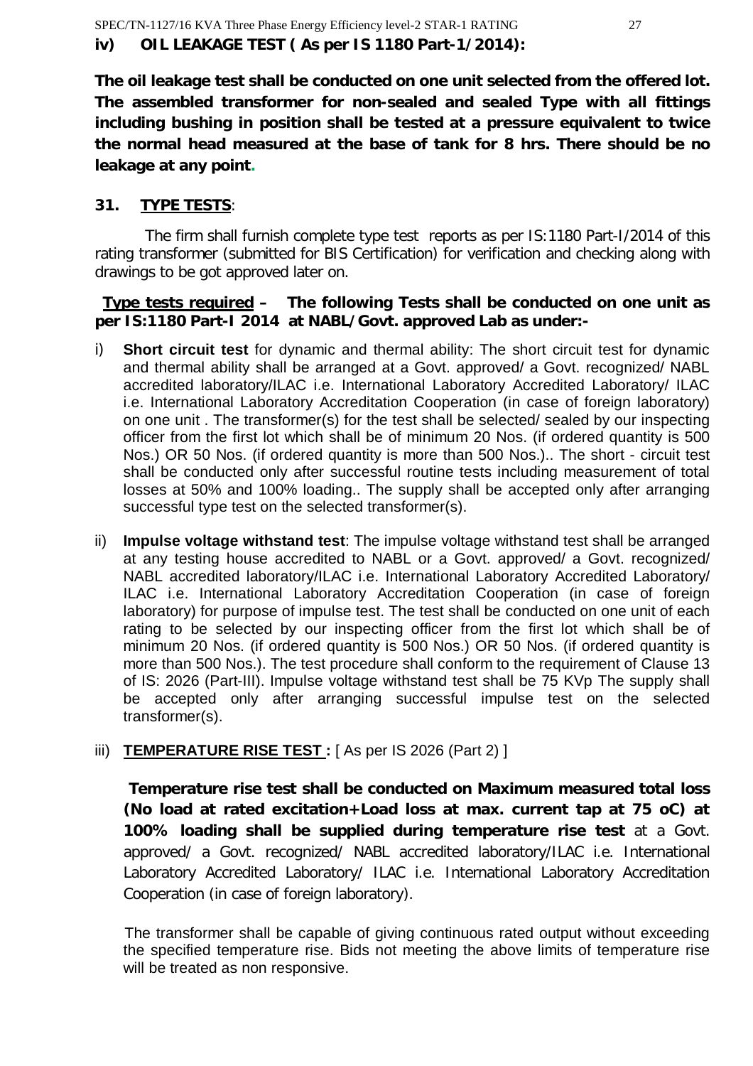**iv) OIL LEAKAGE TEST ( As per IS 1180 Part-1/2014):**

**The oil leakage test shall be conducted on one unit selected from the offered lot. The assembled transformer for non-sealed and sealed Type with all fittings including bushing in position shall be tested at a pressure equivalent to twice the normal head measured at the base of tank for 8 hrs. There should be no leakage at any point.**

## 31. TYPE TESTS:

The firm shall furnish complete type test reports as per IS:1180 Part-I/2014 of this rating transformer (submitted for BIS Certification) for verification and checking along with drawings to be got approved later on.

**Type tests required – The following Tests shall be conducted on one unit as per IS:1180 Part-I 2014 at NABL/Govt. approved Lab as under:-**

i) **Short circuit test** for dynamic and thermal ability: The short circuit test for dynamic and thermal ability shall be arranged at a Govt. approved/ a Govt. recognized/ NABL accredited laboratory/ILAC i.e. International Laboratory Accredited Laboratory/ ILAC i.e. International Laboratory Accreditation Cooperation (in case of foreign laboratory) on one unit . The transformer(s) for the test shall be selected/ sealed by our inspecting officer from the first lot which shall be of minimum 20 Nos. (if ordered quantity is 500 Nos.) OR 50 Nos. (if ordered quantity is more than 500 Nos.).. The short - circuit test shall be conducted only after successful routine tests including measurement of total losses at 50% and 100% loading.. The supply shall be accepted only after arranging successful type test on the selected transformer(s).

ii) **Impulse voltage withstand test**: The impulse voltage withstand test shall be arranged at any testing house accredited to NABL or a Govt. approved/ a Govt. recognized/ NABL accredited laboratory/ILAC i.e. International Laboratory Accredited Laboratory/ ILAC i.e. International Laboratory Accreditation Cooperation (in case of foreign laboratory) for purpose of impulse test. The test shall be conducted on one unit of each rating to be selected by our inspecting officer from the first lot which shall be of minimum 20 Nos. (if ordered quantity is 500 Nos.) OR 50 Nos. (if ordered quantity is more than 500 Nos.). The test procedure shall conform to the requirement of Clause 13 of IS: 2026 (Part-III). Impulse voltage withstand test shall be 75 KVp The supply shall be accepted only after arranging successful impulse test on the selected transformer(s).

iii) **TEMPERATURE RISE TEST :** [ As per IS 2026 (Part 2) ]

**Temperature rise test shall be conducted on Maximum measured total loss (No load at rated excitation+Load loss at max. current tap at 75 oC) at 100% loading shall be supplied during temperature rise test** at a Govt. approved/ a Govt. recognized/ NABL accredited laboratory/ILAC i.e. International Laboratory Accredited Laboratory/ ILAC i.e. International Laboratory Accreditation Cooperation (in case of foreign laboratory).

The transformer shall be capable of giving continuous rated output without exceeding the specified temperature rise. Bids not meeting the above limits of temperature rise will be treated as non responsive.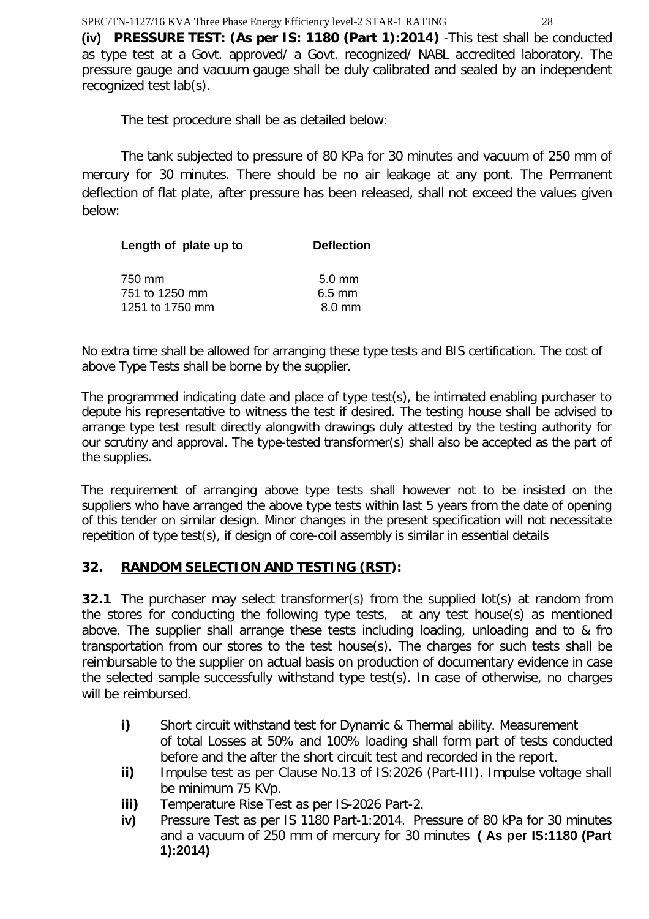**(iv) PRESSURE TEST: (As per IS: 1180 (Part 1):2014)** -This test shall be conducted as type test at a Govt. approved/ a Govt. recognized/ NABL accredited laboratory. The pressure gauge and vacuum gauge shall be duly calibrated and sealed by an independent recognized test lab(s).

The test procedure shall be as detailed below:

The tank subjected to pressure of 80 KPa for 30 minutes and vacuum of 250 mm of mercury for 30 minutes. There should be no air leakage at any pont. The Permanent deflection of flat plate, after pressure has been released, shall not exceed the values given below:

| Length of plate up to | Deflection |
|---|---|
| 750 mm | 5.0 mm |
| 751 to 1250 mm | 6.5 mm |
| 1251 to 1750 mm | 8.0 mm |

No extra time shall be allowed for arranging these type tests and BIS certification. The cost of above Type Tests shall be borne by the supplier.

The programmed indicating date and place of type test(s), be intimated enabling purchaser to depute his representative to witness the test if desired. The testing house shall be advised to arrange type test result directly alongwith drawings duly attested by the testing authority for our scrutiny and approval. The type-tested transformer(s) shall also be accepted as the part of the supplies.

The requirement of arranging above type tests shall however not to be insisted on the suppliers who have arranged the above type tests within last 5 years from the date of opening of this tender on similar design. Minor changes in the present specification will not necessitate repetition of type test(s), if design of core-coil assembly is similar in essential details

## 32. RANDOM SELECTION AND TESTING (RST):

**32.1** The purchaser may select transformer(s) from the supplied lot(s) at random from the stores for conducting the following type tests, at any test house(s) as mentioned above. The supplier shall arrange these tests including loading, unloading and to & fro transportation from our stores to the test house(s). The charges for such tests shall be reimbursable to the supplier on actual basis on production of documentary evidence in case the selected sample successfully withstand type test(s). In case of otherwise, no charges will be reimbursed.

- **i)** Short circuit withstand test for Dynamic & Thermal ability. Measurement of total Losses at 50% and 100% loading shall form part of tests conducted before and the after the short circuit test and recorded in the report.
- **ii)** Impulse test as per Clause No.13 of IS:2026 (Part-III). Impulse voltage shall be minimum 75 KVp.
- **iii)** Temperature Rise Test as per IS-2026 Part-2.
- **iv)** Pressure Test as per IS 1180 Part-1:2014. Pressure of 80 kPa for 30 minutes and a vacuum of 250 mm of mercury for 30 minutes **( As per IS:1180 (Part 1):2014)**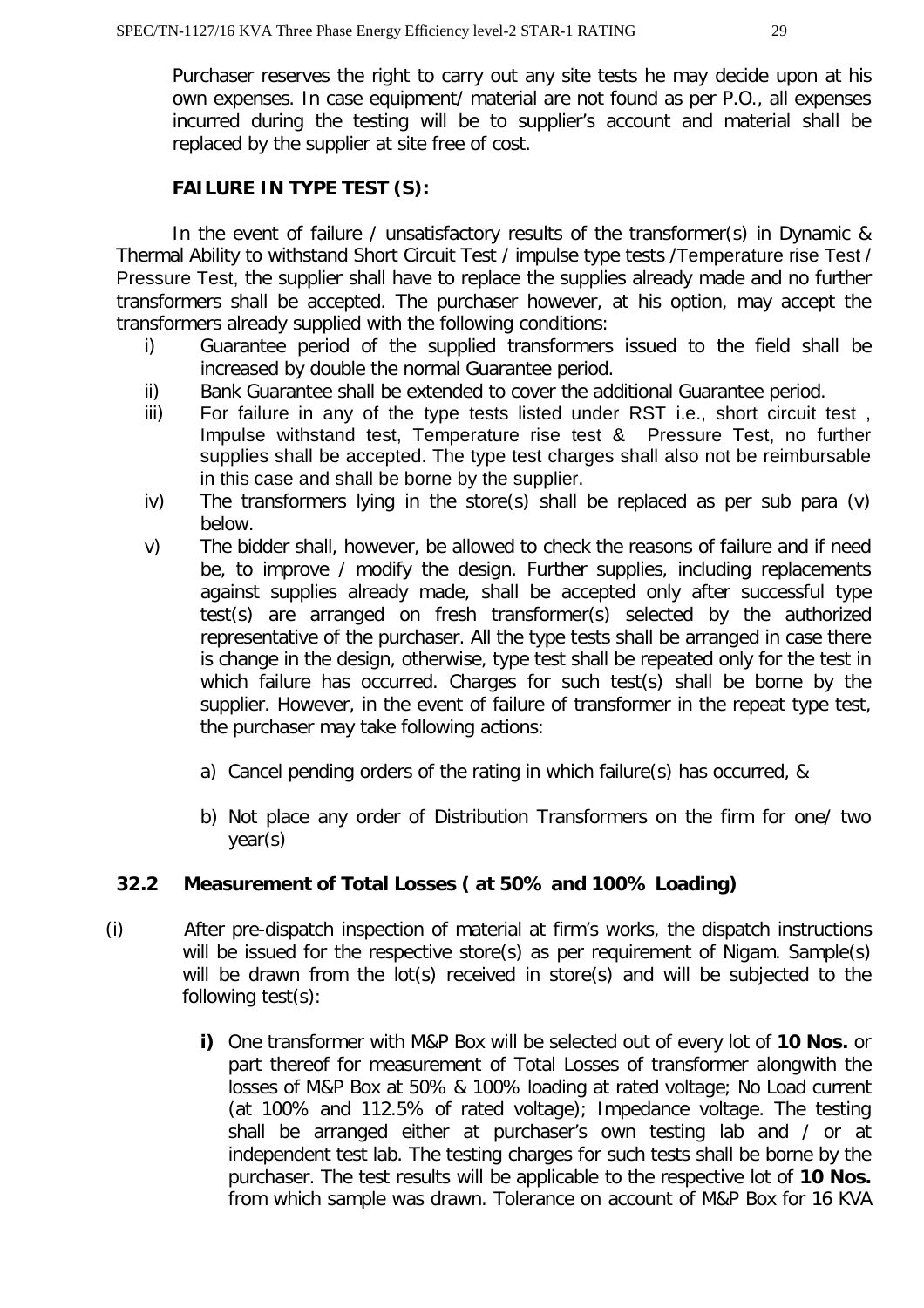Purchaser reserves the right to carry out any site tests he may decide upon at his own expenses. In case equipment/ material are not found as per P.O., all expenses incurred during the testing will be to supplier's account and material shall be replaced by the supplier at site free of cost.

**FAILURE IN TYPE TEST (S):**

In the event of failure / unsatisfactory results of the transformer(s) in Dynamic & Thermal Ability to withstand Short Circuit Test / impulse type tests /Temperature rise Test / Pressure Test, the supplier shall have to replace the supplies already made and no further transformers shall be accepted. The purchaser however, at his option, may accept the transformers already supplied with the following conditions:

i) Guarantee period of the supplied transformers issued to the field shall be increased by double the normal Guarantee period.
ii) Bank Guarantee shall be extended to cover the additional Guarantee period.
iii) For failure in any of the type tests listed under RST i.e., short circuit test , Impulse withstand test, Temperature rise test & Pressure Test, no further supplies shall be accepted. The type test charges shall also not be reimbursable in this case and shall be borne by the supplier.
iv) The transformers lying in the store(s) shall be replaced as per sub para (v) below.
v) The bidder shall, however, be allowed to check the reasons of failure and if need be, to improve / modify the design. Further supplies, including replacements against supplies already made, shall be accepted only after successful type test(s) are arranged on fresh transformer(s) selected by the authorized representative of the purchaser. All the type tests shall be arranged in case there is change in the design, otherwise, type test shall be repeated only for the test in which failure has occurred. Charges for such test(s) shall be borne by the supplier. However, in the event of failure of transformer in the repeat type test, the purchaser may take following actions:

    a) Cancel pending orders of the rating in which failure(s) has occurred, &

    b) Not place any order of Distribution Transformers on the firm for one/ two year(s)

**32.2 Measurement of Total Losses ( at 50% and 100% Loading)**

(i) After pre-dispatch inspection of material at firm's works, the dispatch instructions will be issued for the respective store(s) as per requirement of Nigam. Sample(s) will be drawn from the lot(s) received in store(s) and will be subjected to the following test(s):

**i)** One transformer with M&P Box will be selected out of every lot of **10 Nos.** or part thereof for measurement of Total Losses of transformer alongwith the losses of M&P Box at 50% & 100% loading at rated voltage; No Load current (at 100% and 112.5% of rated voltage); Impedance voltage. The testing shall be arranged either at purchaser's own testing lab and / or at independent test lab. The testing charges for such tests shall be borne by the purchaser. The test results will be applicable to the respective lot of **10 Nos.** from which sample was drawn. Tolerance on account of M&P Box for 16 KVA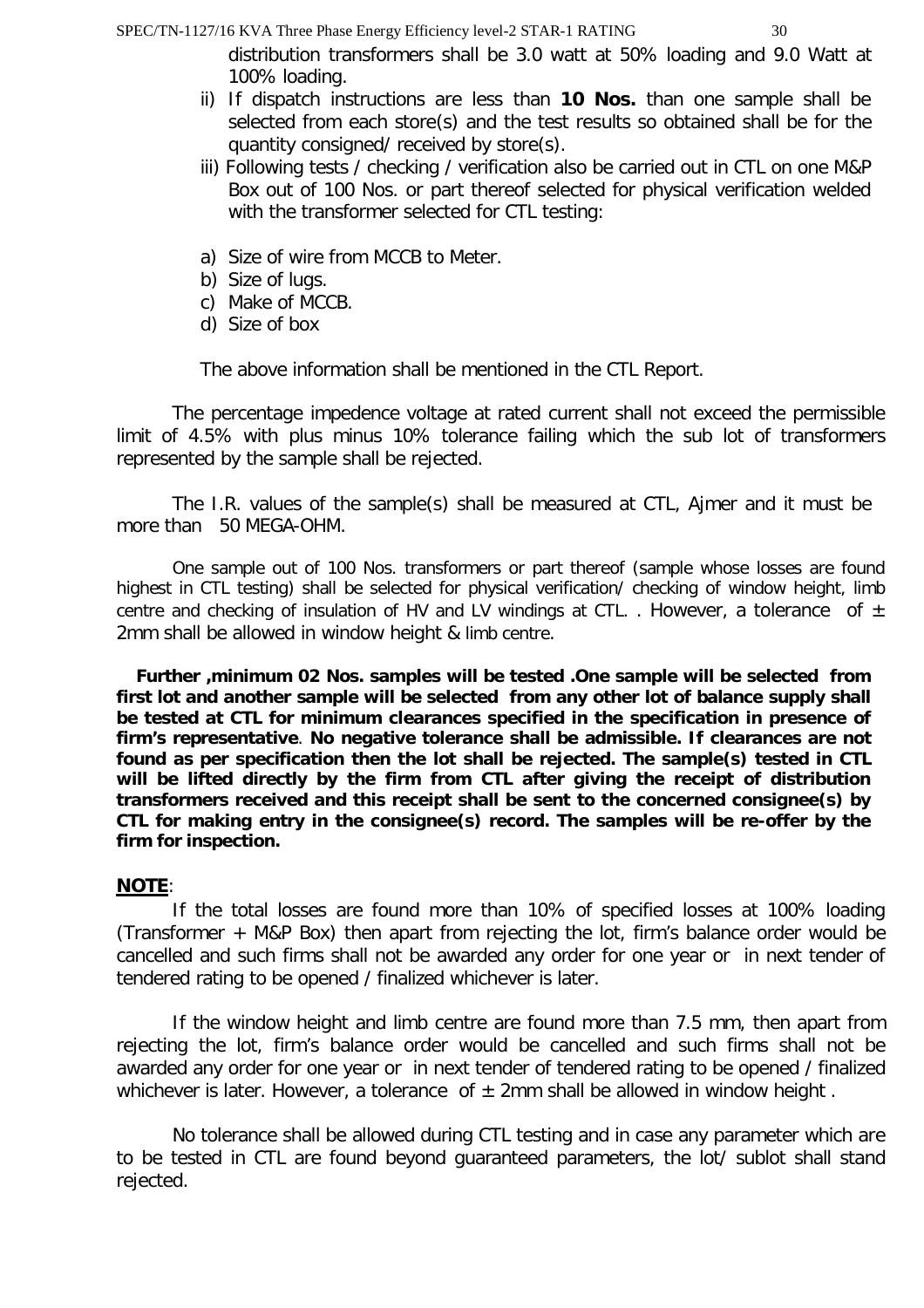distribution transformers shall be 3.0 watt at 50% loading and 9.0 Watt at 100% loading.

ii) If dispatch instructions are less than **10 Nos.** than one sample shall be selected from each store(s) and the test results so obtained shall be for the quantity consigned/ received by store(s).

iii) Following tests / checking / verification also be carried out in CTL on one M&P Box out of 100 Nos. or part thereof selected for physical verification welded with the transformer selected for CTL testing:

a) Size of wire from MCCB to Meter.
b) Size of lugs.
c) Make of MCCB.
d) Size of box

The above information shall be mentioned in the CTL Report.

The percentage impedence voltage at rated current shall not exceed the permissible limit of 4.5% with plus minus 10% tolerance failing which the sub lot of transformers represented by the sample shall be rejected.

The I.R. values of the sample(s) shall be measured at CTL, Ajmer and it must be more than 50 MEGA-OHM.

One sample out of 100 Nos. transformers or part thereof (sample whose losses are found highest in CTL testing) shall be selected for physical verification/ checking of window height, limb centre and checking of insulation of HV and LV windings at CTL. . However, a tolerance of ± 2mm shall be allowed in window height & limb centre.

**Further ,minimum 02 Nos. samples will be tested .One sample will be selected from first lot and another sample will be selected from any other lot of balance supply shall be tested at CTL for minimum clearances specified in the specification in presence of firm's representative**. **No negative tolerance shall be admissible. If clearances are not found as per specification then the lot shall be rejected. The sample(s) tested in CTL will be lifted directly by the firm from CTL after giving the receipt of distribution transformers received and this receipt shall be sent to the concerned consignee(s) by CTL for making entry in the consignee(s) record. The samples will be re-offer by the firm for inspection.**

**NOTE**:

If the total losses are found more than 10% of specified losses at 100% loading (Transformer + M&P Box) then apart from rejecting the lot, firm's balance order would be cancelled and such firms shall not be awarded any order for one year or in next tender of tendered rating to be opened / finalized whichever is later.

If the window height and limb centre are found more than 7.5 mm, then apart from rejecting the lot, firm's balance order would be cancelled and such firms shall not be awarded any order for one year or in next tender of tendered rating to be opened / finalized whichever is later. However, a tolerance of ± 2mm shall be allowed in window height .

No tolerance shall be allowed during CTL testing and in case any parameter which are to be tested in CTL are found beyond guaranteed parameters, the lot/ sublot shall stand rejected.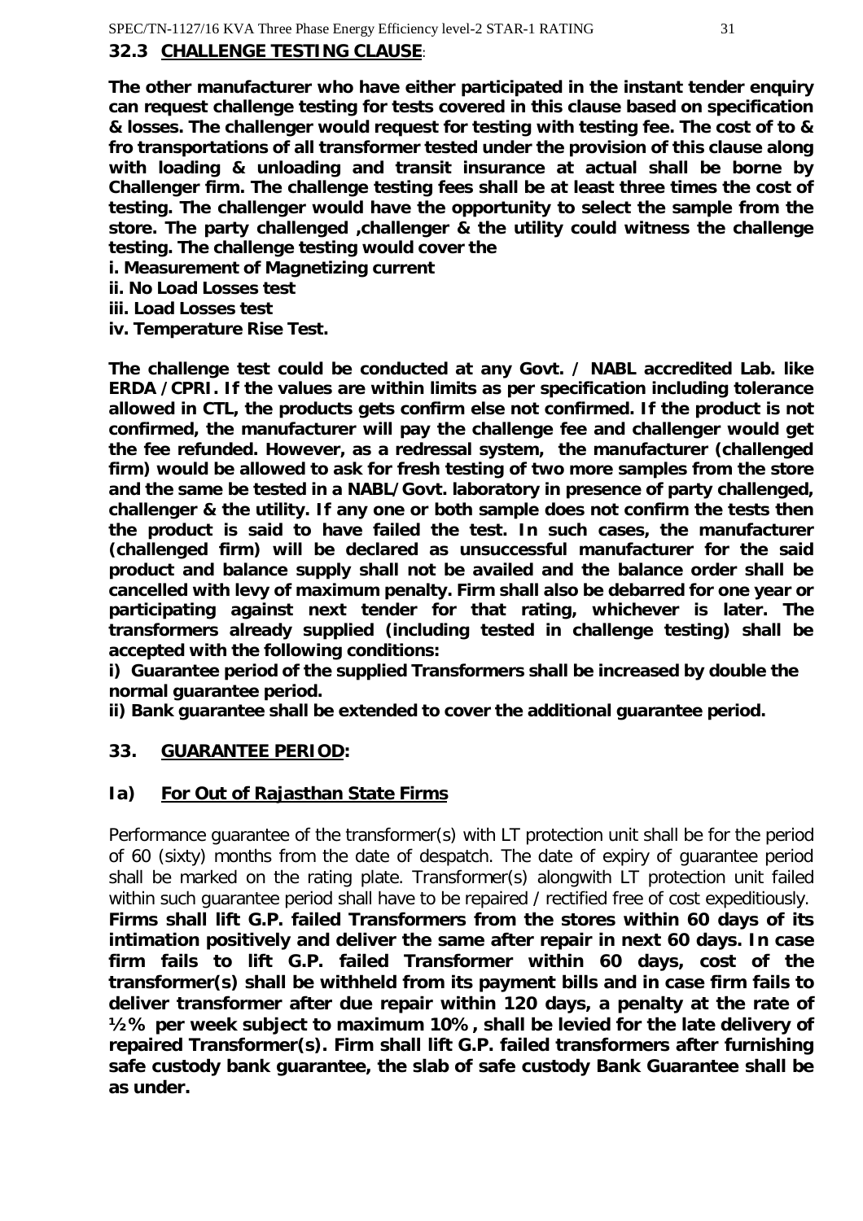### 32.3 CHALLENGE TESTING CLAUSE:

**The other manufacturer who have either participated in the instant tender enquiry can request challenge testing for tests covered in this clause based on specification & losses. The challenger would request for testing with testing fee. The cost of to & fro transportations of all transformer tested under the provision of this clause along with loading & unloading and transit insurance at actual shall be borne by Challenger firm. The challenge testing fees shall be at least three times the cost of testing. The challenger would have the opportunity to select the sample from the store. The party challenged ,challenger & the utility could witness the challenge testing. The challenge testing would cover the**

**i. Measurement of Magnetizing current**

**ii. No Load Losses test**

**iii. Load Losses test**

**iv. Temperature Rise Test.**

**The challenge test could be conducted at any Govt. / NABL accredited Lab. like ERDA /CPRI. If the values are within limits as per specification including tolerance allowed in CTL, the products gets confirm else not confirmed. If the product is not confirmed, the manufacturer will pay the challenge fee and challenger would get the fee refunded. However, as a redressal system, the manufacturer (challenged firm) would be allowed to ask for fresh testing of two more samples from the store and the same be tested in a NABL/Govt. laboratory in presence of party challenged, challenger & the utility. If any one or both sample does not confirm the tests then the product is said to have failed the test. In such cases, the manufacturer (challenged firm) will be declared as unsuccessful manufacturer for the said product and balance supply shall not be availed and the balance order shall be cancelled with levy of maximum penalty. Firm shall also be debarred for one year or participating against next tender for that rating, whichever is later. The transformers already supplied (including tested in challenge testing) shall be accepted with the following conditions:**

**i) Guarantee period of the supplied Transformers shall be increased by double the normal guarantee period.**

**ii) Bank guarantee shall be extended to cover the additional guarantee period.**

## 33. GUARANTEE PERIOD:

### Ia) For Out of Rajasthan State Firms

Performance guarantee of the transformer(s) with LT protection unit shall be for the period of 60 (sixty) months from the date of despatch. The date of expiry of guarantee period shall be marked on the rating plate. Transformer(s) alongwith LT protection unit failed within such guarantee period shall have to be repaired / rectified free of cost expeditiously. **Firms shall lift G.P. failed Transformers from the stores within 60 days of its intimation positively and deliver the same after repair in next 60 days. In case firm fails to lift G.P. failed Transformer within 60 days, cost of the transformer(s) shall be withheld from its payment bills and in case firm fails to deliver transformer after due repair within 120 days, a penalty at the rate of ½% per week subject to maximum 10%, shall be levied for the late delivery of repaired Transformer(s). Firm shall lift G.P. failed transformers after furnishing safe custody bank guarantee, the slab of safe custody Bank Guarantee shall be as under.**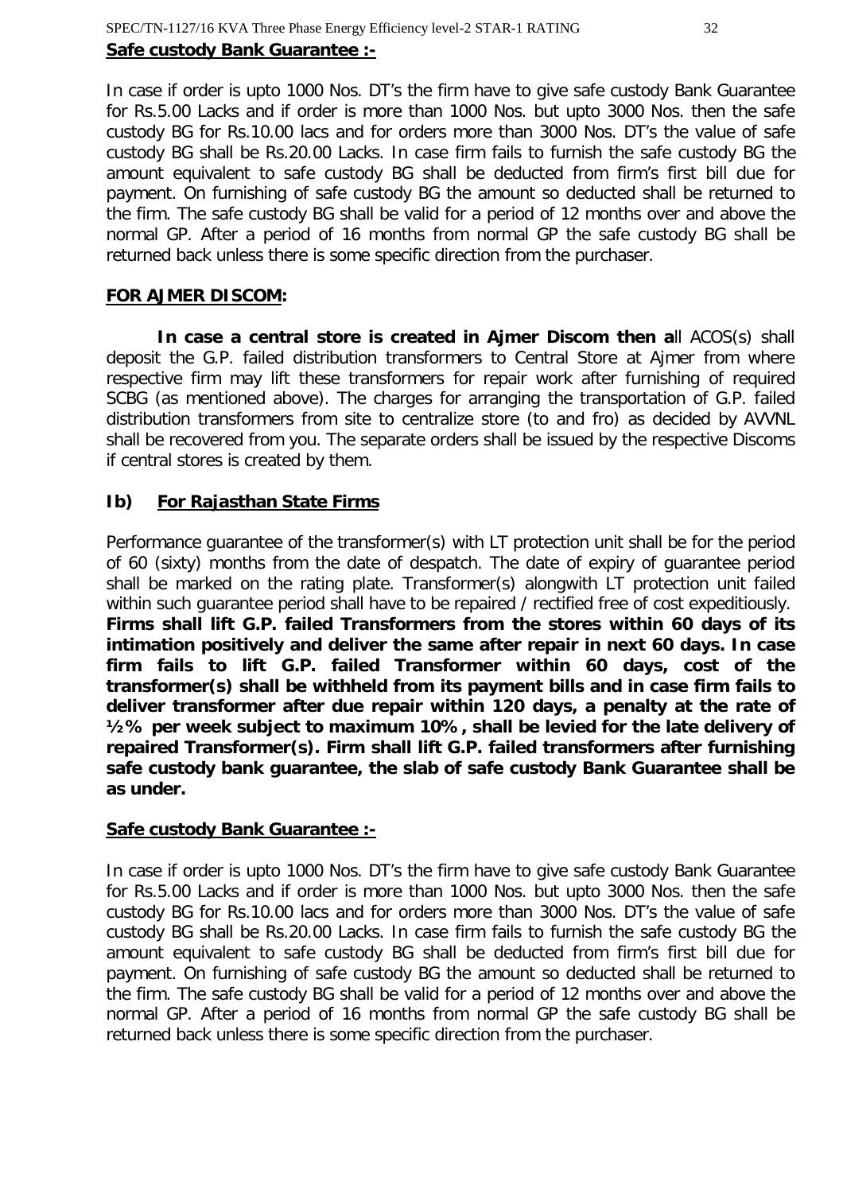**Safe custody Bank Guarantee :-**

In case if order is upto 1000 Nos. DT's the firm have to give safe custody Bank Guarantee for Rs.5.00 Lacks and if order is more than 1000 Nos. but upto 3000 Nos. then the safe custody BG for Rs.10.00 lacs and for orders more than 3000 Nos. DT's the value of safe custody BG shall be Rs.20.00 Lacks. In case firm fails to furnish the safe custody BG the amount equivalent to safe custody BG shall be deducted from firm's first bill due for payment. On furnishing of safe custody BG the amount so deducted shall be returned to the firm. The safe custody BG shall be valid for a period of 12 months over and above the normal GP. After a period of 16 months from normal GP the safe custody BG shall be returned back unless there is some specific direction from the purchaser.

**FOR AJMER DISCOM:**

**In case a central store is created in Ajmer Discom then a**ll ACOS(s) shall deposit the G.P. failed distribution transformers to Central Store at Ajmer from where respective firm may lift these transformers for repair work after furnishing of required SCBG (as mentioned above). The charges for arranging the transportation of G.P. failed distribution transformers from site to centralize store (to and fro) as decided by AVVNL shall be recovered from you. The separate orders shall be issued by the respective Discoms if central stores is created by them.

**Ib) For Rajasthan State Firms**

Performance guarantee of the transformer(s) with LT protection unit shall be for the period of 60 (sixty) months from the date of despatch. The date of expiry of guarantee period shall be marked on the rating plate. Transformer(s) alongwith LT protection unit failed within such guarantee period shall have to be repaired / rectified free of cost expeditiously. **Firms shall lift G.P. failed Transformers from the stores within 60 days of its intimation positively and deliver the same after repair in next 60 days. In case firm fails to lift G.P. failed Transformer within 60 days, cost of the transformer(s) shall be withheld from its payment bills and in case firm fails to deliver transformer after due repair within 120 days, a penalty at the rate of ½% per week subject to maximum 10%, shall be levied for the late delivery of repaired Transformer(s). Firm shall lift G.P. failed transformers after furnishing safe custody bank guarantee, the slab of safe custody Bank Guarantee shall be as under.**

**Safe custody Bank Guarantee :-**

In case if order is upto 1000 Nos. DT's the firm have to give safe custody Bank Guarantee for Rs.5.00 Lacks and if order is more than 1000 Nos. but upto 3000 Nos. then the safe custody BG for Rs.10.00 lacs and for orders more than 3000 Nos. DT's the value of safe custody BG shall be Rs.20.00 Lacks. In case firm fails to furnish the safe custody BG the amount equivalent to safe custody BG shall be deducted from firm's first bill due for payment. On furnishing of safe custody BG the amount so deducted shall be returned to the firm. The safe custody BG shall be valid for a period of 12 months over and above the normal GP. After a period of 16 months from normal GP the safe custody BG shall be returned back unless there is some specific direction from the purchaser.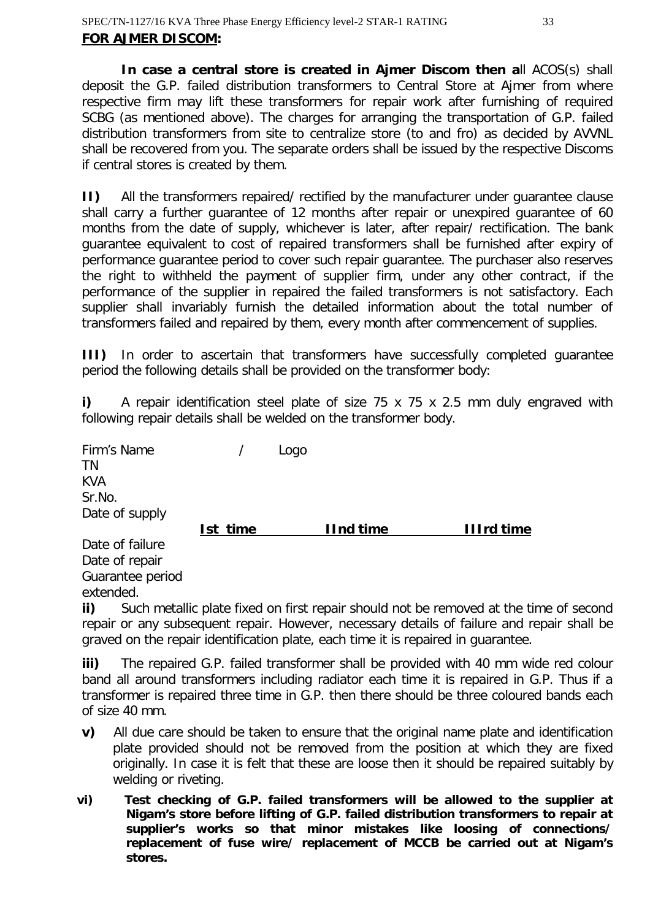**FOR AJMER DISCOM:**

**In case a central store is created in Ajmer Discom then a**ll ACOS(s) shall deposit the G.P. failed distribution transformers to Central Store at Ajmer from where respective firm may lift these transformers for repair work after furnishing of required SCBG (as mentioned above). The charges for arranging the transportation of G.P. failed distribution transformers from site to centralize store (to and fro) as decided by AVVNL shall be recovered from you. The separate orders shall be issued by the respective Discoms if central stores is created by them.

**II)** All the transformers repaired/ rectified by the manufacturer under guarantee clause shall carry a further guarantee of 12 months after repair or unexpired guarantee of 60 months from the date of supply, whichever is later, after repair/ rectification. The bank guarantee equivalent to cost of repaired transformers shall be furnished after expiry of performance guarantee period to cover such repair guarantee. The purchaser also reserves the right to withheld the payment of supplier firm, under any other contract, if the performance of the supplier in repaired the failed transformers is not satisfactory. Each supplier shall invariably furnish the detailed information about the total number of transformers failed and repaired by them, every month after commencement of supplies.

**III)** In order to ascertain that transformers have successfully completed guarantee period the following details shall be provided on the transformer body:

**i)** A repair identification steel plate of size 75 x 75 x 2.5 mm duly engraved with following repair details shall be welded on the transformer body.

Firm's Name / Logo
TN
KVA
Sr.No.
Date of supply

| | **Ist time** | **IInd time** | **IIIrd time** |
|---|---|---|---|
| Date of failure | | | |
| Date of repair | | | |
| Guarantee period extended. | | | |

**ii)** Such metallic plate fixed on first repair should not be removed at the time of second repair or any subsequent repair. However, necessary details of failure and repair shall be graved on the repair identification plate, each time it is repaired in guarantee.

**iii)** The repaired G.P. failed transformer shall be provided with 40 mm wide red colour band all around transformers including radiator each time it is repaired in G.P. Thus if a transformer is repaired three time in G.P. then there should be three coloured bands each of size 40 mm.

**v)** All due care should be taken to ensure that the original name plate and identification plate provided should not be removed from the position at which they are fixed originally. In case it is felt that these are loose then it should be repaired suitably by welding or riveting.

**vi) Test checking of G.P. failed transformers will be allowed to the supplier at Nigam's store before lifting of G.P. failed distribution transformers to repair at supplier's works so that minor mistakes like loosing of connections/ replacement of fuse wire/ replacement of MCCB be carried out at Nigam's stores.**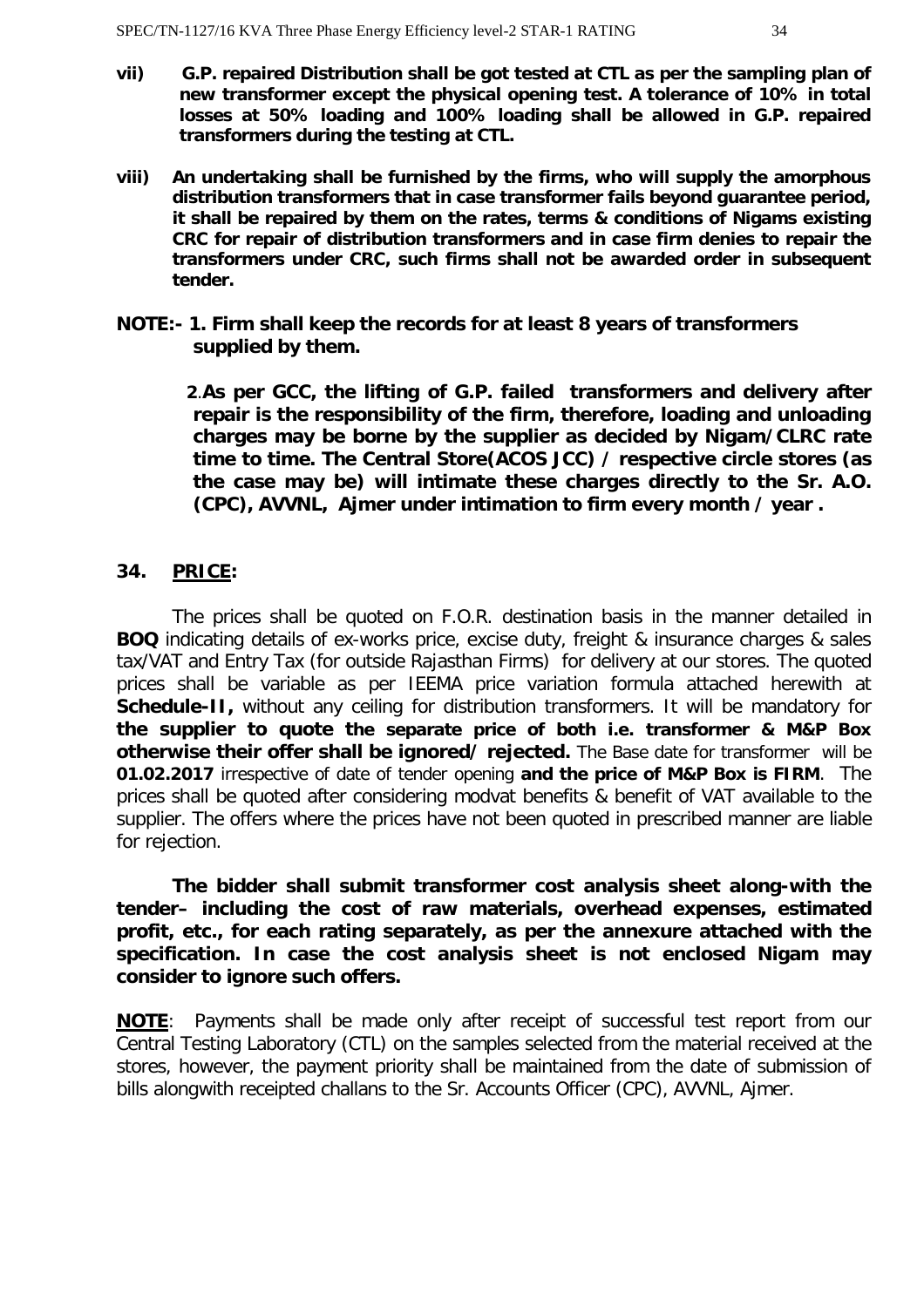**vii) G.P. repaired Distribution shall be got tested at CTL as per the sampling plan of new transformer except the physical opening test. A tolerance of 10% in total losses at 50% loading and 100% loading shall be allowed in G.P. repaired transformers during the testing at CTL.**

**viii) An undertaking shall be furnished by the firms, who will supply the amorphous distribution transformers that in case transformer fails beyond guarantee period, it shall be repaired by them on the rates, terms & conditions of Nigams existing CRC for repair of distribution transformers and in case firm denies to repair the transformers under CRC, such firms shall not be awarded order in subsequent tender.**

**NOTE:- 1. Firm shall keep the records for at least 8 years of transformers supplied by them.**

**2. As per GCC, the lifting of G.P. failed transformers and delivery after repair is the responsibility of the firm, therefore, loading and unloading charges may be borne by the supplier as decided by Nigam/CLRC rate time to time. The Central Store(ACOS JCC) / respective circle stores (as the case may be) will intimate these charges directly to the Sr. A.O. (CPC), AVVNL, Ajmer under intimation to firm every month / year .**

## 34. PRICE:

The prices shall be quoted on F.O.R. destination basis in the manner detailed in **BOQ** indicating details of ex-works price, excise duty, freight & insurance charges & sales tax/VAT and Entry Tax (for outside Rajasthan Firms) for delivery at our stores. The quoted prices shall be variable as per IEEMA price variation formula attached herewith at **Schedule-II,** without any ceiling for distribution transformers. It will be mandatory for **the supplier to quote the separate price of both i.e. transformer & M&P Box otherwise their offer shall be ignored/ rejected.** The Base date for transformer will be **01.02.2017** irrespective of date of tender opening **and the price of M&P Box is FIRM**. The prices shall be quoted after considering modvat benefits & benefit of VAT available to the supplier. The offers where the prices have not been quoted in prescribed manner are liable for rejection.

**The bidder shall submit transformer cost analysis sheet along-with the tender– including the cost of raw materials, overhead expenses, estimated profit, etc., for each rating separately, as per the annexure attached with the specification. In case the cost analysis sheet is not enclosed Nigam may consider to ignore such offers.**

**NOTE**: Payments shall be made only after receipt of successful test report from our Central Testing Laboratory (CTL) on the samples selected from the material received at the stores, however, the payment priority shall be maintained from the date of submission of bills alongwith receipted challans to the Sr. Accounts Officer (CPC), AVVNL, Ajmer.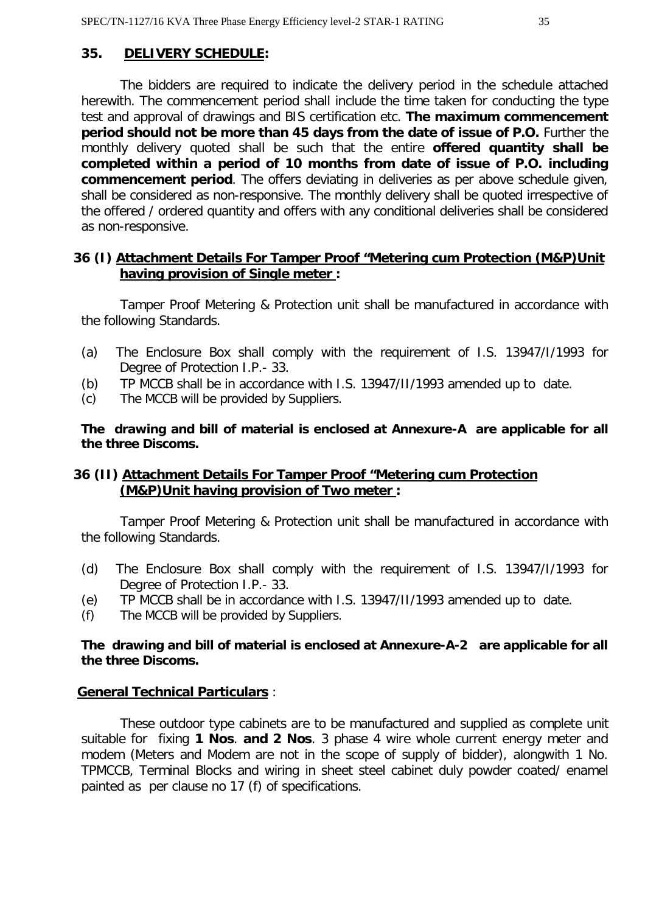## 35. DELIVERY SCHEDULE:

The bidders are required to indicate the delivery period in the schedule attached herewith. The commencement period shall include the time taken for conducting the type test and approval of drawings and BIS certification etc. **The maximum commencement period should not be more than 45 days from the date of issue of P.O.** Further the monthly delivery quoted shall be such that the entire **offered quantity shall be completed within a period of 10 months from date of issue of P.O. including commencement period**. The offers deviating in deliveries as per above schedule given, shall be considered as non-responsive. The monthly delivery shall be quoted irrespective of the offered / ordered quantity and offers with any conditional deliveries shall be considered as non-responsive.

## 36 (I) Attachment Details For Tamper Proof "Metering cum Protection (M&P)Unit having provision of Single meter :

Tamper Proof Metering & Protection unit shall be manufactured in accordance with the following Standards.

(a) The Enclosure Box shall comply with the requirement of I.S. 13947/I/1993 for Degree of Protection I.P.- 33.

(b) TP MCCB shall be in accordance with I.S. 13947/II/1993 amended up to date.

(c) The MCCB will be provided by Suppliers.

**The drawing and bill of material is enclosed at Annexure-A are applicable for all the three Discoms.**

## 36 (II) Attachment Details For Tamper Proof "Metering cum Protection (M&P)Unit having provision of Two meter :

Tamper Proof Metering & Protection unit shall be manufactured in accordance with the following Standards.

(d) The Enclosure Box shall comply with the requirement of I.S. 13947/I/1993 for Degree of Protection I.P.- 33.

(e) TP MCCB shall be in accordance with I.S. 13947/II/1993 amended up to date.

(f) The MCCB will be provided by Suppliers.

**The drawing and bill of material is enclosed at Annexure-A-2 are applicable for all the three Discoms.**

### General Technical Particulars :

These outdoor type cabinets are to be manufactured and supplied as complete unit suitable for fixing **1 Nos**. **and 2 Nos**. 3 phase 4 wire whole current energy meter and modem (Meters and Modem are not in the scope of supply of bidder), alongwith 1 No. TPMCCB, Terminal Blocks and wiring in sheet steel cabinet duly powder coated/ enamel painted as per clause no 17 (f) of specifications.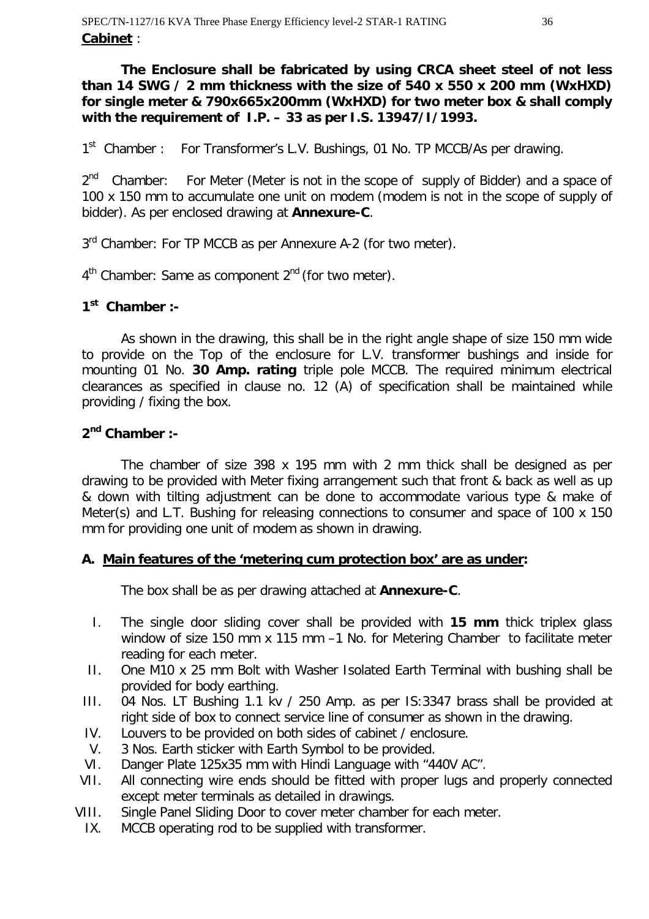**Cabinet** :

**The Enclosure shall be fabricated by using CRCA sheet steel of not less than 14 SWG / 2 mm thickness with the size of 540 x 550 x 200 mm (WxHXD) for single meter & 790x665x200mm (WxHXD) for two meter box & shall comply with the requirement of I.P. – 33 as per I.S. 13947/I/1993.**

1st Chamber : For Transformer's L.V. Bushings, 01 No. TP MCCB/As per drawing.

2nd Chamber: For Meter (Meter is not in the scope of supply of Bidder) and a space of 100 x 150 mm to accumulate one unit on modem (modem is not in the scope of supply of bidder). As per enclosed drawing at **Annexure-C**.

3rd Chamber: For TP MCCB as per Annexure A-2 (for two meter).

4th Chamber: Same as component 2nd (for two meter).

**1st Chamber :-**

As shown in the drawing, this shall be in the right angle shape of size 150 mm wide to provide on the Top of the enclosure for L.V. transformer bushings and inside for mounting 01 No. **30 Amp. rating** triple pole MCCB. The required minimum electrical clearances as specified in clause no. 12 (A) of specification shall be maintained while providing / fixing the box.

**2nd Chamber :-**

The chamber of size 398 x 195 mm with 2 mm thick shall be designed as per drawing to be provided with Meter fixing arrangement such that front & back as well as up & down with tilting adjustment can be done to accommodate various type & make of Meter(s) and L.T. Bushing for releasing connections to consumer and space of 100 x 150 mm for providing one unit of modem as shown in drawing.

**A. Main features of the 'metering cum protection box' are as under:**

The box shall be as per drawing attached at **Annexure-C**.

I. The single door sliding cover shall be provided with **15 mm** thick triplex glass window of size 150 mm x 115 mm –1 No. for Metering Chamber to facilitate meter reading for each meter.
II. One M10 x 25 mm Bolt with Washer Isolated Earth Terminal with bushing shall be provided for body earthing.
III. 04 Nos. LT Bushing 1.1 kv / 250 Amp. as per IS:3347 brass shall be provided at right side of box to connect service line of consumer as shown in the drawing.
IV. Louvers to be provided on both sides of cabinet / enclosure.
V. 3 Nos. Earth sticker with Earth Symbol to be provided.
VI. Danger Plate 125x35 mm with Hindi Language with "440V AC".
VII. All connecting wire ends should be fitted with proper lugs and properly connected except meter terminals as detailed in drawings.
VIII. Single Panel Sliding Door to cover meter chamber for each meter.
IX. MCCB operating rod to be supplied with transformer.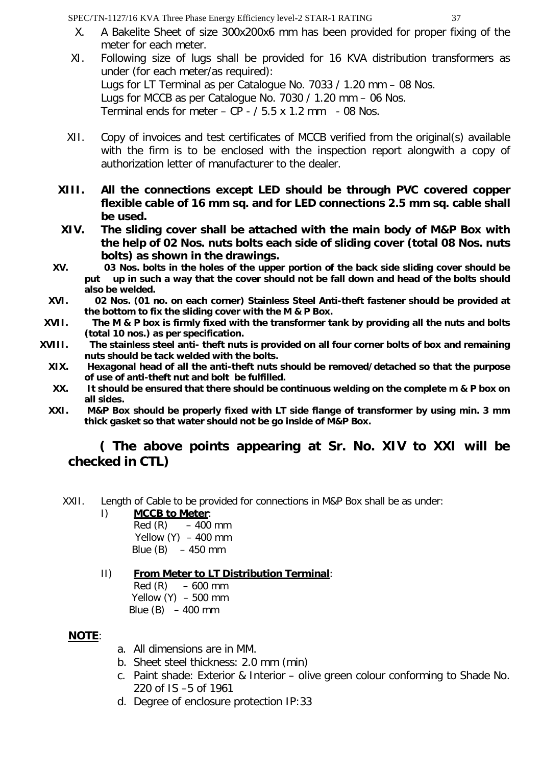X. A Bakelite Sheet of size 300x200x6 mm has been provided for proper fixing of the meter for each meter.

XI. Following size of lugs shall be provided for 16 KVA distribution transformers as under (for each meter/as required):
Lugs for LT Terminal as per Catalogue No. 7033 / 1.20 mm – 08 Nos.
Lugs for MCCB as per Catalogue No. 7030 / 1.20 mm – 06 Nos.
Terminal ends for meter – CP - / 5.5 x 1.2 mm - 08 Nos.

XII. Copy of invoices and test certificates of MCCB verified from the original(s) available with the firm is to be enclosed with the inspection report alongwith a copy of authorization letter of manufacturer to the dealer.

**XIII. All the connections except LED should be through PVC covered copper flexible cable of 16 mm sq. and for LED connections 2.5 mm sq. cable shall be used.**

**XIV. The sliding cover shall be attached with the main body of M&P Box with the help of 02 Nos. nuts bolts each side of sliding cover (total 08 Nos. nuts bolts) as shown in the drawings.**

**XV. 03 Nos. bolts in the holes of the upper portion of the back side sliding cover should be put up in such a way that the cover should not be fall down and head of the bolts should also be welded.**

**XVI. 02 Nos. (01 no. on each corner) Stainless Steel Anti-theft fastener should be provided at the bottom to fix the sliding cover with the M & P Box.**

**XVII. The M & P box is firmly fixed with the transformer tank by providing all the nuts and bolts (total 10 nos.) as per specification.**

**XVIII. The stainless steel anti- theft nuts is provided on all four corner bolts of box and remaining nuts should be tack welded with the bolts.**

**XIX. Hexagonal head of all the anti-theft nuts should be removed/detached so that the purpose of use of anti-theft nut and bolt be fulfilled.**

**XX. It should be ensured that there should be continuous welding on the complete m & P box on all sides.**

**XXI. M&P Box should be properly fixed with LT side flange of transformer by using min. 3 mm thick gasket so that water should not be go inside of M&P Box.**

**( The above points appearing at Sr. No. XIV to XXI will be checked in CTL)**

XXII. Length of Cable to be provided for connections in M&P Box shall be as under:

I) **MCCB to Meter**:
Red (R) – 400 mm
Yellow (Y) – 400 mm
Blue (B) – 450 mm

II) **From Meter to LT Distribution Terminal**:
Red (R) – 600 mm
Yellow (Y) – 500 mm
Blue (B) – 400 mm

**NOTE**:

a. All dimensions are in MM.
b. Sheet steel thickness: 2.0 mm (min)
c. Paint shade: Exterior & Interior – olive green colour conforming to Shade No. 220 of IS –5 of 1961
d. Degree of enclosure protection IP:33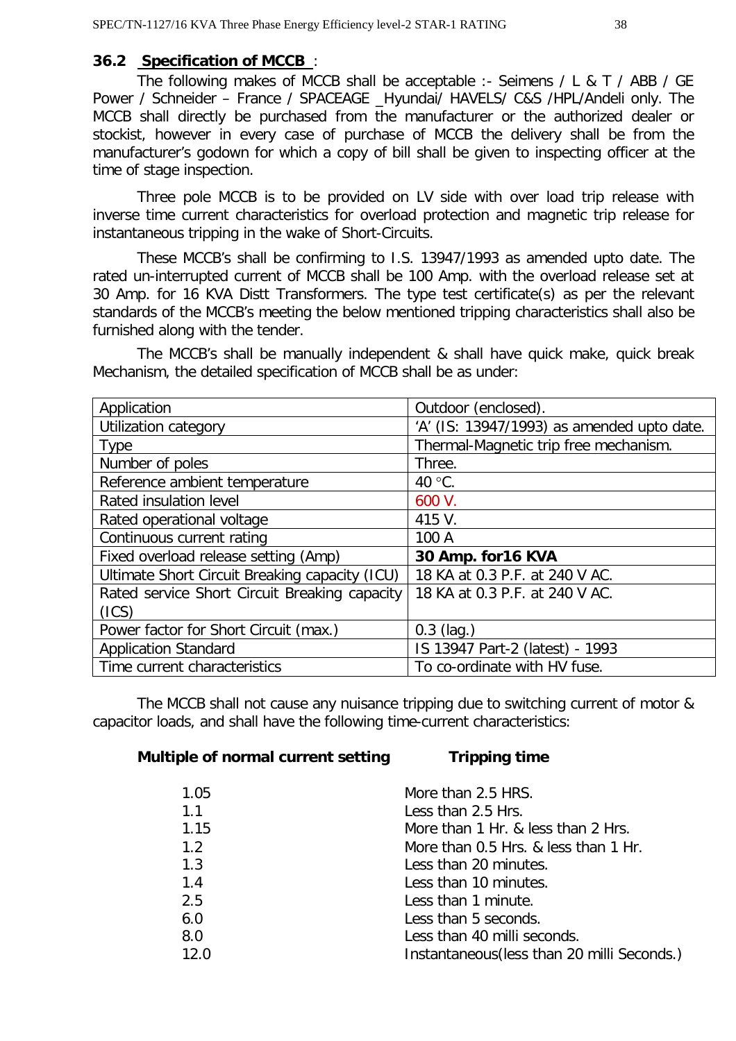### 36.2 **Specification of MCCB** :

The following makes of MCCB shall be acceptable :- Seimens / L & T / ABB / GE Power / Schneider – France / SPACEAGE _Hyundai/ HAVELS/ C&S /HPL/Andeli only. The MCCB shall directly be purchased from the manufacturer or the authorized dealer or stockist, however in every case of purchase of MCCB the delivery shall be from the manufacturer's godown for which a copy of bill shall be given to inspecting officer at the time of stage inspection.

Three pole MCCB is to be provided on LV side with over load trip release with inverse time current characteristics for overload protection and magnetic trip release for instantaneous tripping in the wake of Short-Circuits.

These MCCB's shall be confirming to I.S. 13947/1993 as amended upto date. The rated un-interrupted current of MCCB shall be 100 Amp. with the overload release set at 30 Amp. for 16 KVA Distt Transformers. The type test certificate(s) as per the relevant standards of the MCCB's meeting the below mentioned tripping characteristics shall also be furnished along with the tender.

The MCCB's shall be manually independent & shall have quick make, quick break Mechanism, the detailed specification of MCCB shall be as under:

| | |
|---|---|
| Application | Outdoor (enclosed). |
| Utilization category | 'A' (IS: 13947/1993) as amended upto date. |
| Type | Thermal-Magnetic trip free mechanism. |
| Number of poles | Three. |
| Reference ambient temperature | 40 °C. |
| Rated insulation level | 600 V. |
| Rated operational voltage | 415 V. |
| Continuous current rating | 100 A |
| Fixed overload release setting (Amp) | **30 Amp. for16 KVA** |
| Ultimate Short Circuit Breaking capacity (ICU) | 18 KA at 0.3 P.F. at 240 V AC. |
| Rated service Short Circuit Breaking capacity (ICS) | 18 KA at 0.3 P.F. at 240 V AC. |
| Power factor for Short Circuit (max.) | 0.3 (lag.) |
| Application Standard | IS 13947 Part-2 (latest) - 1993 |
| Time current characteristics | To co-ordinate with HV fuse. |

The MCCB shall not cause any nuisance tripping due to switching current of motor & capacitor loads, and shall have the following time-current characteristics:

| **Multiple of normal current setting** | **Tripping time** |
|---|---|
| 1.05 | More than 2.5 HRS. |
| 1.1 | Less than 2.5 Hrs. |
| 1.15 | More than 1 Hr. & less than 2 Hrs. |
| 1.2 | More than 0.5 Hrs. & less than 1 Hr. |
| 1.3 | Less than 20 minutes. |
| 1.4 | Less than 10 minutes. |
| 2.5 | Less than 1 minute. |
| 6.0 | Less than 5 seconds. |
| 8.0 | Less than 40 milli seconds. |
| 12.0 | Instantaneous(less than 20 milli Seconds.) |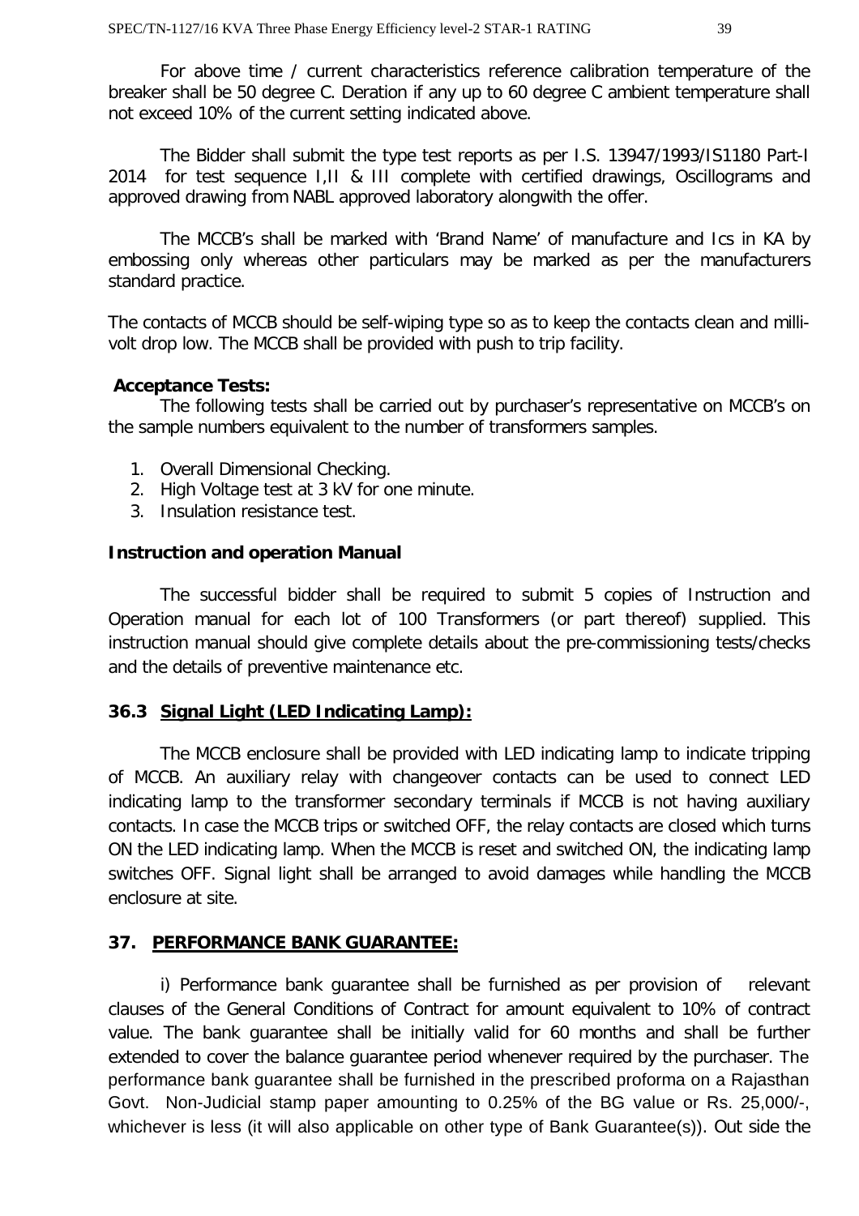For above time / current characteristics reference calibration temperature of the breaker shall be 50 degree C. Deration if any up to 60 degree C ambient temperature shall not exceed 10% of the current setting indicated above.

The Bidder shall submit the type test reports as per I.S. 13947/1993/IS1180 Part-I 2014 for test sequence I,II & III complete with certified drawings, Oscillograms and approved drawing from NABL approved laboratory alongwith the offer.

The MCCB's shall be marked with 'Brand Name' of manufacture and Ics in KA by embossing only whereas other particulars may be marked as per the manufacturers standard practice.

The contacts of MCCB should be self-wiping type so as to keep the contacts clean and milli-volt drop low. The MCCB shall be provided with push to trip facility.

**Acceptance Tests:**

The following tests shall be carried out by purchaser's representative on MCCB's on the sample numbers equivalent to the number of transformers samples.

1. Overall Dimensional Checking.
2. High Voltage test at 3 kV for one minute.
3. Insulation resistance test.

**Instruction and operation Manual**

The successful bidder shall be required to submit 5 copies of Instruction and Operation manual for each lot of 100 Transformers (or part thereof) supplied. This instruction manual should give complete details about the pre-commissioning tests/checks and the details of preventive maintenance etc.

### 36.3 Signal Light (LED Indicating Lamp):

The MCCB enclosure shall be provided with LED indicating lamp to indicate tripping of MCCB. An auxiliary relay with changeover contacts can be used to connect LED indicating lamp to the transformer secondary terminals if MCCB is not having auxiliary contacts. In case the MCCB trips or switched OFF, the relay contacts are closed which turns ON the LED indicating lamp. When the MCCB is reset and switched ON, the indicating lamp switches OFF. Signal light shall be arranged to avoid damages while handling the MCCB enclosure at site.

## 37. PERFORMANCE BANK GUARANTEE:

i) Performance bank guarantee shall be furnished as per provision of relevant clauses of the General Conditions of Contract for amount equivalent to 10% of contract value. The bank guarantee shall be initially valid for 60 months and shall be further extended to cover the balance guarantee period whenever required by the purchaser. The performance bank guarantee shall be furnished in the prescribed proforma on a Rajasthan Govt. Non-Judicial stamp paper amounting to 0.25% of the BG value or Rs. 25,000/-, whichever is less (it will also applicable on other type of Bank Guarantee(s)). Out side the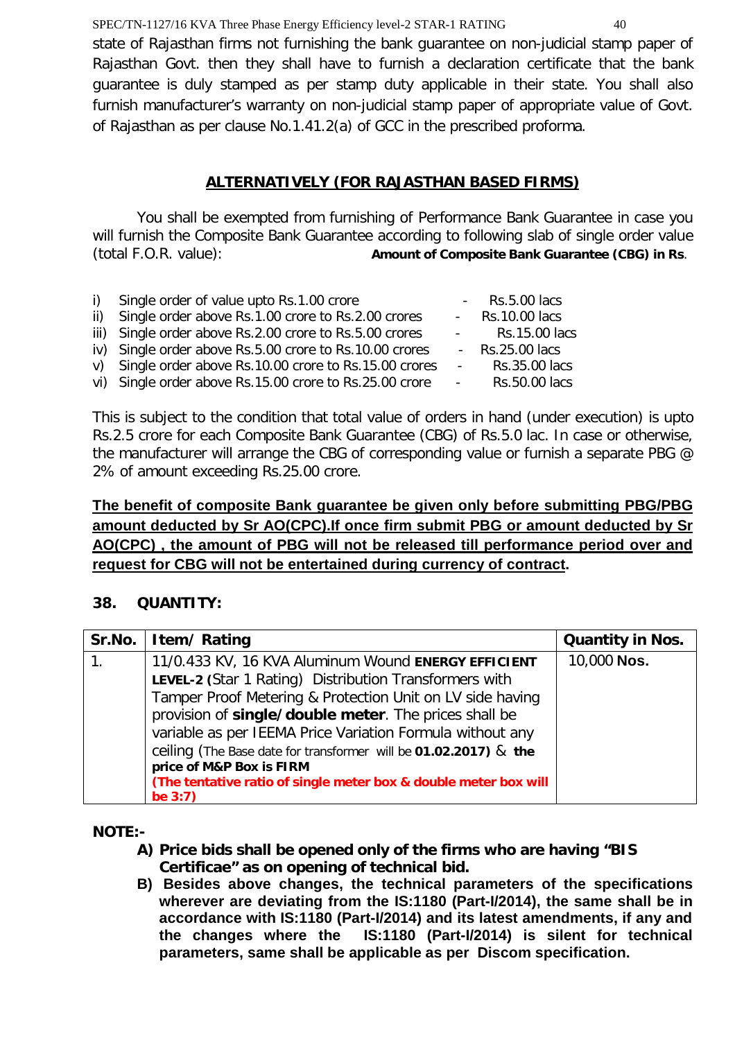state of Rajasthan firms not furnishing the bank guarantee on non-judicial stamp paper of Rajasthan Govt. then they shall have to furnish a declaration certificate that the bank guarantee is duly stamped as per stamp duty applicable in their state. You shall also furnish manufacturer's warranty on non-judicial stamp paper of appropriate value of Govt. of Rajasthan as per clause No.1.41.2(a) of GCC in the prescribed proforma.

## ALTERNATIVELY (FOR RAJASTHAN BASED FIRMS)

You shall be exempted from furnishing of Performance Bank Guarantee in case you will furnish the Composite Bank Guarantee according to following slab of single order value (total F.O.R. value): **Amount of Composite Bank Guarantee (CBG) in Rs**.

i) Single order of value upto Rs.1.00 crore - Rs.5.00 lacs
ii) Single order above Rs.1.00 crore to Rs.2.00 crores - Rs.10.00 lacs
iii) Single order above Rs.2.00 crore to Rs.5.00 crores - Rs.15.00 lacs
iv) Single order above Rs.5.00 crore to Rs.10.00 crores - Rs.25.00 lacs
v) Single order above Rs.10.00 crore to Rs.15.00 crores - Rs.35.00 lacs
vi) Single order above Rs.15.00 crore to Rs.25.00 crore - Rs.50.00 lacs

This is subject to the condition that total value of orders in hand (under execution) is upto Rs.2.5 crore for each Composite Bank Guarantee (CBG) of Rs.5.0 lac. In case or otherwise, the manufacturer will arrange the CBG of corresponding value or furnish a separate PBG @ 2% of amount exceeding Rs.25.00 crore.

**The benefit of composite Bank guarantee be given only before submitting PBG/PBG amount deducted by Sr AO(CPC).If once firm submit PBG or amount deducted by Sr AO(CPC) , the amount of PBG will not be released till performance period over and request for CBG will not be entertained during currency of contract.**

## 38. QUANTITY:

| Sr.No. | Item/ Rating | Quantity in Nos. |
|---|---|---|
| 1. | 11/0.433 KV, 16 KVA Aluminum Wound **ENERGY EFFICIENT LEVEL-2** (Star 1 Rating) Distribution Transformers with Tamper Proof Metering & Protection Unit on LV side having provision of **single/double meter**. The prices shall be variable as per IEEMA Price Variation Formula without any ceiling (The Base date for transformer will be **01.02.2017**) & **the price of M&P Box is FIRM** **(The tentative ratio of single meter box & double meter box will be 3:7)** | 10,000 **Nos.** |

**NOTE:-**

**A) Price bids shall be opened only of the firms who are having "BIS Certificae" as on opening of technical bid.**

**B) Besides above changes, the technical parameters of the specifications wherever are deviating from the IS:1180 (Part-I/2014), the same shall be in accordance with IS:1180 (Part-I/2014) and its latest amendments, if any and the changes where the IS:1180 (Part-I/2014) is silent for technical parameters, same shall be applicable as per Discom specification.**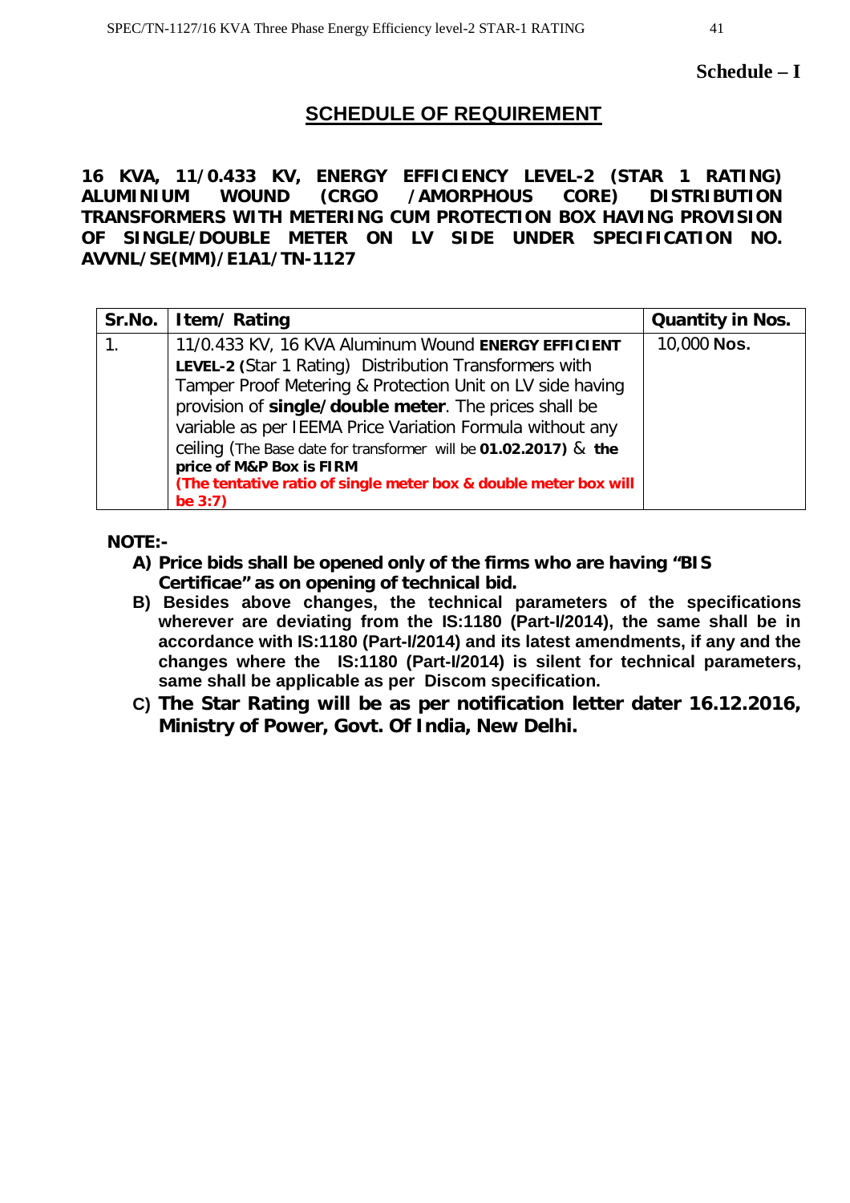**Schedule – I**

## SCHEDULE OF REQUIREMENT

**16 KVA, 11/0.433 KV, ENERGY EFFICIENCY LEVEL-2 (STAR 1 RATING) ALUMINIUM WOUND (CRGO /AMORPHOUS CORE) DISTRIBUTION TRANSFORMERS WITH METERING CUM PROTECTION BOX HAVING PROVISION OF SINGLE/DOUBLE METER ON LV SIDE UNDER SPECIFICATION NO. AVVNL/SE(MM)/E1A1/TN-1127**

| Sr.No. | Item/ Rating | Quantity in Nos. |
|---|---|---|
| 1. | 11/0.433 KV, 16 KVA Aluminum Wound **ENERGY EFFICIENT LEVEL-2 (**Star 1 Rating) Distribution Transformers with Tamper Proof Metering & Protection Unit on LV side having provision of **single/double meter**. The prices shall be variable as per IEEMA Price Variation Formula without any ceiling (The Base date for transformer will be **01.02.2017)** & **the price of M&P Box is FIRM** **(The tentative ratio of single meter box & double meter box will be 3:7)** | 10,000 **Nos.** |

**NOTE:-**

- **A) Price bids shall be opened only of the firms who are having "BIS Certificae" as on opening of technical bid.**
- **B) Besides above changes, the technical parameters of the specifications wherever are deviating from the IS:1180 (Part-I/2014), the same shall be in accordance with IS:1180 (Part-I/2014) and its latest amendments, if any and the changes where the IS:1180 (Part-I/2014) is silent for technical parameters, same shall be applicable as per Discom specification.**
- **C) The Star Rating will be as per notification letter dater 16.12.2016, Ministry of Power, Govt. Of India, New Delhi.**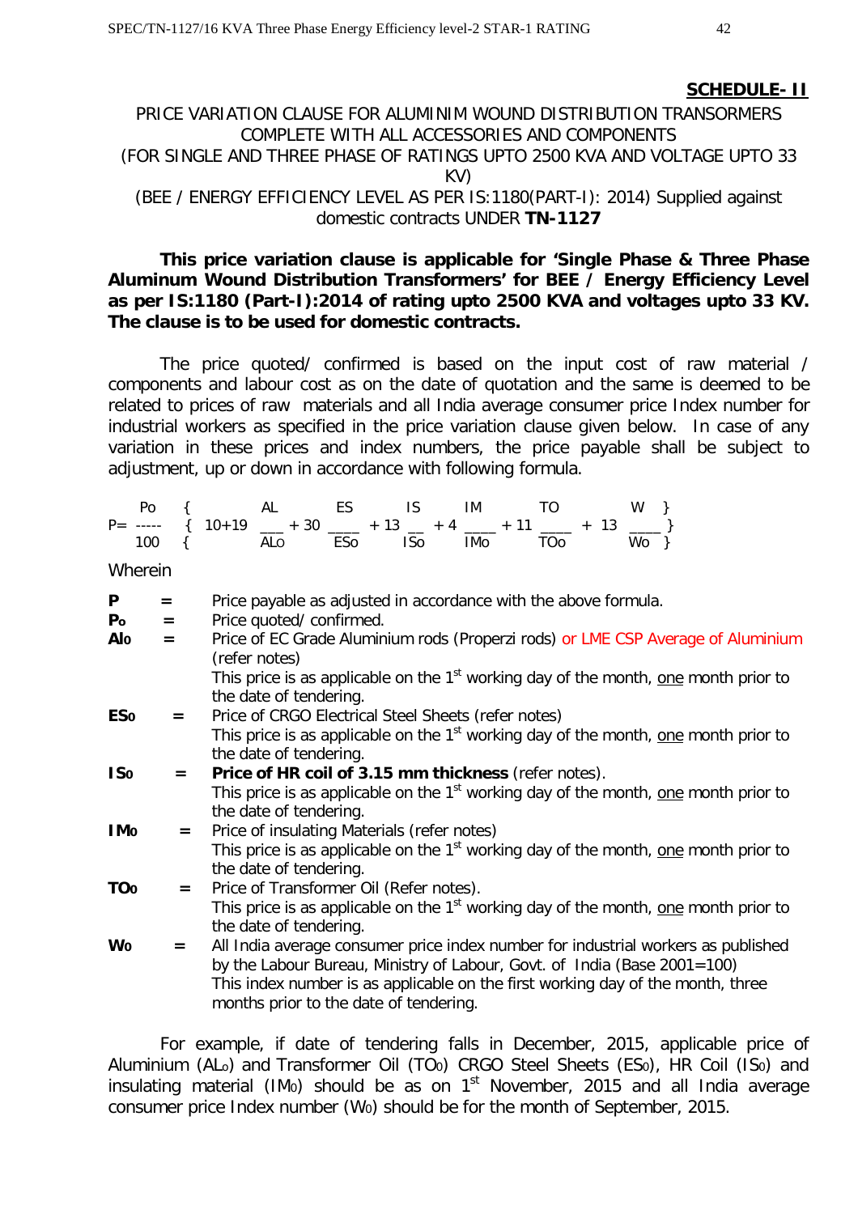**SCHEDULE- II**

PRICE VARIATION CLAUSE FOR ALUMINIM WOUND DISTRIBUTION TRANSORMERS COMPLETE WITH ALL ACCESSORIES AND COMPONENTS
(FOR SINGLE AND THREE PHASE OF RATINGS UPTO 2500 KVA AND VOLTAGE UPTO 33 KV)
(BEE / ENERGY EFFICIENCY LEVEL AS PER IS:1180(PART-I): 2014) Supplied against domestic contracts UNDER **TN-1127**

**This price variation clause is applicable for 'Single Phase & Three Phase Aluminum Wound Distribution Transformers' for BEE / Energy Efficiency Level as per IS:1180 (Part-I):2014 of rating upto 2500 KVA and voltages upto 33 KV. The clause is to be used for domestic contracts.**

The price quoted/ confirmed is based on the input cost of raw material / components and labour cost as on the date of quotation and the same is deemed to be related to prices of raw materials and all India average consumer price Index number for industrial workers as specified in the price variation clause given below. In case of any variation in these prices and index numbers, the price payable shall be subject to adjustment, up or down in accordance with following formula.

$$P = \frac{P_o}{100}\left\{10 + 19\frac{AL}{AL_o} + 30\frac{ES}{ES_o} + 13\frac{IS}{IS_o} + 4\frac{IM}{IM_o} + 11\frac{TO}{TO_o} + 13\frac{W}{W_o}\right\}$$

Wherein

**P** = Price payable as adjusted in accordance with the above formula.

**$P_o$** = Price quoted/ confirmed.

**$Al_o$** = Price of EC Grade Aluminium rods (Properzi rods) or LME CSP Average of Aluminium (refer notes)
This price is as applicable on the 1st working day of the month, one month prior to the date of tendering.

**$ES_o$** = Price of CRGO Electrical Steel Sheets (refer notes)
This price is as applicable on the 1st working day of the month, one month prior to the date of tendering.

**$IS_o$** = **Price of HR coil of 3.15 mm thickness** (refer notes).
This price is as applicable on the 1st working day of the month, one month prior to the date of tendering.

**$IM_o$** = Price of insulating Materials (refer notes)
This price is as applicable on the 1st working day of the month, one month prior to the date of tendering.

**$TO_o$** = Price of Transformer Oil (Refer notes).
This price is as applicable on the 1st working day of the month, one month prior to the date of tendering.

**$W_o$** = All India average consumer price index number for industrial workers as published by the Labour Bureau, Ministry of Labour, Govt. of India (Base 2001=100)
This index number is as applicable on the first working day of the month, three months prior to the date of tendering.

For example, if date of tendering falls in December, 2015, applicable price of Aluminium ($AL_o$) and Transformer Oil ($TO_o$) CRGO Steel Sheets ($ES_o$), HR Coil ($IS_o$) and insulating material ($IM_o$) should be as on 1st November, 2015 and all India average consumer price Index number ($W_o$) should be for the month of September, 2015.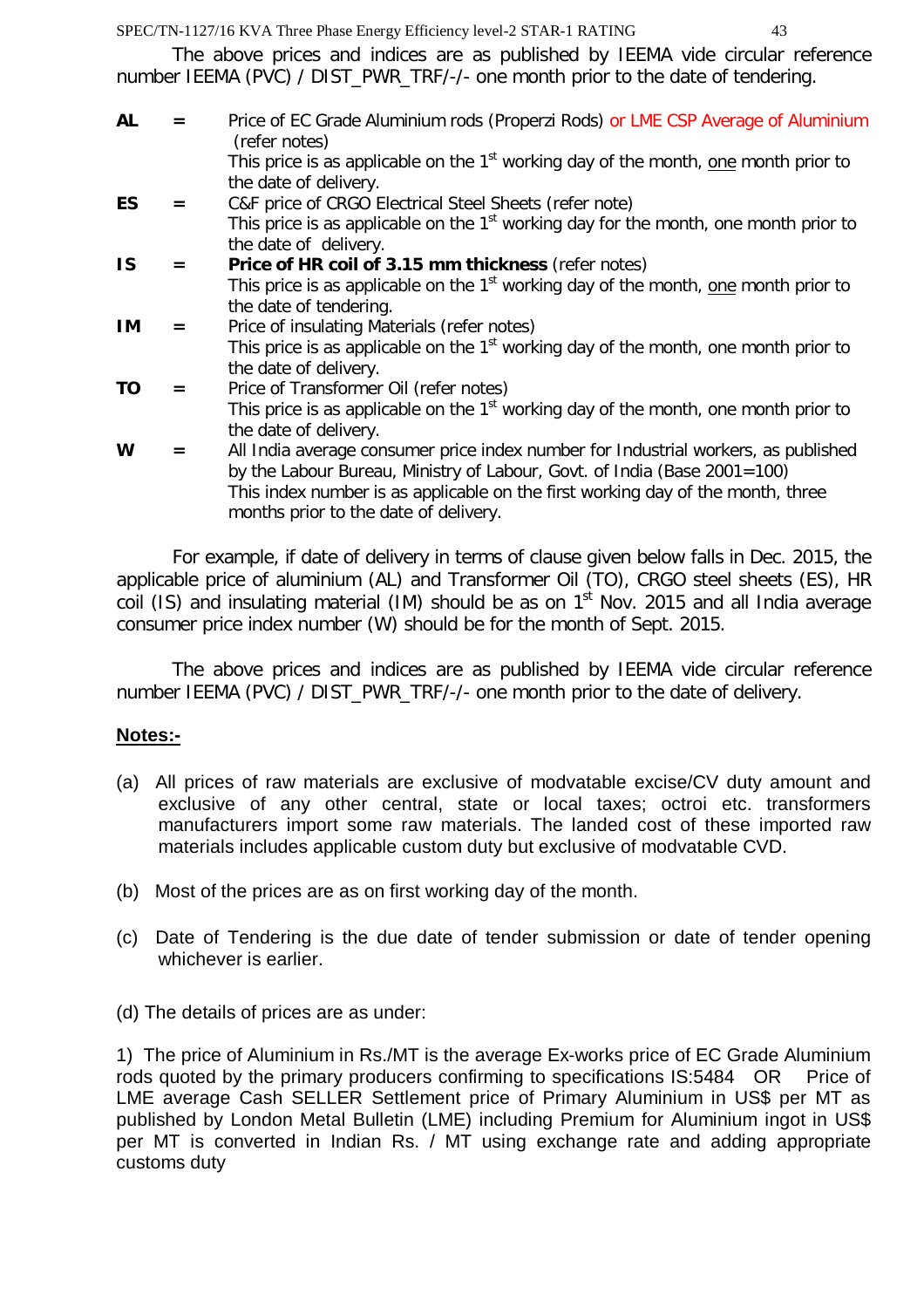The above prices and indices are as published by IEEMA vide circular reference number IEEMA (PVC) / DIST_PWR_TRF/-/- one month prior to the date of tendering.

| | | |
|---|---|---|
| **AL** | = | Price of EC Grade Aluminium rods (Properzi Rods) or LME CSP Average of Aluminium (refer notes)<br>This price is as applicable on the 1st working day of the month, one month prior to the date of delivery. |
| **ES** | = | C&F price of CRGO Electrical Steel Sheets (refer note)<br>This price is as applicable on the 1st working day for the month, one month prior to the date of delivery. |
| **IS** | = | **Price of HR coil of 3.15 mm thickness** (refer notes)<br>This price is as applicable on the 1st working day of the month, one month prior to the date of tendering. |
| **IM** | = | Price of insulating Materials (refer notes)<br>This price is as applicable on the 1st working day of the month, one month prior to the date of delivery. |
| **TO** | = | Price of Transformer Oil (refer notes)<br>This price is as applicable on the 1st working day of the month, one month prior to the date of delivery. |
| **W** | = | All India average consumer price index number for Industrial workers, as published by the Labour Bureau, Ministry of Labour, Govt. of India (Base 2001=100)<br>This index number is as applicable on the first working day of the month, three months prior to the date of delivery. |

For example, if date of delivery in terms of clause given below falls in Dec. 2015, the applicable price of aluminium (AL) and Transformer Oil (TO), CRGO steel sheets (ES), HR coil (IS) and insulating material (IM) should be as on 1st Nov. 2015 and all India average consumer price index number (W) should be for the month of Sept. 2015.

The above prices and indices are as published by IEEMA vide circular reference number IEEMA (PVC) / DIST_PWR_TRF/-/- one month prior to the date of delivery.

**Notes:-**

(a) All prices of raw materials are exclusive of modvatable excise/CV duty amount and exclusive of any other central, state or local taxes; octroi etc. transformers manufacturers import some raw materials. The landed cost of these imported raw materials includes applicable custom duty but exclusive of modvatable CVD.

(b) Most of the prices are as on first working day of the month.

(c) Date of Tendering is the due date of tender submission or date of tender opening whichever is earlier.

(d) The details of prices are as under:

1) The price of Aluminium in Rs./MT is the average Ex-works price of EC Grade Aluminium rods quoted by the primary producers confirming to specifications IS:5484 OR Price of LME average Cash SELLER Settlement price of Primary Aluminium in US$ per MT as published by London Metal Bulletin (LME) including Premium for Aluminium ingot in US$ per MT is converted in Indian Rs. / MT using exchange rate and adding appropriate customs duty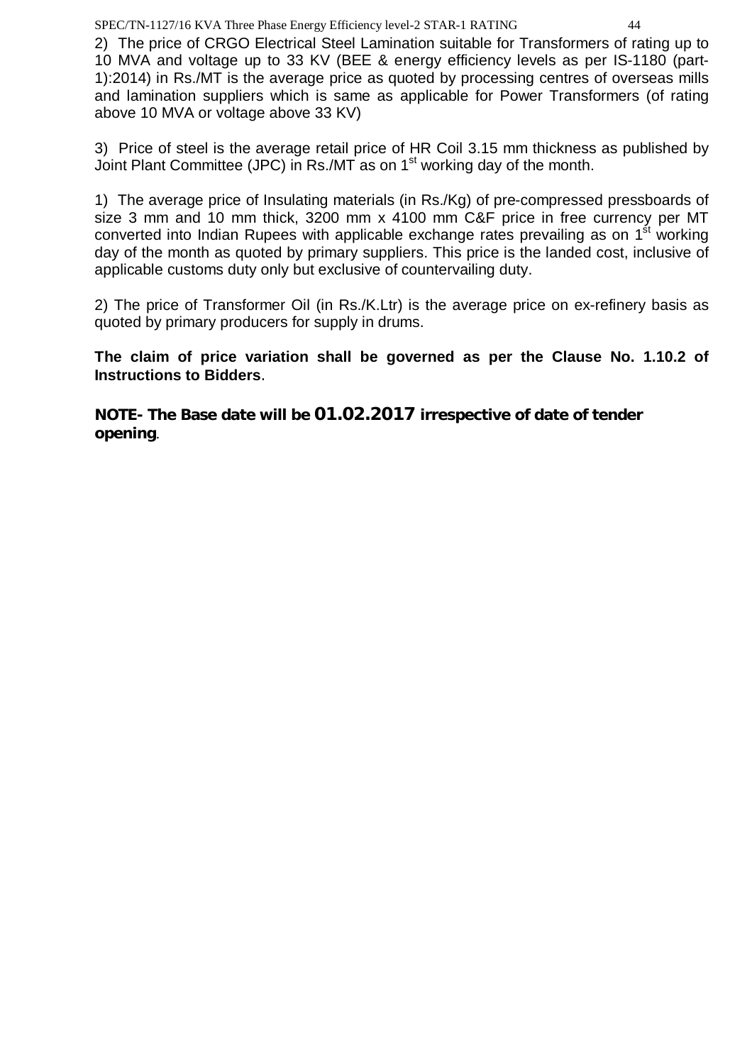2) The price of CRGO Electrical Steel Lamination suitable for Transformers of rating up to 10 MVA and voltage up to 33 KV (BEE & energy efficiency levels as per IS-1180 (part-1):2014) in Rs./MT is the average price as quoted by processing centres of overseas mills and lamination suppliers which is same as applicable for Power Transformers (of rating above 10 MVA or voltage above 33 KV)

3) Price of steel is the average retail price of HR Coil 3.15 mm thickness as published by Joint Plant Committee (JPC) in Rs./MT as on 1st working day of the month.

1) The average price of Insulating materials (in Rs./Kg) of pre-compressed pressboards of size 3 mm and 10 mm thick, 3200 mm x 4100 mm C&F price in free currency per MT converted into Indian Rupees with applicable exchange rates prevailing as on 1st working day of the month as quoted by primary suppliers. This price is the landed cost, inclusive of applicable customs duty only but exclusive of countervailing duty.

2) The price of Transformer Oil (in Rs./K.Ltr) is the average price on ex-refinery basis as quoted by primary producers for supply in drums.

**The claim of price variation shall be governed as per the Clause No. 1.10.2 of Instructions to Bidders**.

**NOTE- The Base date will be 01.02.2017 irrespective of date of tender opening**.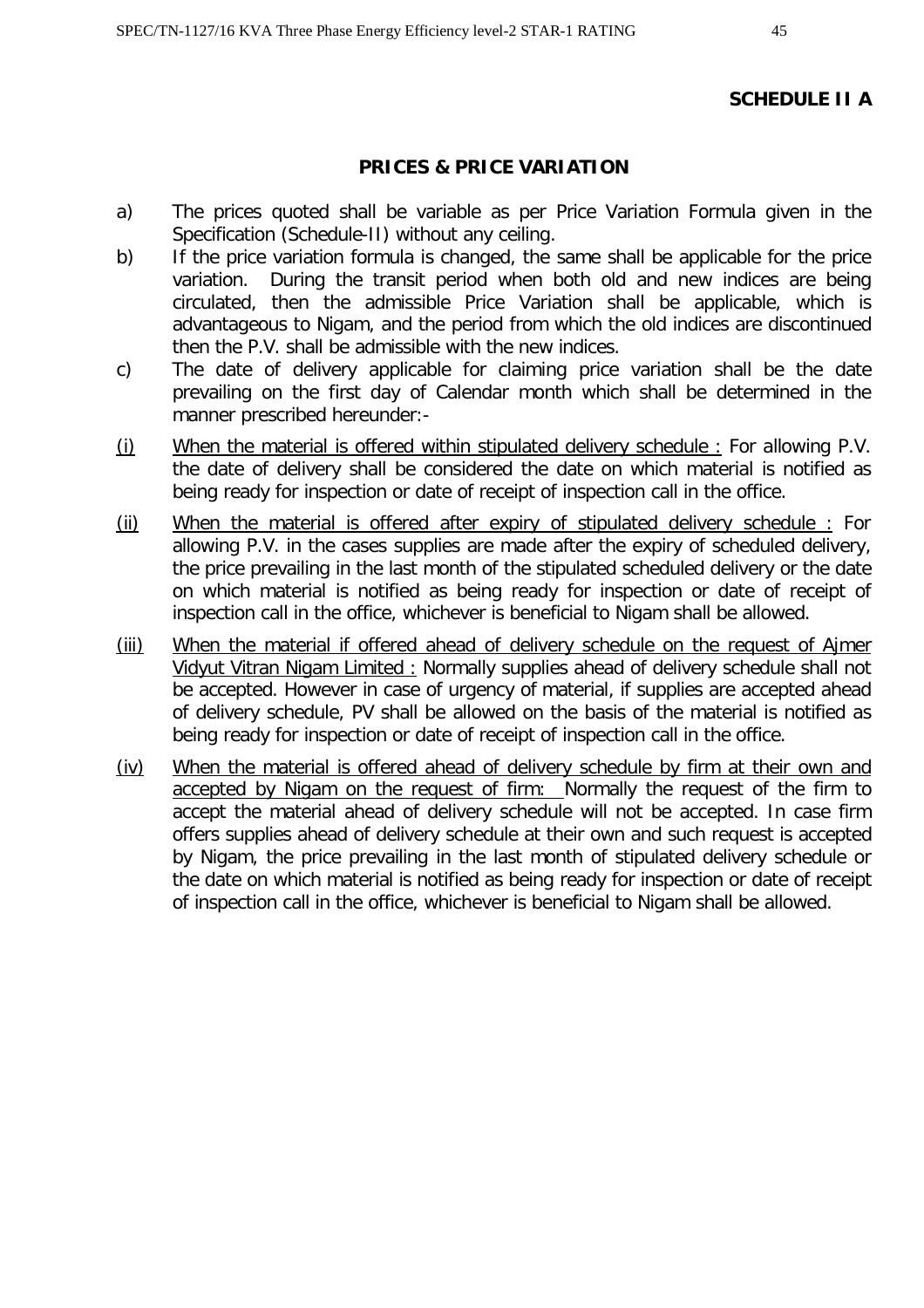**SCHEDULE II A**

## PRICES & PRICE VARIATION

a) The prices quoted shall be variable as per Price Variation Formula given in the Specification (Schedule-II) without any ceiling.

b) If the price variation formula is changed, the same shall be applicable for the price variation. During the transit period when both old and new indices are being circulated, then the admissible Price Variation shall be applicable, which is advantageous to Nigam, and the period from which the old indices are discontinued then the P.V. shall be admissible with the new indices.

c) The date of delivery applicable for claiming price variation shall be the date prevailing on the first day of Calendar month which shall be determined in the manner prescribed hereunder:-

(i) When the material is offered within stipulated delivery schedule : For allowing P.V. the date of delivery shall be considered the date on which material is notified as being ready for inspection or date of receipt of inspection call in the office.

(ii) When the material is offered after expiry of stipulated delivery schedule : For allowing P.V. in the cases supplies are made after the expiry of scheduled delivery, the price prevailing in the last month of the stipulated scheduled delivery or the date on which material is notified as being ready for inspection or date of receipt of inspection call in the office, whichever is beneficial to Nigam shall be allowed.

(iii) When the material if offered ahead of delivery schedule on the request of Ajmer Vidyut Vitran Nigam Limited : Normally supplies ahead of delivery schedule shall not be accepted. However in case of urgency of material, if supplies are accepted ahead of delivery schedule, PV shall be allowed on the basis of the material is notified as being ready for inspection or date of receipt of inspection call in the office.

(iv) When the material is offered ahead of delivery schedule by firm at their own and accepted by Nigam on the request of firm: Normally the request of the firm to accept the material ahead of delivery schedule will not be accepted. In case firm offers supplies ahead of delivery schedule at their own and such request is accepted by Nigam, the price prevailing in the last month of stipulated delivery schedule or the date on which material is notified as being ready for inspection or date of receipt of inspection call in the office, whichever is beneficial to Nigam shall be allowed.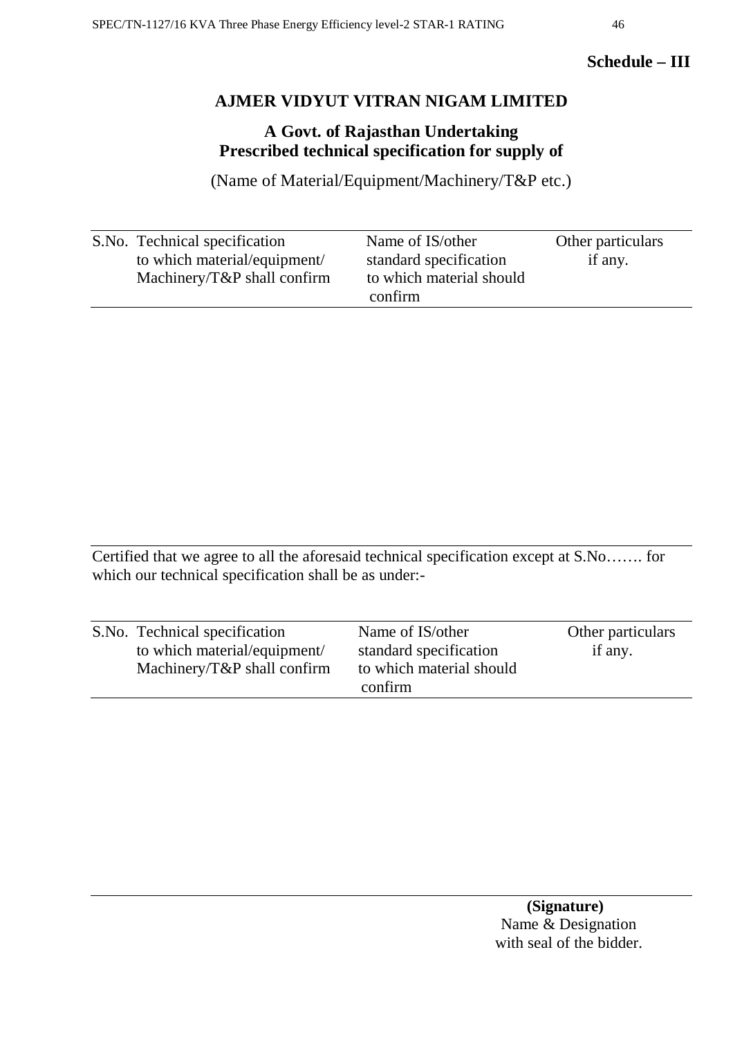**Schedule – III**

## AJMER VIDYUT VITRAN NIGAM LIMITED

### A Govt. of Rajasthan Undertaking
### Prescribed technical specification for supply of

(Name of Material/Equipment/Machinery/T&P etc.)

| S.No. | Technical specification to which material/equipment/ Machinery/T&P shall confirm | Name of IS/other standard specification to which material should confirm | Other particulars if any. |
|---|---|---|---|
| | | | |

Certified that we agree to all the aforesaid technical specification except at S.No……. for which our technical specification shall be as under:-

| S.No. | Technical specification to which material/equipment/ Machinery/T&P shall confirm | Name of IS/other standard specification to which material should confirm | Other particulars if any. |
|---|---|---|---|
| | | | |

**(Signature)**
Name & Designation
with seal of the bidder.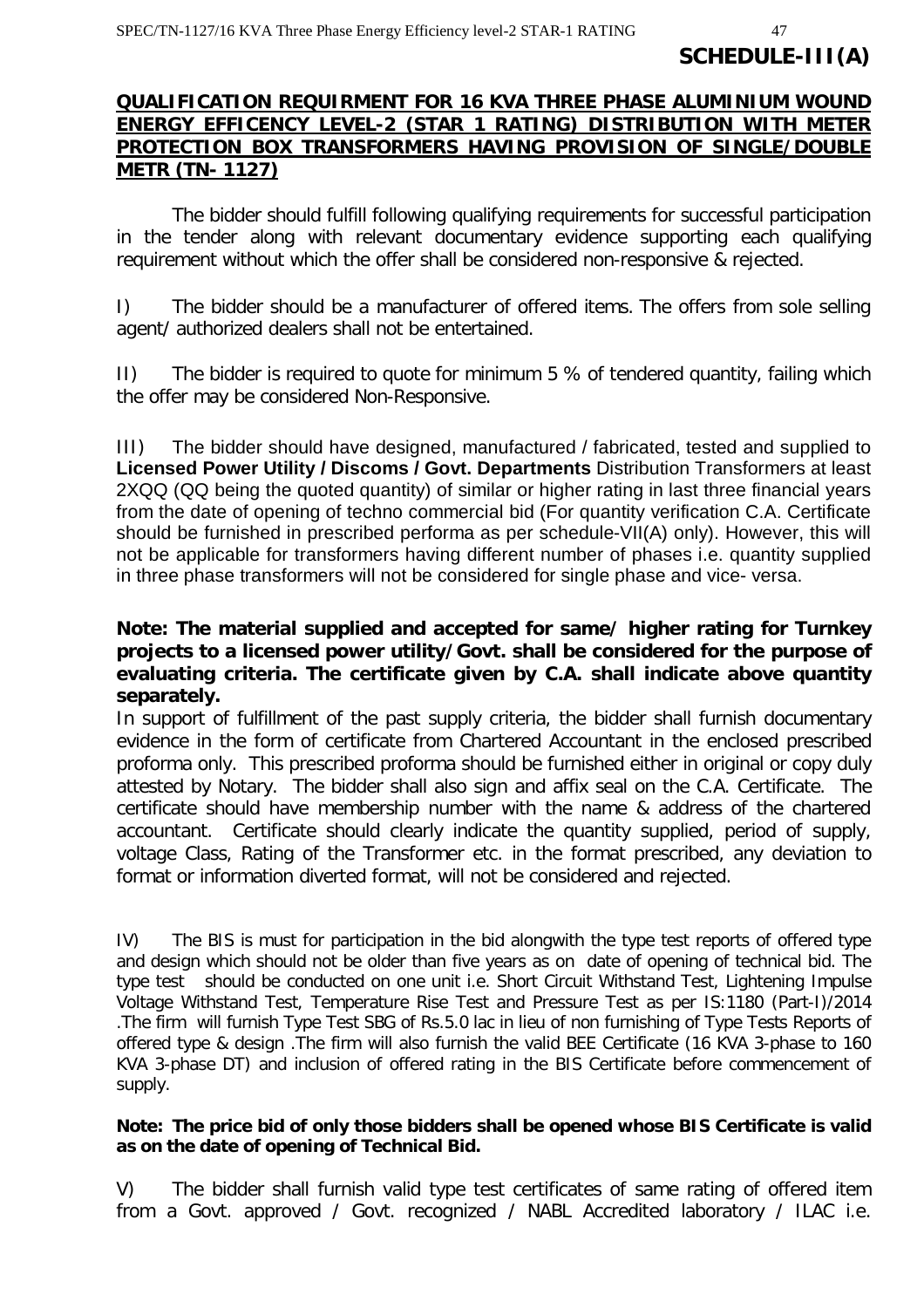**SCHEDULE-III(A)**

**QUALIFICATION REQUIRMENT FOR 16 KVA THREE PHASE ALUMINIUM WOUND ENERGY EFFICENCY LEVEL-2 (STAR 1 RATING) DISTRIBUTION WITH METER PROTECTION BOX TRANSFORMERS HAVING PROVISION OF SINGLE/DOUBLE METR (TN- 1127)**

The bidder should fulfill following qualifying requirements for successful participation in the tender along with relevant documentary evidence supporting each qualifying requirement without which the offer shall be considered non-responsive & rejected.

I) The bidder should be a manufacturer of offered items. The offers from sole selling agent/ authorized dealers shall not be entertained.

II) The bidder is required to quote for minimum 5 % of tendered quantity, failing which the offer may be considered Non-Responsive.

III) The bidder should have designed, manufactured / fabricated, tested and supplied to **Licensed Power Utility / Discoms / Govt. Departments** Distribution Transformers at least 2XQQ (QQ being the quoted quantity) of similar or higher rating in last three financial years from the date of opening of techno commercial bid (For quantity verification C.A. Certificate should be furnished in prescribed performa as per schedule-VII(A) only). However, this will not be applicable for transformers having different number of phases i.e. quantity supplied in three phase transformers will not be considered for single phase and vice- versa.

**Note: The material supplied and accepted for same/ higher rating for Turnkey projects to a licensed power utility/Govt. shall be considered for the purpose of evaluating criteria. The certificate given by C.A. shall indicate above quantity separately.**

In support of fulfillment of the past supply criteria, the bidder shall furnish documentary evidence in the form of certificate from Chartered Accountant in the enclosed prescribed proforma only. This prescribed proforma should be furnished either in original or copy duly attested by Notary. The bidder shall also sign and affix seal on the C.A. Certificate. The certificate should have membership number with the name & address of the chartered accountant. Certificate should clearly indicate the quantity supplied, period of supply, voltage Class, Rating of the Transformer etc. in the format prescribed, any deviation to format or information diverted format, will not be considered and rejected.

IV) The BIS is must for participation in the bid alongwith the type test reports of offered type and design which should not be older than five years as on date of opening of technical bid. The type test should be conducted on one unit i.e. Short Circuit Withstand Test, Lightening Impulse Voltage Withstand Test, Temperature Rise Test and Pressure Test as per IS:1180 (Part-I)/2014 .The firm will furnish Type Test SBG of Rs.5.0 lac in lieu of non furnishing of Type Tests Reports of offered type & design .The firm will also furnish the valid BEE Certificate (16 KVA 3-phase to 160 KVA 3-phase DT) and inclusion of offered rating in the BIS Certificate before commencement of supply.

**Note: The price bid of only those bidders shall be opened whose BIS Certificate is valid as on the date of opening of Technical Bid.**

V) The bidder shall furnish valid type test certificates of same rating of offered item from a Govt. approved / Govt. recognized / NABL Accredited laboratory / ILAC i.e.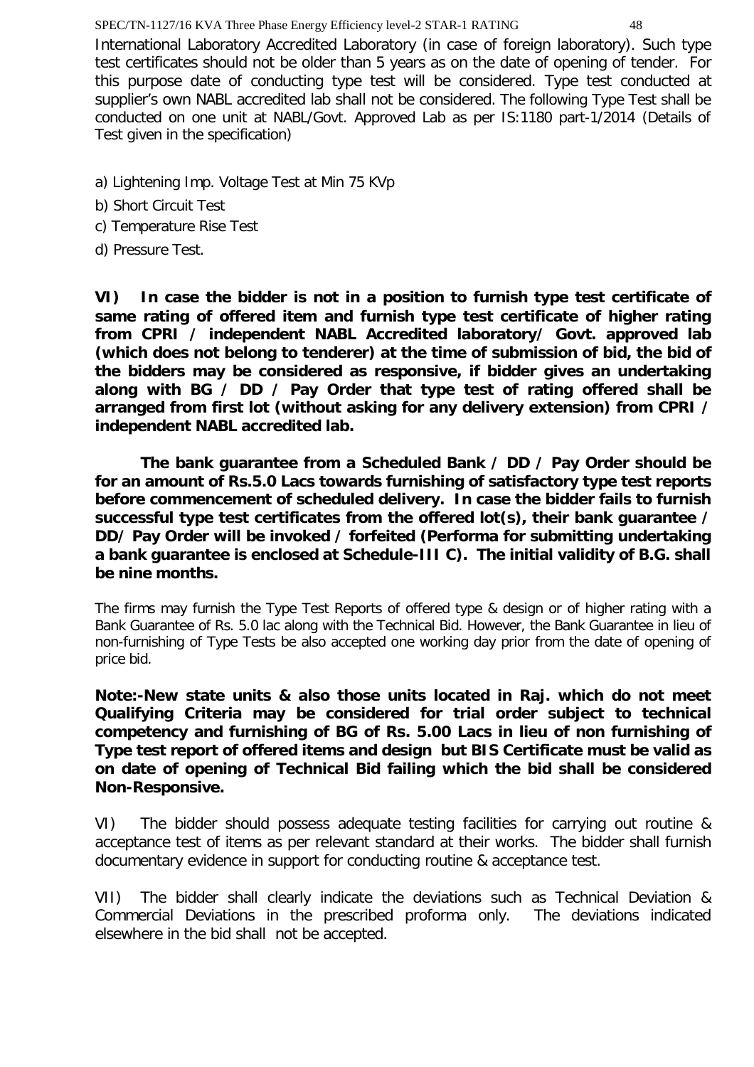International Laboratory Accredited Laboratory (in case of foreign laboratory). Such type test certificates should not be older than 5 years as on the date of opening of tender. For this purpose date of conducting type test will be considered. Type test conducted at supplier's own NABL accredited lab shall not be considered. The following Type Test shall be conducted on one unit at NABL/Govt. Approved Lab as per IS:1180 part-1/2014 (Details of Test given in the specification)

a) Lightening Imp. Voltage Test at Min 75 KVp

b) Short Circuit Test

c) Temperature Rise Test

d) Pressure Test.

**VI) In case the bidder is not in a position to furnish type test certificate of same rating of offered item and furnish type test certificate of higher rating from CPRI / independent NABL Accredited laboratory/ Govt. approved lab (which does not belong to tenderer) at the time of submission of bid, the bid of the bidders may be considered as responsive, if bidder gives an undertaking along with BG / DD / Pay Order that type test of rating offered shall be arranged from first lot (without asking for any delivery extension) from CPRI / independent NABL accredited lab.**

**The bank guarantee from a Scheduled Bank / DD / Pay Order should be for an amount of Rs.5.0 Lacs towards furnishing of satisfactory type test reports before commencement of scheduled delivery. In case the bidder fails to furnish successful type test certificates from the offered lot(s), their bank guarantee / DD/ Pay Order will be invoked / forfeited (Performa for submitting undertaking a bank guarantee is enclosed at Schedule-III C). The initial validity of B.G. shall be nine months.**

The firms may furnish the Type Test Reports of offered type & design or of higher rating with a Bank Guarantee of Rs. 5.0 lac along with the Technical Bid. However, the Bank Guarantee in lieu of non-furnishing of Type Tests be also accepted one working day prior from the date of opening of price bid.

**Note:-New state units & also those units located in Raj. which do not meet Qualifying Criteria may be considered for trial order subject to technical competency and furnishing of BG of Rs. 5.00 Lacs in lieu of non furnishing of Type test report of offered items and design but BIS Certificate must be valid as on date of opening of Technical Bid failing which the bid shall be considered Non-Responsive.**

VI) The bidder should possess adequate testing facilities for carrying out routine & acceptance test of items as per relevant standard at their works. The bidder shall furnish documentary evidence in support for conducting routine & acceptance test.

VII) The bidder shall clearly indicate the deviations such as Technical Deviation & Commercial Deviations in the prescribed proforma only. The deviations indicated elsewhere in the bid shall not be accepted.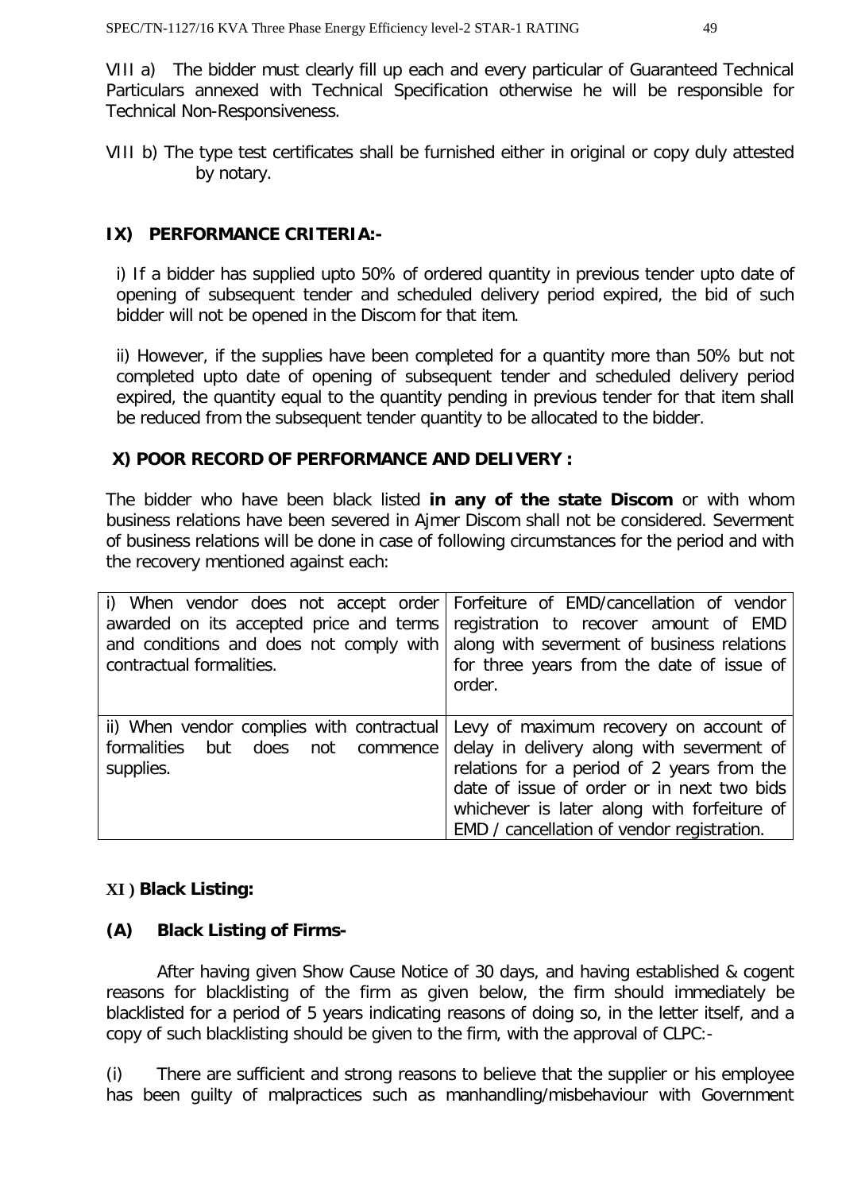VIII a) The bidder must clearly fill up each and every particular of Guaranteed Technical Particulars annexed with Technical Specification otherwise he will be responsible for Technical Non-Responsiveness.

VIII b) The type test certificates shall be furnished either in original or copy duly attested by notary.

## IX) PERFORMANCE CRITERIA:-

i) If a bidder has supplied upto 50% of ordered quantity in previous tender upto date of opening of subsequent tender and scheduled delivery period expired, the bid of such bidder will not be opened in the Discom for that item.

ii) However, if the supplies have been completed for a quantity more than 50% but not completed upto date of opening of subsequent tender and scheduled delivery period expired, the quantity equal to the quantity pending in previous tender for that item shall be reduced from the subsequent tender quantity to be allocated to the bidder.

## X) POOR RECORD OF PERFORMANCE AND DELIVERY :

The bidder who have been black listed **in any of the state Discom** or with whom business relations have been severed in Ajmer Discom shall not be considered. Severment of business relations will be done in case of following circumstances for the period and with the recovery mentioned against each:

| | |
|---|---|
| i) When vendor does not accept order awarded on its accepted price and terms and conditions and does not comply with contractual formalities. | Forfeiture of EMD/cancellation of vendor registration to recover amount of EMD along with severment of business relations for three years from the date of issue of order. |
| ii) When vendor complies with contractual formalities but does not commence supplies. | Levy of maximum recovery on account of delay in delivery along with severment of relations for a period of 2 years from the date of issue of order or in next two bids whichever is later along with forfeiture of EMD / cancellation of vendor registration. |

## XI ) Black Listing:

### (A) Black Listing of Firms-

After having given Show Cause Notice of 30 days, and having established & cogent reasons for blacklisting of the firm as given below, the firm should immediately be blacklisted for a period of 5 years indicating reasons of doing so, in the letter itself, and a copy of such blacklisting should be given to the firm, with the approval of CLPC:-

(i) There are sufficient and strong reasons to believe that the supplier or his employee has been guilty of malpractices such as manhandling/misbehaviour with Government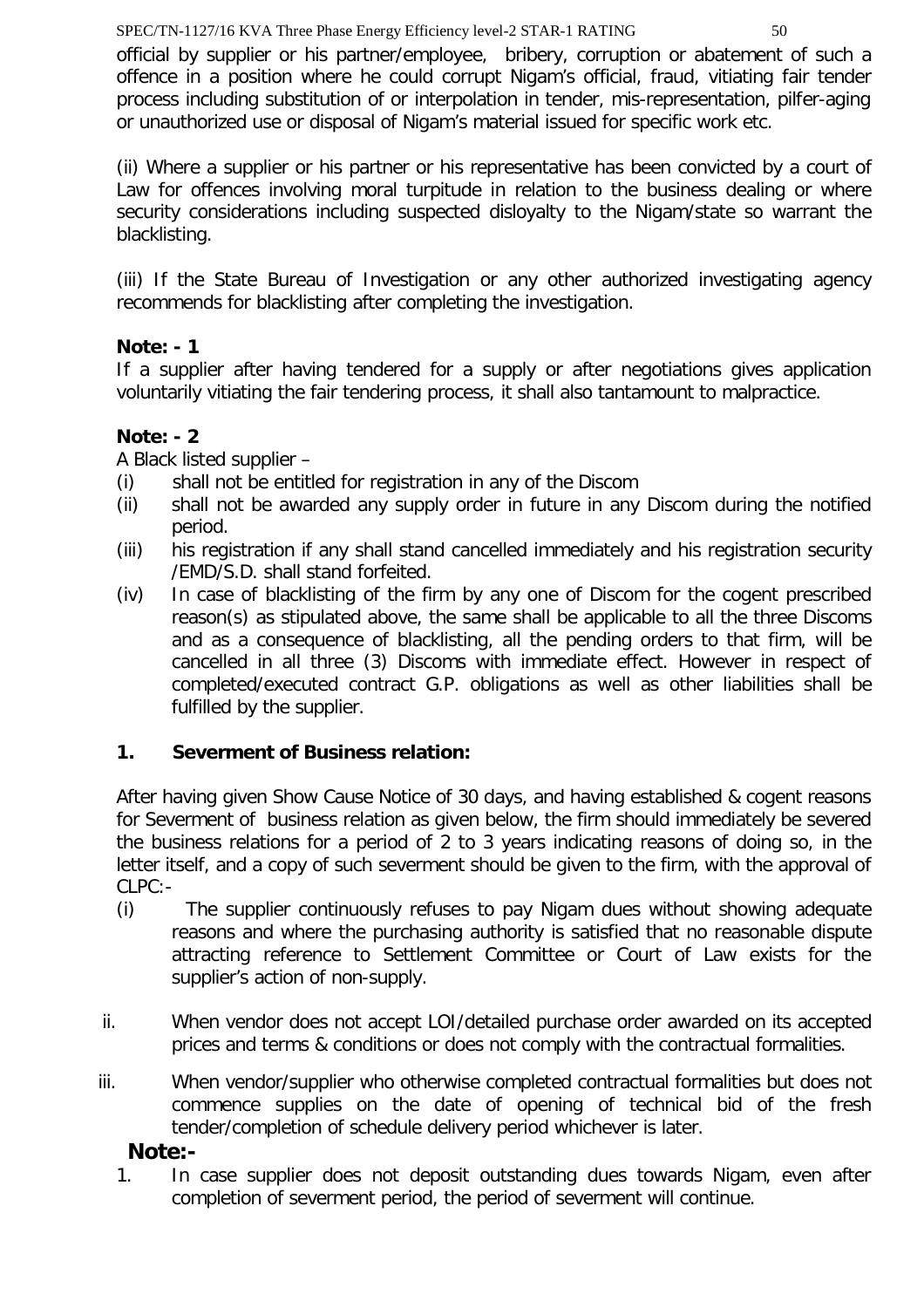official by supplier or his partner/employee, bribery, corruption or abatement of such a offence in a position where he could corrupt Nigam's official, fraud, vitiating fair tender process including substitution of or interpolation in tender, mis-representation, pilfer-aging or unauthorized use or disposal of Nigam's material issued for specific work etc.

(ii) Where a supplier or his partner or his representative has been convicted by a court of Law for offences involving moral turpitude in relation to the business dealing or where security considerations including suspected disloyalty to the Nigam/state so warrant the blacklisting.

(iii) If the State Bureau of Investigation or any other authorized investigating agency recommends for blacklisting after completing the investigation.

**Note: - 1**

If a supplier after having tendered for a supply or after negotiations gives application voluntarily vitiating the fair tendering process, it shall also tantamount to malpractice.

**Note: - 2**

A Black listed supplier –

(i) shall not be entitled for registration in any of the Discom

(ii) shall not be awarded any supply order in future in any Discom during the notified period.

(iii) his registration if any shall stand cancelled immediately and his registration security /EMD/S.D. shall stand forfeited.

(iv) In case of blacklisting of the firm by any one of Discom for the cogent prescribed reason(s) as stipulated above, the same shall be applicable to all the three Discoms and as a consequence of blacklisting, all the pending orders to that firm, will be cancelled in all three (3) Discoms with immediate effect. However in respect of completed/executed contract G.P. obligations as well as other liabilities shall be fulfilled by the supplier.

**1. Severment of Business relation:**

After having given Show Cause Notice of 30 days, and having established & cogent reasons for Severment of business relation as given below, the firm should immediately be severed the business relations for a period of 2 to 3 years indicating reasons of doing so, in the letter itself, and a copy of such severment should be given to the firm, with the approval of CLPC:-

(i) The supplier continuously refuses to pay Nigam dues without showing adequate reasons and where the purchasing authority is satisfied that no reasonable dispute attracting reference to Settlement Committee or Court of Law exists for the supplier's action of non-supply.

ii. When vendor does not accept LOI/detailed purchase order awarded on its accepted prices and terms & conditions or does not comply with the contractual formalities.

iii. When vendor/supplier who otherwise completed contractual formalities but does not commence supplies on the date of opening of technical bid of the fresh tender/completion of schedule delivery period whichever is later.

**Note:-**

1. In case supplier does not deposit outstanding dues towards Nigam, even after completion of severment period, the period of severment will continue.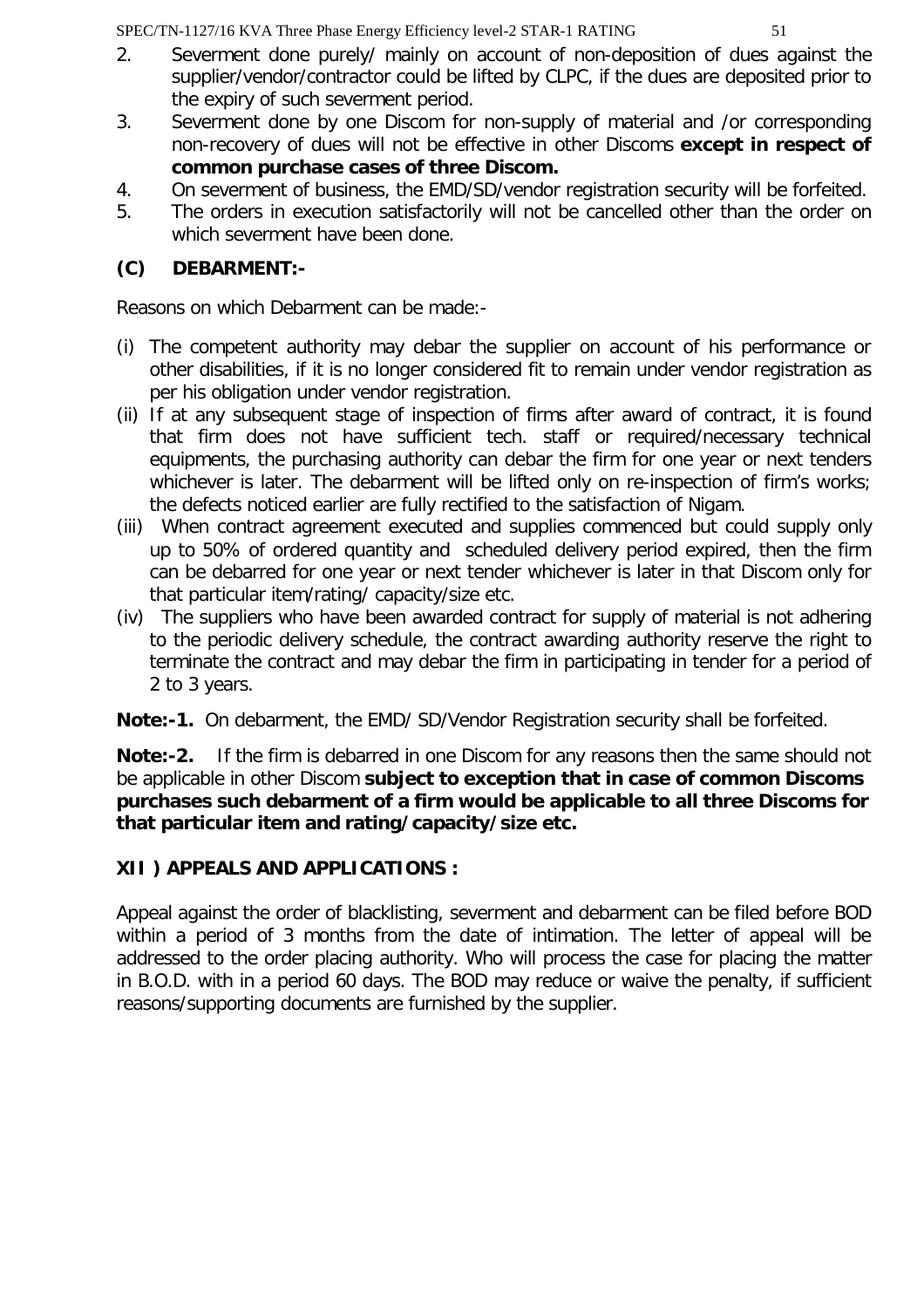2. Severment done purely/ mainly on account of non-deposition of dues against the supplier/vendor/contractor could be lifted by CLPC, if the dues are deposited prior to the expiry of such severment period.
3. Severment done by one Discom for non-supply of material and /or corresponding non-recovery of dues will not be effective in other Discoms **except in respect of common purchase cases of three Discom.**
4. On severment of business, the EMD/SD/vendor registration security will be forfeited.
5. The orders in execution satisfactorily will not be cancelled other than the order on which severment have been done.

**(C) DEBARMENT:-**

Reasons on which Debarment can be made:-

(i) The competent authority may debar the supplier on account of his performance or other disabilities, if it is no longer considered fit to remain under vendor registration as per his obligation under vendor registration.

(ii) If at any subsequent stage of inspection of firms after award of contract, it is found that firm does not have sufficient tech. staff or required/necessary technical equipments, the purchasing authority can debar the firm for one year or next tenders whichever is later. The debarment will be lifted only on re-inspection of firm's works; the defects noticed earlier are fully rectified to the satisfaction of Nigam.

(iii) When contract agreement executed and supplies commenced but could supply only up to 50% of ordered quantity and scheduled delivery period expired, then the firm can be debarred for one year or next tender whichever is later in that Discom only for that particular item/rating/ capacity/size etc.

(iv) The suppliers who have been awarded contract for supply of material is not adhering to the periodic delivery schedule, the contract awarding authority reserve the right to terminate the contract and may debar the firm in participating in tender for a period of 2 to 3 years.

**Note:-1.** On debarment, the EMD/ SD/Vendor Registration security shall be forfeited.

**Note:-2.** If the firm is debarred in one Discom for any reasons then the same should not be applicable in other Discom **subject to exception that in case of common Discoms purchases such debarment of a firm would be applicable to all three Discoms for that particular item and rating/capacity/size etc.**

**XII ) APPEALS AND APPLICATIONS :**

Appeal against the order of blacklisting, severment and debarment can be filed before BOD within a period of 3 months from the date of intimation. The letter of appeal will be addressed to the order placing authority. Who will process the case for placing the matter in B.O.D. with in a period 60 days. The BOD may reduce or waive the penalty, if sufficient reasons/supporting documents are furnished by the supplier.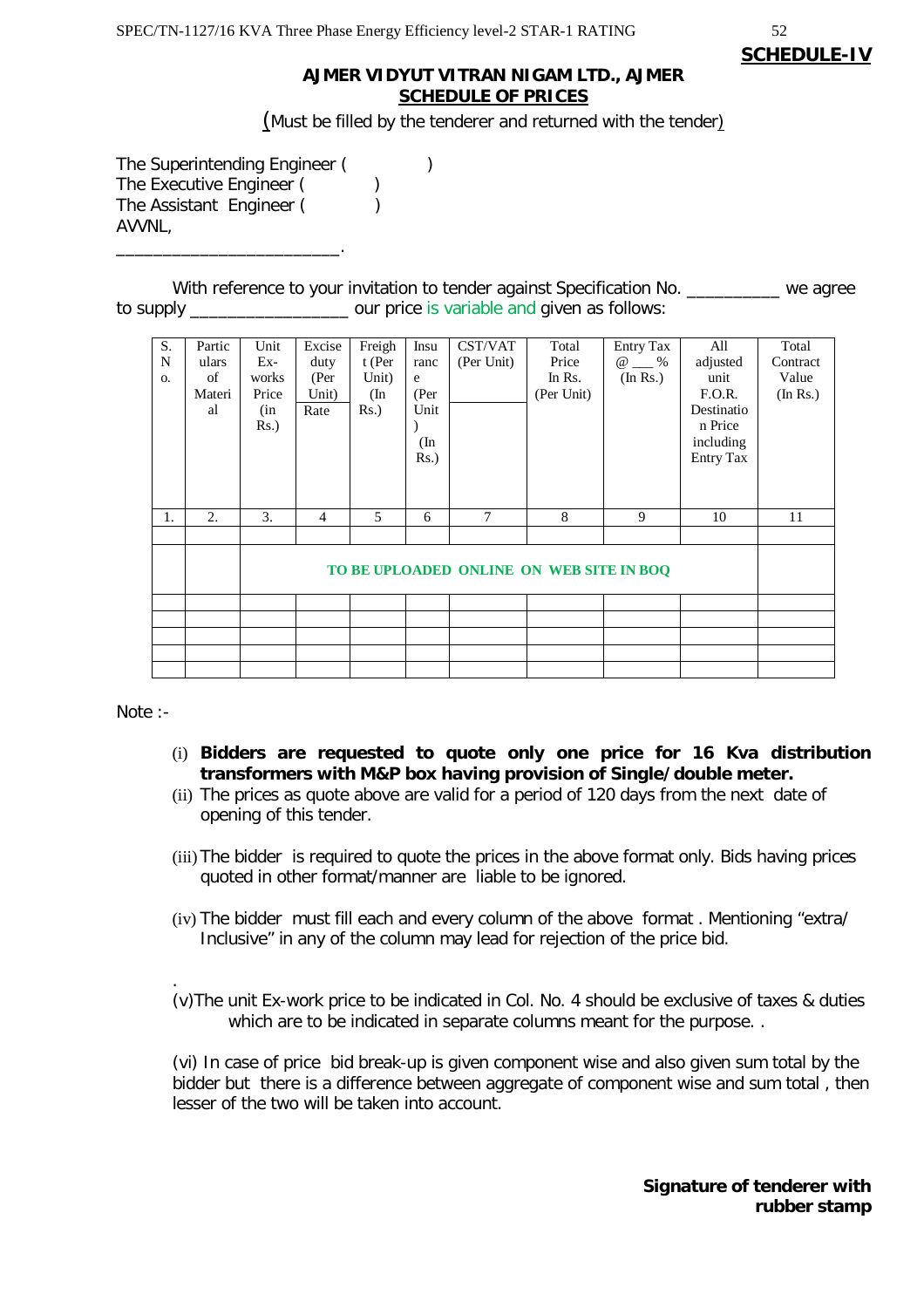**SCHEDULE-IV**

## AJMER VIDYUT VITRAN NIGAM LTD., AJMER
## SCHEDULE OF PRICES

(Must be filled by the tenderer and returned with the tender)

The Superintending Engineer (                )
The Executive Engineer (              )
The Assistant Engineer (              )
AVVNL,
_______________________.

With reference to your invitation to tender against Specification No. __________ we agree to supply _________________ our price is variable and given as follows:

| S. No. | Particulars of Material | Unit Ex-works Price (in Rs.) | Excise duty (Per Unit) Rate | Freight (Per Unit) (In Rs.) | Insurance (Per Unit) (In Rs.) | CST/VAT (Per Unit) | Total Price In Rs. (Per Unit) | Entry Tax @ ___ % (In Rs.) | All adjusted unit F.O.R. Destination Price including Entry Tax | Total Contract Value (In Rs.) |
|---|---|---|---|---|---|---|---|---|---|---|
| 1. | 2. | 3. | 4 | 5 | 6 | 7 | 8 | 9 | 10 | 11 |
| | | | | | | | | | | |
| | | TO BE UPLOADED ONLINE ON WEB SITE IN BOQ | | | | | | | | |
| | | | | | | | | | | |
| | | | | | | | | | | |
| | | | | | | | | | | |
| | | | | | | | | | | |
| | | | | | | | | | | |

Note :-

(i) **Bidders are requested to quote only one price for 16 Kva distribution transformers with M&P box having provision of Single/double meter.**

(ii) The prices as quote above are valid for a period of 120 days from the next date of opening of this tender.

(iii) The bidder is required to quote the prices in the above format only. Bids having prices quoted in other format/manner are liable to be ignored.

(iv) The bidder must fill each and every column of the above format . Mentioning "extra/ Inclusive" in any of the column may lead for rejection of the price bid.

.

(v)The unit Ex-work price to be indicated in Col. No. 4 should be exclusive of taxes & duties which are to be indicated in separate columns meant for the purpose. .

(vi) In case of price bid break-up is given component wise and also given sum total by the bidder but there is a difference between aggregate of component wise and sum total , then lesser of the two will be taken into account.

**Signature of tenderer with rubber stamp**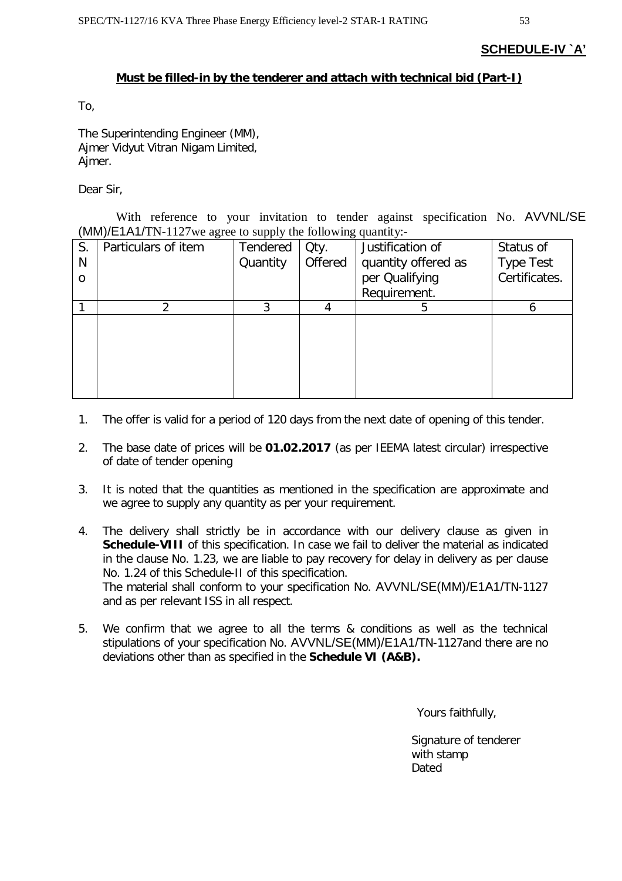**SCHEDULE-IV `A'**

**Must be filled-in by the tenderer and attach with technical bid (Part-I)**

To,

The Superintending Engineer (MM),
Ajmer Vidyut Vitran Nigam Limited,
Ajmer.

Dear Sir,

With reference to your invitation to tender against specification No. AVVNL/SE (MM)/E1A1/TN-1127we agree to supply the following quantity:-

| S. No | Particulars of item | Tendered Quantity | Qty. Offered | Justification of quantity offered as per Qualifying Requirement. | Status of Type Test Certificates. |
|---|---|---|---|---|---|
| 1 | 2 | 3 | 4 | 5 | 6 |
| | | | | | |

1. The offer is valid for a period of 120 days from the next date of opening of this tender.

2. The base date of prices will be **01.02.2017** (as per IEEMA latest circular) irrespective of date of tender opening

3. It is noted that the quantities as mentioned in the specification are approximate and we agree to supply any quantity as per your requirement.

4. The delivery shall strictly be in accordance with our delivery clause as given in **Schedule-VIII** of this specification. In case we fail to deliver the material as indicated in the clause No. 1.23, we are liable to pay recovery for delay in delivery as per clause No. 1.24 of this Schedule-II of this specification.
   The material shall conform to your specification No. AVVNL/SE(MM)/E1A1/TN-1127 and as per relevant ISS in all respect.

5. We confirm that we agree to all the terms & conditions as well as the technical stipulations of your specification No. AVVNL/SE(MM)/E1A1/TN-1127and there are no deviations other than as specified in the **Schedule VI (A&B).**

Yours faithfully,

Signature of tenderer
with stamp
Dated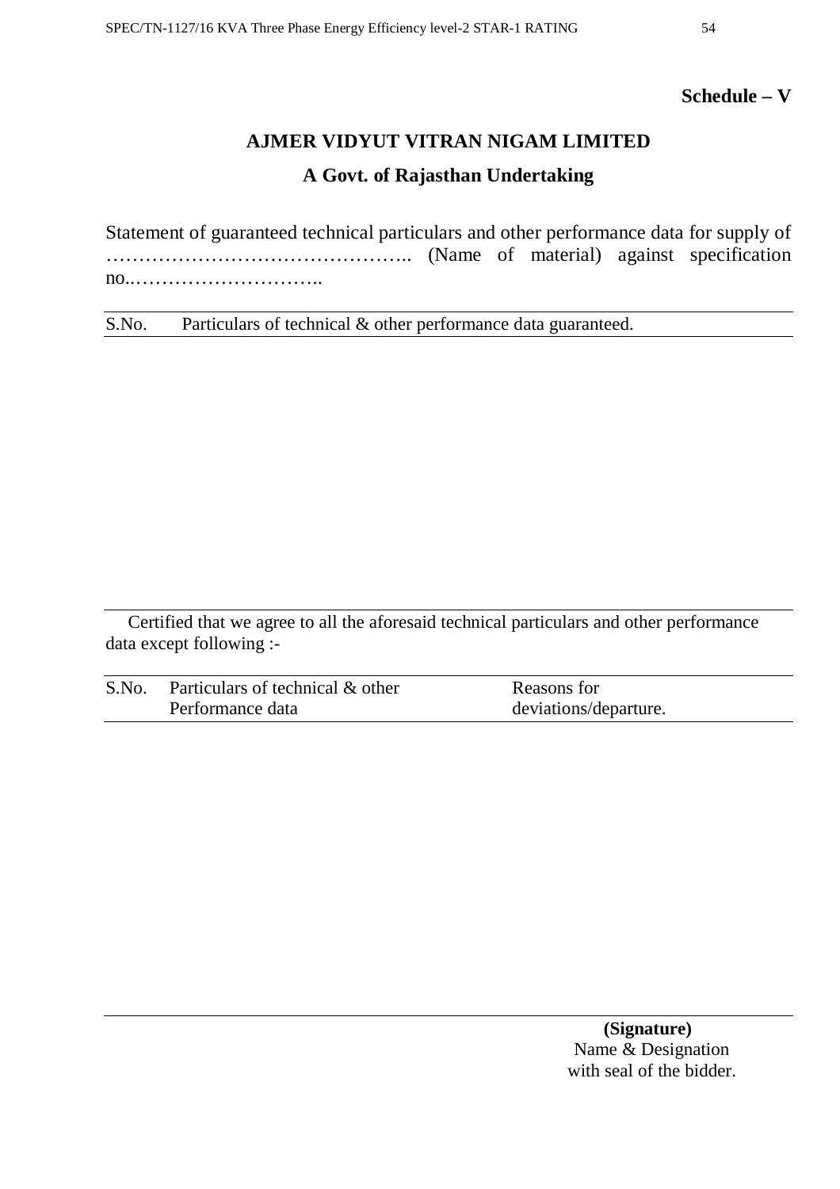**Schedule – V**

## AJMER VIDYUT VITRAN NIGAM LIMITED

### A Govt. of Rajasthan Undertaking

Statement of guaranteed technical particulars and other performance data for supply of ……………………………………….. (Name of material) against specification no..………………………..

| S.No. | Particulars of technical & other performance data guaranteed. |
|---|---|
| | |

Certified that we agree to all the aforesaid technical particulars and other performance data except following :-

| S.No. | Particulars of technical & other Performance data | Reasons for deviations/departure. |
|---|---|---|
| | | |

**(Signature)**
Name & Designation
with seal of the bidder.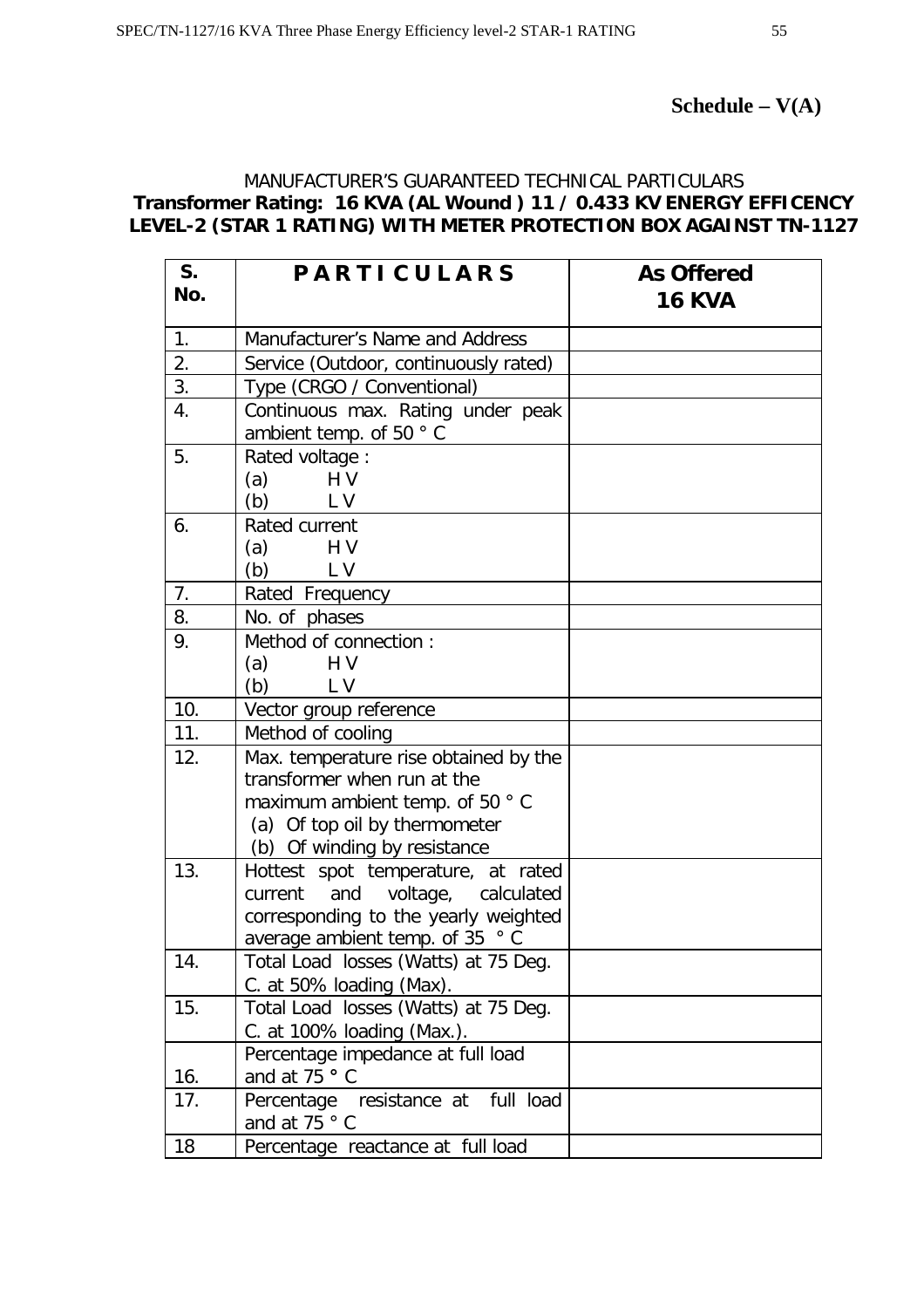**Schedule – V(A)**

MANUFACTURER'S GUARANTEED TECHNICAL PARTICULARS

**Transformer Rating: 16 KVA (AL Wound ) 11 / 0.433 KV ENERGY EFFICENCY LEVEL-2 (STAR 1 RATING) WITH METER PROTECTION BOX AGAINST TN-1127**

| S. No. | PARTICULARS | As Offered 16 KVA |
|---|---|---|
| 1. | Manufacturer's Name and Address | |
| 2. | Service (Outdoor, continuously rated) | |
| 3. | Type (CRGO / Conventional) | |
| 4. | Continuous max. Rating under peak ambient temp. of 50 ° C | |
| 5. | Rated voltage :<br>(a) H V<br>(b) L V | |
| 6. | Rated current<br>(a) H V<br>(b) L V | |
| 7. | Rated Frequency | |
| 8. | No. of phases | |
| 9. | Method of connection :<br>(a) H V<br>(b) L V | |
| 10. | Vector group reference | |
| 11. | Method of cooling | |
| 12. | Max. temperature rise obtained by the transformer when run at the maximum ambient temp. of 50 ° C<br>(a) Of top oil by thermometer<br>(b) Of winding by resistance | |
| 13. | Hottest spot temperature, at rated current and voltage, calculated corresponding to the yearly weighted average ambient temp. of 35 ° C | |
| 14. | Total Load losses (Watts) at 75 Deg. C. at 50% loading (Max). | |
| 15. | Total Load losses (Watts) at 75 Deg. C. at 100% loading (Max.). | |
| 16. | Percentage impedance at full load and at 75 ° C | |
| 17. | Percentage resistance at full load and at 75 ° C | |
| 18 | Percentage reactance at full load | |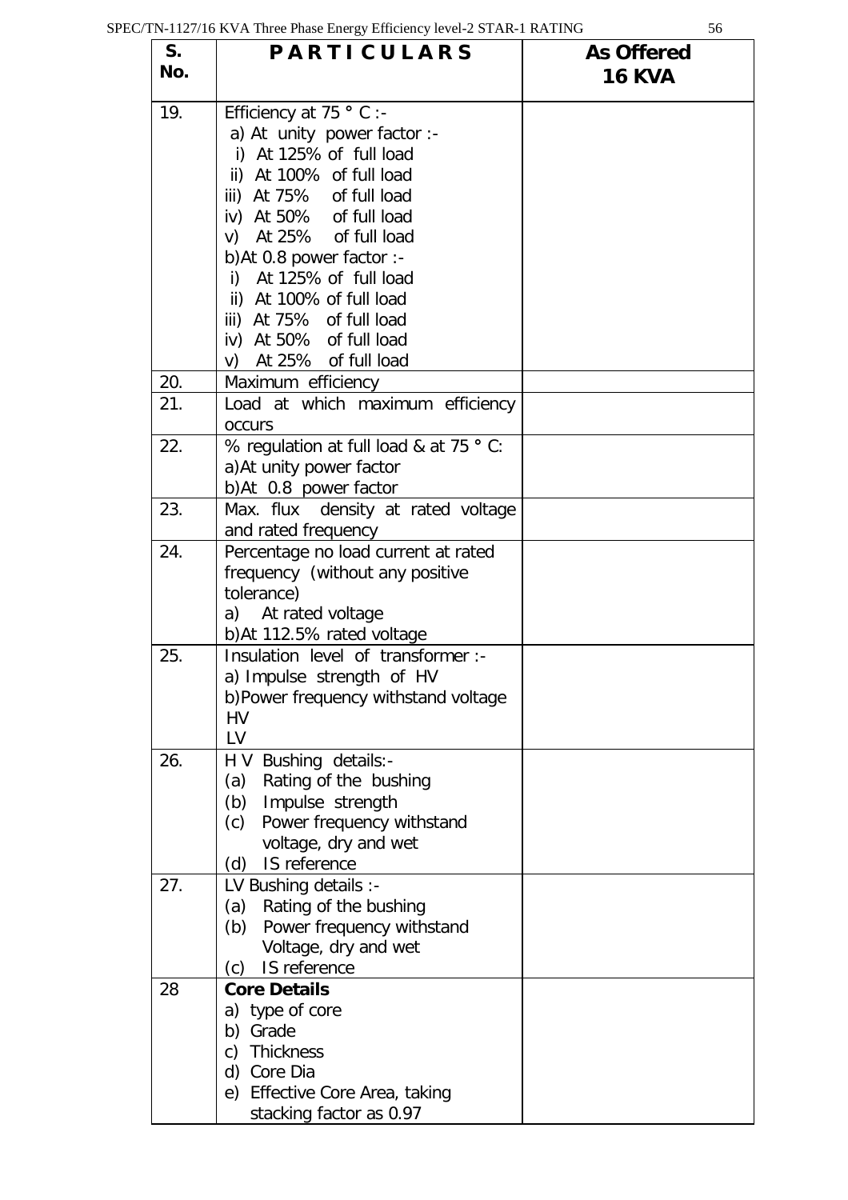| S. No. | PARTICULARS | As Offered 16 KVA |
|---|---|---|
| 19. | Efficiency at 75 ° C :-<br>a) At unity power factor :-<br>i) At 125% of full load<br>ii) At 100% of full load<br>iii) At 75% of full load<br>iv) At 50% of full load<br>v) At 25% of full load<br>b)At 0.8 power factor :-<br>i) At 125% of full load<br>ii) At 100% of full load<br>iii) At 75% of full load<br>iv) At 50% of full load<br>v) At 25% of full load | |
| 20. | Maximum efficiency | |
| 21. | Load at which maximum efficiency occurs | |
| 22. | % regulation at full load & at 75 ° C:<br>a)At unity power factor<br>b)At 0.8 power factor | |
| 23. | Max. flux density at rated voltage and rated frequency | |
| 24. | Percentage no load current at rated frequency (without any positive tolerance)<br>a) At rated voltage<br>b)At 112.5% rated voltage | |
| 25. | Insulation level of transformer :-<br>a) Impulse strength of HV<br>b)Power frequency withstand voltage<br>HV<br>LV | |
| 26. | H V Bushing details:-<br>(a) Rating of the bushing<br>(b) Impulse strength<br>(c) Power frequency withstand voltage, dry and wet<br>(d) IS reference | |
| 27. | LV Bushing details :-<br>(a) Rating of the bushing<br>(b) Power frequency withstand Voltage, dry and wet<br>(c) IS reference | |
| 28 | **Core Details**<br>a) type of core<br>b) Grade<br>c) Thickness<br>d) Core Dia<br>e) Effective Core Area, taking stacking factor as 0.97 | |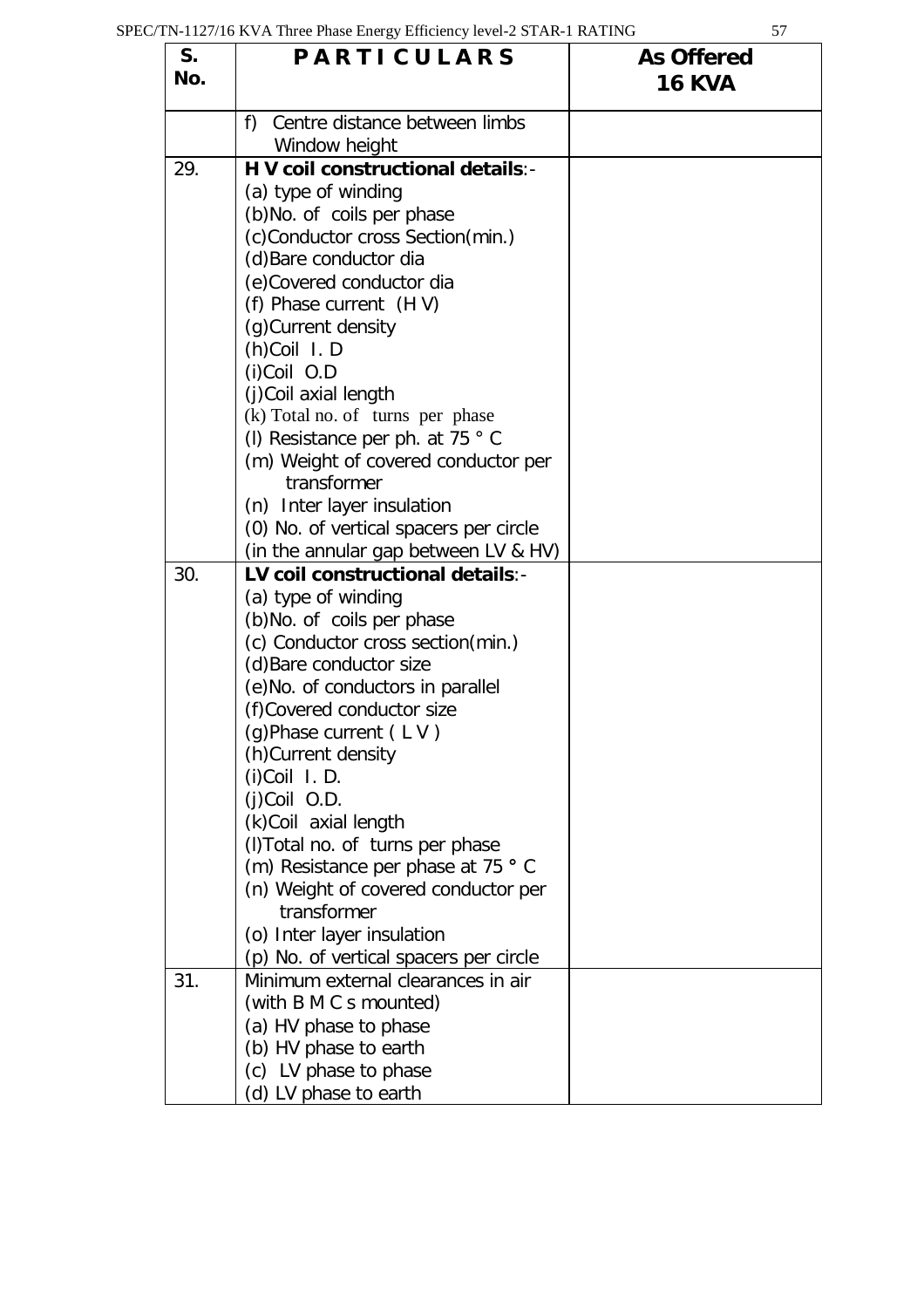| S. No. | P A R T I C U L A R S | As Offered 16 KVA |
|---|---|---|
| | f) Centre distance between limbs<br>Window height | |
| 29. | **H V coil constructional details**:-<br>(a) type of winding<br>(b)No. of coils per phase<br>(c)Conductor cross Section(min.)<br>(d)Bare conductor dia<br>(e)Covered conductor dia<br>(f) Phase current (H V)<br>(g)Current density<br>(h)Coil I. D<br>(i)Coil O.D<br>(j)Coil axial length<br>(k) Total no. of turns per phase<br>(l) Resistance per ph. at 75 ° C<br>(m) Weight of covered conductor per transformer<br>(n) Inter layer insulation<br>(0) No. of vertical spacers per circle (in the annular gap between LV & HV) | |
| 30. | **LV coil constructional details**:-<br>(a) type of winding<br>(b)No. of coils per phase<br>(c) Conductor cross section(min.)<br>(d)Bare conductor size<br>(e)No. of conductors in parallel<br>(f)Covered conductor size<br>(g)Phase current ( L V )<br>(h)Current density<br>(i)Coil I. D.<br>(j)Coil O.D.<br>(k)Coil axial length<br>(l)Total no. of turns per phase<br>(m) Resistance per phase at 75 ° C<br>(n) Weight of covered conductor per transformer<br>(o) Inter layer insulation<br>(p) No. of vertical spacers per circle | |
| 31. | Minimum external clearances in air (with B M C s mounted)<br>(a) HV phase to phase<br>(b) HV phase to earth<br>(c) LV phase to phase<br>(d) LV phase to earth | |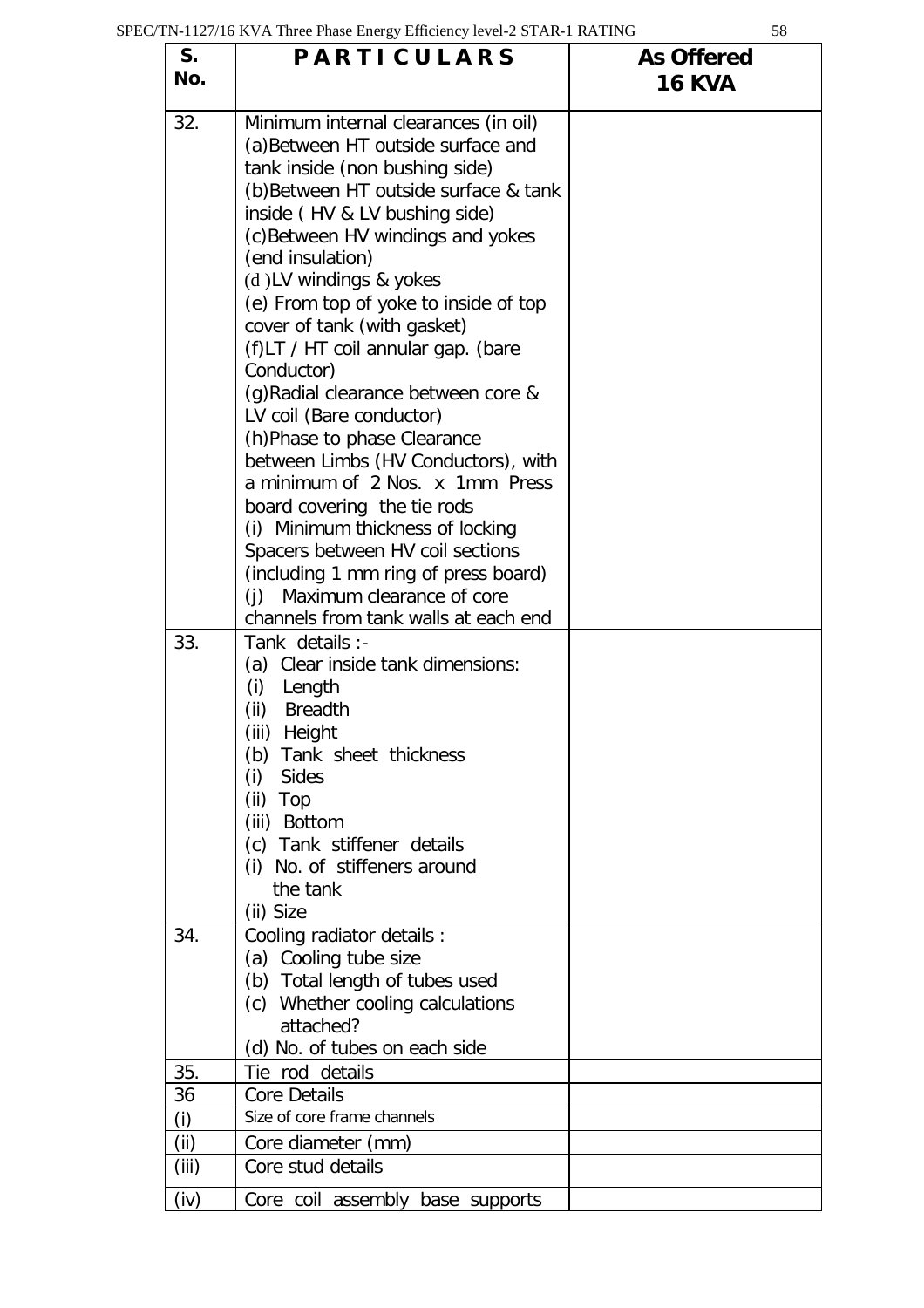| S. No. | PARTICULARS | As Offered 16 KVA |
|---|---|---|
| 32. | Minimum internal clearances (in oil)<br>(a)Between HT outside surface and tank inside (non bushing side)<br>(b)Between HT outside surface & tank inside ( HV & LV bushing side)<br>(c)Between HV windings and yokes (end insulation)<br>(d )LV windings & yokes<br>(e) From top of yoke to inside of top cover of tank (with gasket)<br>(f)LT / HT coil annular gap. (bare Conductor)<br>(g)Radial clearance between core & LV coil (Bare conductor)<br>(h)Phase to phase Clearance between Limbs (HV Conductors), with a minimum of 2 Nos. x 1mm Press board covering the tie rods<br>(i) Minimum thickness of locking Spacers between HV coil sections (including 1 mm ring of press board)<br>(j) Maximum clearance of core channels from tank walls at each end | |
| 33. | Tank details :-<br>(a) Clear inside tank dimensions:<br>(i) Length<br>(ii) Breadth<br>(iii) Height<br>(b) Tank sheet thickness<br>(i) Sides<br>(ii) Top<br>(iii) Bottom<br>(c) Tank stiffener details<br>(i) No. of stiffeners around the tank<br>(ii) Size | |
| 34. | Cooling radiator details :<br>(a) Cooling tube size<br>(b) Total length of tubes used<br>(c) Whether cooling calculations attached?<br>(d) No. of tubes on each side | |
| 35. | Tie rod details | |
| 36 | Core Details | |
| (i) | Size of core frame channels | |
| (ii) | Core diameter (mm) | |
| (iii) | Core stud details | |
| (iv) | Core coil assembly base supports | |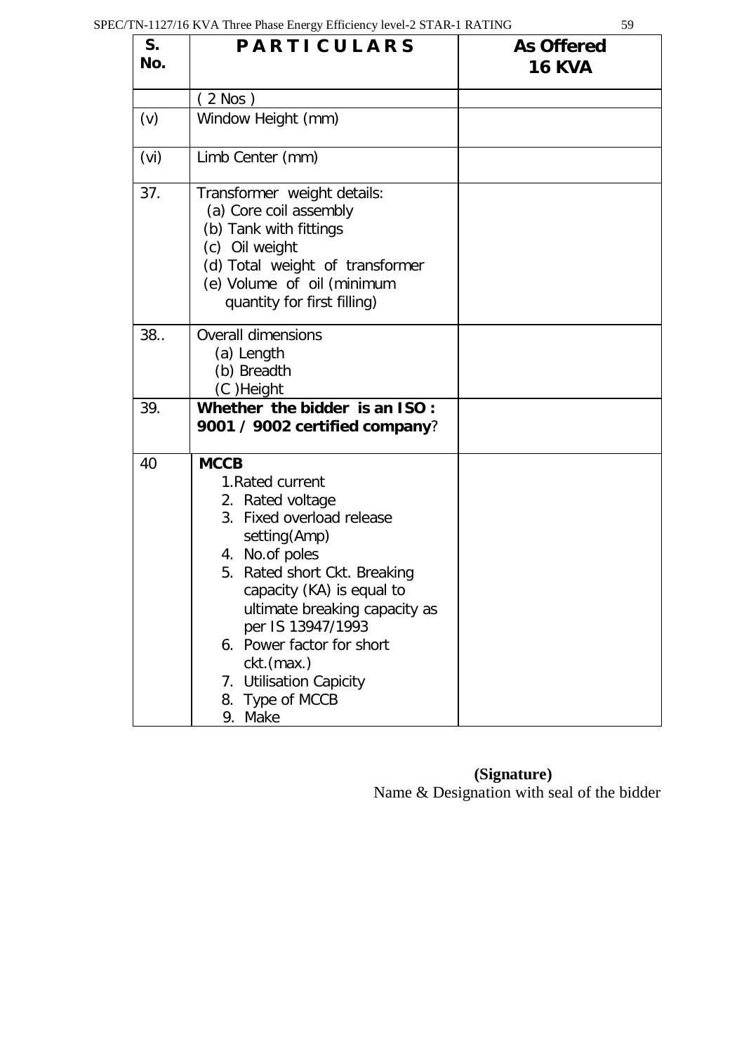| S. No. | P A R T I C U L A R S | As Offered 16 KVA |
|---|---|---|
| | ( 2 Nos ) | |
| (v) | Window Height (mm) | |
| (vi) | Limb Center (mm) | |
| 37. | Transformer weight details:<br>(a) Core coil assembly<br>(b) Tank with fittings<br>(c) Oil weight<br>(d) Total weight of transformer<br>(e) Volume of oil (minimum quantity for first filling) | |
| 38.. | Overall dimensions<br>(a) Length<br>(b) Breadth<br>(C )Height | |
| 39. | **Whether the bidder is an ISO : 9001 / 9002 certified company**? | |
| 40 | **MCCB**<br>1.Rated current<br>2. Rated voltage<br>3. Fixed overload release setting(Amp)<br>4. No.of poles<br>5. Rated short Ckt. Breaking capacity (KA) is equal to ultimate breaking capacity as per IS 13947/1993<br>6. Power factor for short ckt.(max.)<br>7. Utilisation Capicity<br>8. Type of MCCB<br>9. Make | |

**(Signature)**
Name & Designation with seal of the bidder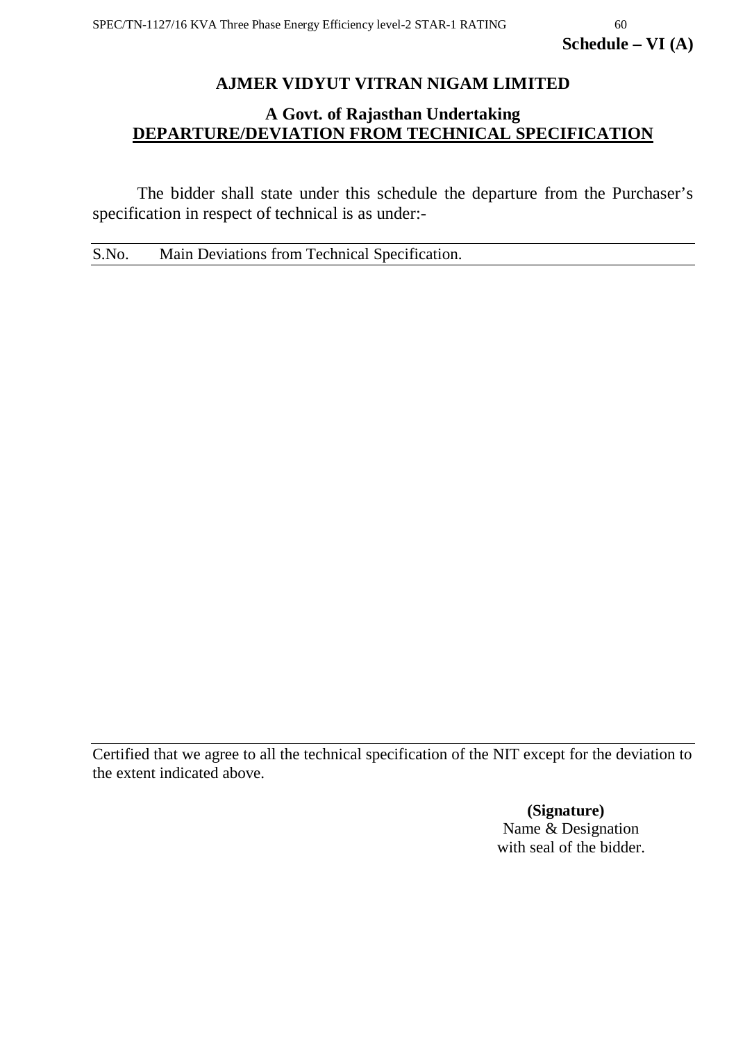**Schedule – VI (A)**

## AJMER VIDYUT VITRAN NIGAM LIMITED

### A Govt. of Rajasthan Undertaking

### DEPARTURE/DEVIATION FROM TECHNICAL SPECIFICATION

The bidder shall state under this schedule the departure from the Purchaser's specification in respect of technical is as under:-

| S.No. | Main Deviations from Technical Specification. |
|---|---|
| | |

Certified that we agree to all the technical specification of the NIT except for the deviation to the extent indicated above.

**(Signature)**
Name & Designation
with seal of the bidder.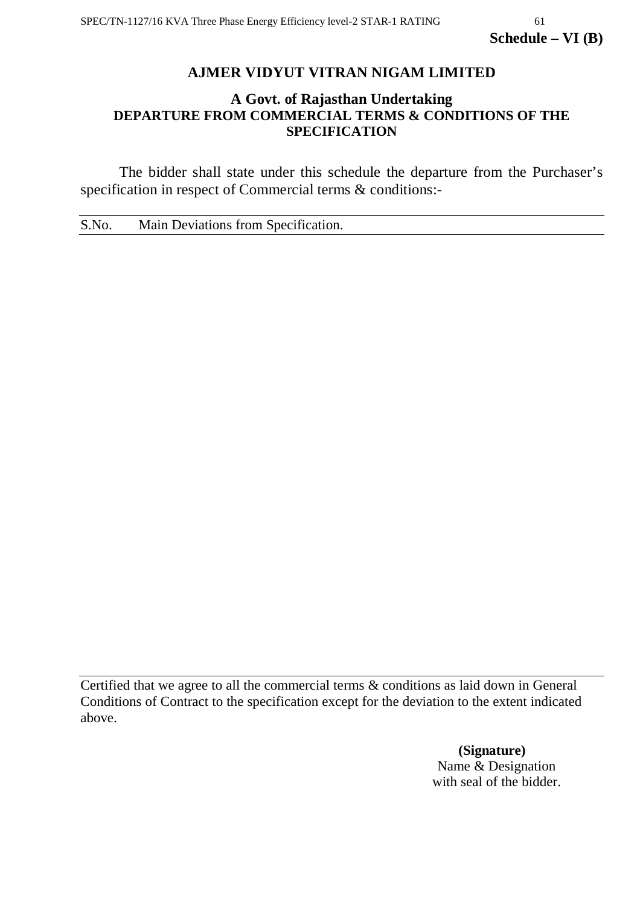**Schedule – VI (B)**

## AJMER VIDYUT VITRAN NIGAM LIMITED

### A Govt. of Rajasthan Undertaking
### DEPARTURE FROM COMMERCIAL TERMS & CONDITIONS OF THE SPECIFICATION

The bidder shall state under this schedule the departure from the Purchaser's specification in respect of Commercial terms & conditions:-

| S.No. | Main Deviations from Specification. |
|---|---|
| | |

Certified that we agree to all the commercial terms & conditions as laid down in General Conditions of Contract to the specification except for the deviation to the extent indicated above.

**(Signature)**
Name & Designation
with seal of the bidder.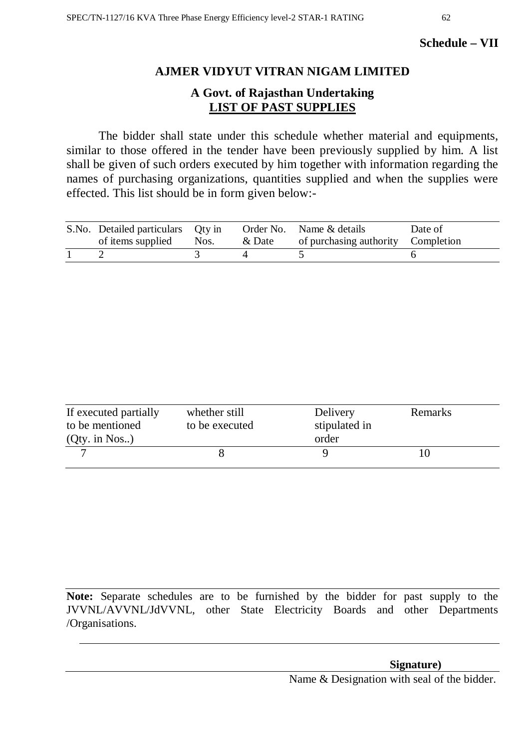**Schedule – VII**

## AJMER VIDYUT VITRAN NIGAM LIMITED

### A Govt. of Rajasthan Undertaking

### LIST OF PAST SUPPLIES

The bidder shall state under this schedule whether material and equipments, similar to those offered in the tender have been previously supplied by him. A list shall be given of such orders executed by him together with information regarding the names of purchasing organizations, quantities supplied and when the supplies were effected. This list should be in form given below:-

| S.No. | Detailed particulars of items supplied | Qty in Nos. | Order No. & Date | Name & details of purchasing authority | Date of Completion |
|---|---|---|---|---|---|
| 1 | 2 | 3 | 4 | 5 | 6 |

| If executed partially to be mentioned (Qty. in Nos..) | whether still to be executed | Delivery stipulated in order | Remarks |
|---|---|---|---|
| 7 | 8 | 9 | 10 |

**Note:** Separate schedules are to be furnished by the bidder for past supply to the JVVNL/AVVNL/JdVVNL, other State Electricity Boards and other Departments /Organisations.

**Signature)**

Name & Designation with seal of the bidder.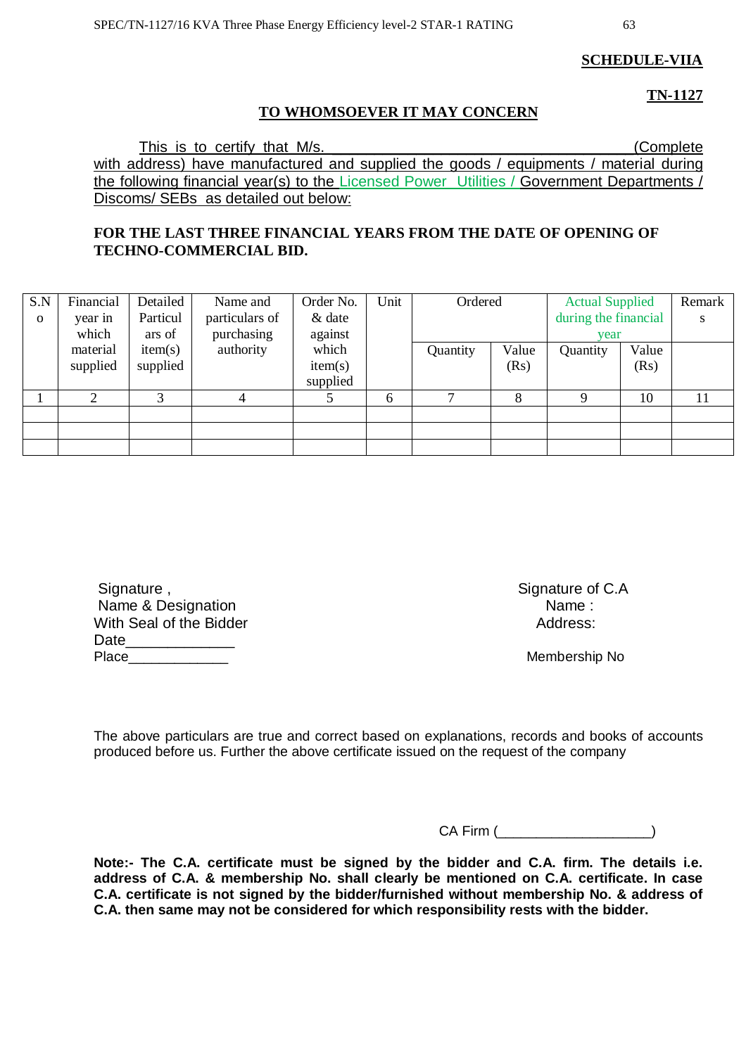**SCHEDULE-VIIA**

**TN-1127**

**TO WHOMSOEVER IT MAY CONCERN**

This is to certify that M/s. ___________________________________ (Complete with address) have manufactured and supplied the goods / equipments / material during the following financial year(s) to the Licensed Power Utilities / Government Departments / Discoms/ SEBs as detailed out below:

**FOR THE LAST THREE FINANCIAL YEARS FROM THE DATE OF OPENING OF TECHNO-COMMERCIAL BID.**

| S.No | Financial year in which material supplied | Detailed Particulars of item(s) supplied | Name and particulars of purchasing authority | Order No. & date against which item(s) supplied | Unit | Ordered | | Actual Supplied during the financial year | | Remarks |
|---|---|---|---|---|---|---|---|---|---|---|
| | | | | | | Quantity | Value (Rs) | Quantity | Value (Rs) | |
| 1 | 2 | 3 | 4 | 5 | 6 | 7 | 8 | 9 | 10 | 11 |
| | | | | | | | | | | |
| | | | | | | | | | | |
| | | | | | | | | | | |

Signature ,
Name & Designation
With Seal of the Bidder
Date_____________
Place____________

Signature of C.A
Name :
Address:

Membership No

The above particulars are true and correct based on explanations, records and books of accounts produced before us. Further the above certificate issued on the request of the company

CA Firm (___________________)

**Note:- The C.A. certificate must be signed by the bidder and C.A. firm. The details i.e. address of C.A. & membership No. shall clearly be mentioned on C.A. certificate. In case C.A. certificate is not signed by the bidder/furnished without membership No. & address of C.A. then same may not be considered for which responsibility rests with the bidder.**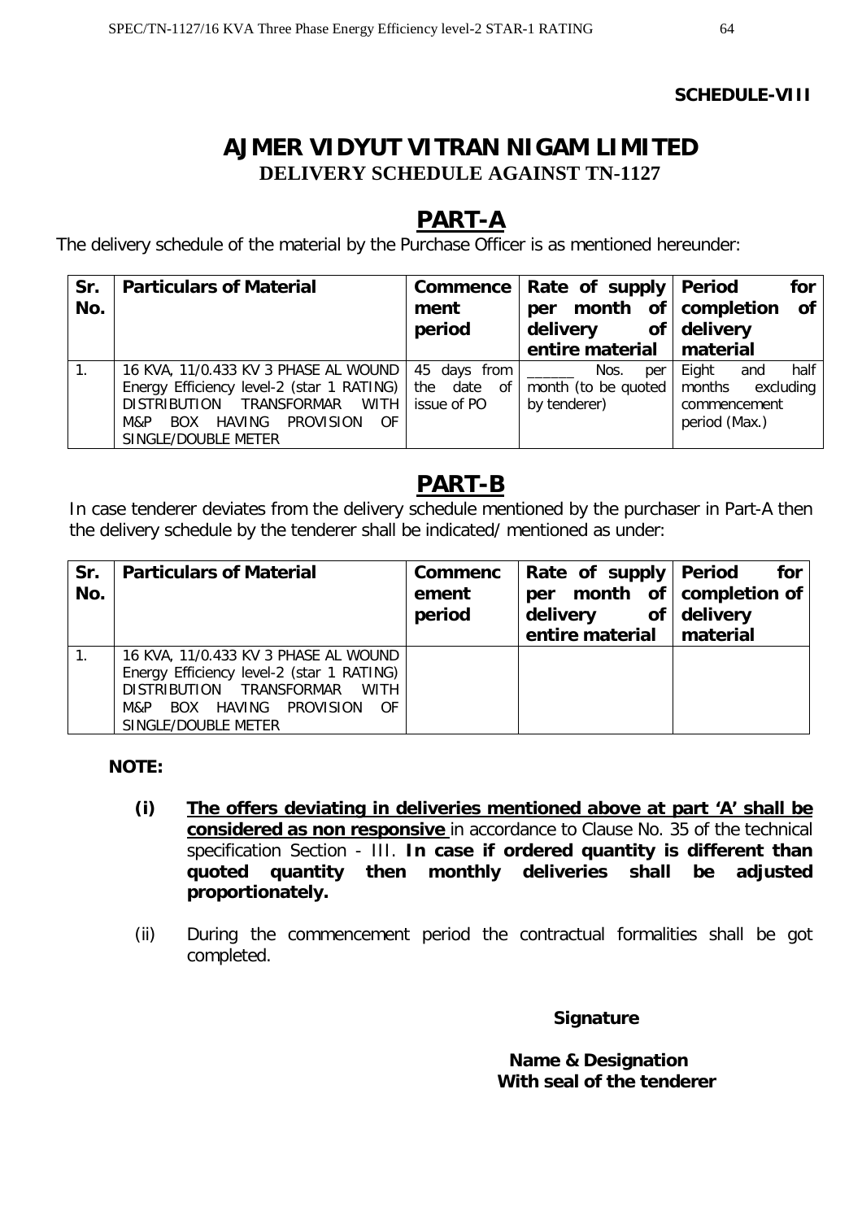**SCHEDULE-VIII**

# AJMER VIDYUT VITRAN NIGAM LIMITED

**DELIVERY SCHEDULE AGAINST TN-1127**

## PART-A

The delivery schedule of the material by the Purchase Officer is as mentioned hereunder:

| Sr. No. | Particulars of Material | Commencement period | Rate of supply per month of delivery of entire material | Period for completion of delivery material |
|---|---|---|---|---|
| 1. | 16 KVA, 11/0.433 KV 3 PHASE AL WOUND Energy Efficiency level-2 (star 1 RATING) DISTRIBUTION TRANSFORMAR WITH M&P BOX HAVING PROVISION OF SINGLE/DOUBLE METER | 45 days from the date of issue of PO | ______ Nos. per month (to be quoted by tenderer) | Eight and half months excluding commencement period (Max.) |

## PART-B

In case tenderer deviates from the delivery schedule mentioned by the purchaser in Part-A then the delivery schedule by the tenderer shall be indicated/ mentioned as under:

| Sr. No. | Particulars of Material | Commencement period | Rate of supply per month of delivery of entire material | Period for completion of delivery material |
|---|---|---|---|---|
| 1. | 16 KVA, 11/0.433 KV 3 PHASE AL WOUND Energy Efficiency level-2 (star 1 RATING) DISTRIBUTION TRANSFORMAR WITH M&P BOX HAVING PROVISION OF SINGLE/DOUBLE METER | | | |

**NOTE:**

- **(i)** **<u>The offers deviating in deliveries mentioned above at part 'A' shall be considered as non responsive</u>** in accordance to Clause No. 35 of the technical specification Section - III. **In case if ordered quantity is different than quoted quantity then monthly deliveries shall be adjusted proportionately.**
- (ii) During the commencement period the contractual formalities shall be got completed.

**Signature**

**Name & Designation**
**With seal of the tenderer**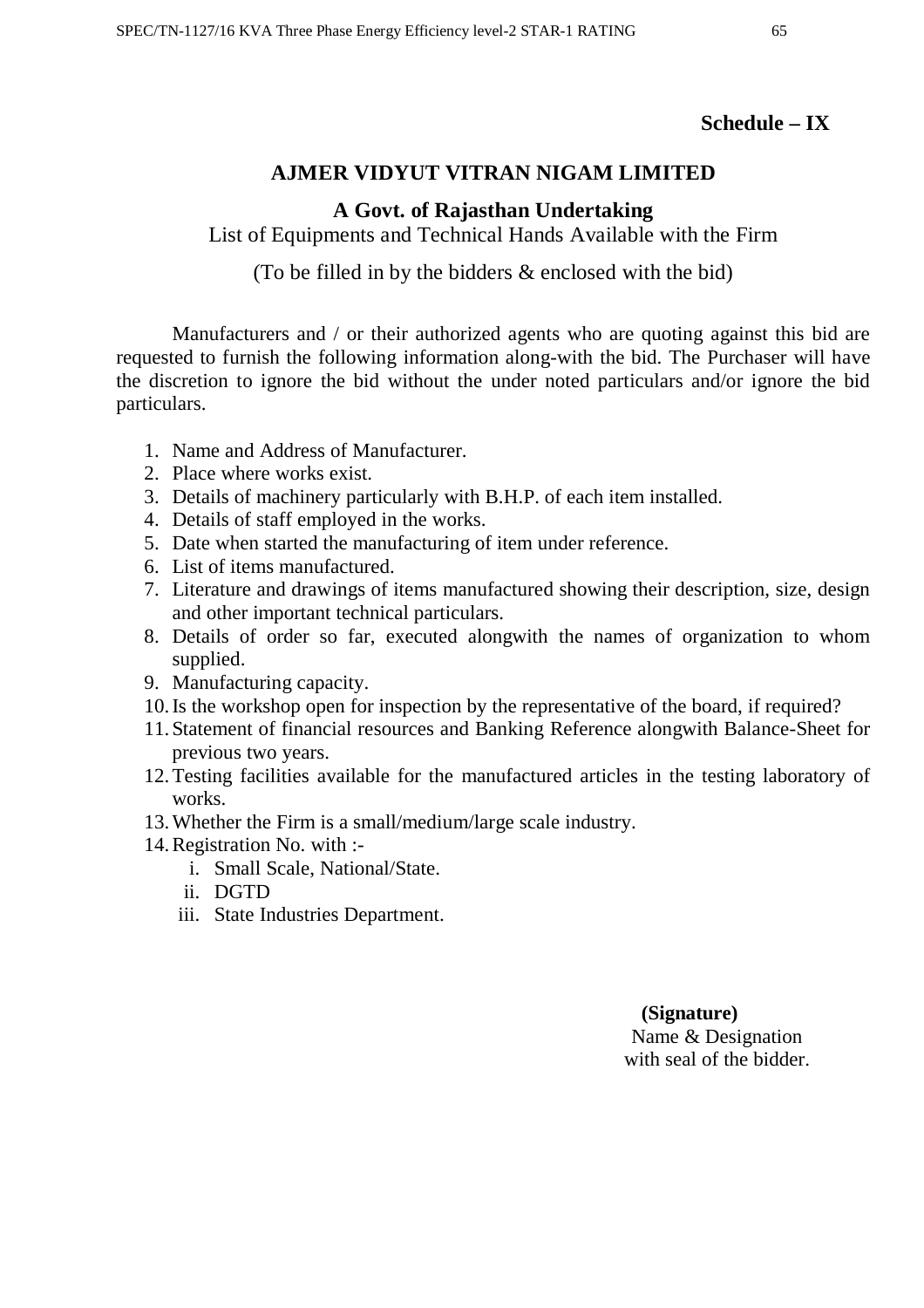**Schedule – IX**

## AJMER VIDYUT VITRAN NIGAM LIMITED

### A Govt. of Rajasthan Undertaking

List of Equipments and Technical Hands Available with the Firm

(To be filled in by the bidders & enclosed with the bid)

Manufacturers and / or their authorized agents who are quoting against this bid are requested to furnish the following information along-with the bid. The Purchaser will have the discretion to ignore the bid without the under noted particulars and/or ignore the bid particulars.

1. Name and Address of Manufacturer.
2. Place where works exist.
3. Details of machinery particularly with B.H.P. of each item installed.
4. Details of staff employed in the works.
5. Date when started the manufacturing of item under reference.
6. List of items manufactured.
7. Literature and drawings of items manufactured showing their description, size, design and other important technical particulars.
8. Details of order so far, executed alongwith the names of organization to whom supplied.
9. Manufacturing capacity.
10. Is the workshop open for inspection by the representative of the board, if required?
11. Statement of financial resources and Banking Reference alongwith Balance-Sheet for previous two years.
12. Testing facilities available for the manufactured articles in the testing laboratory of works.
13. Whether the Firm is a small/medium/large scale industry.
14. Registration No. with :-
    i. Small Scale, National/State.
    ii. DGTD
    iii. State Industries Department.

**(Signature)**
Name & Designation
with seal of the bidder.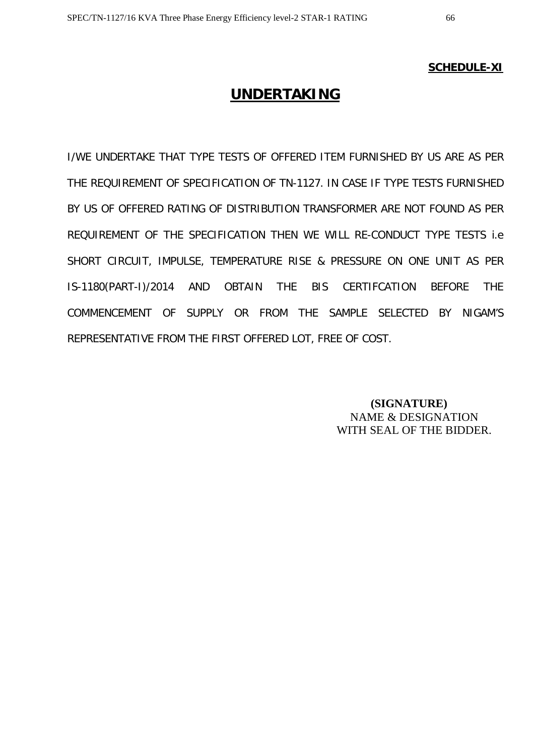**SCHEDULE-XI**

# UNDERTAKING

I/WE UNDERTAKE THAT TYPE TESTS OF OFFERED ITEM FURNISHED BY US ARE AS PER THE REQUIREMENT OF SPECIFICATION OF TN-1127. IN CASE IF TYPE TESTS FURNISHED BY US OF OFFERED RATING OF DISTRIBUTION TRANSFORMER ARE NOT FOUND AS PER REQUIREMENT OF THE SPECIFICATION THEN WE WILL RE-CONDUCT TYPE TESTS i.e SHORT CIRCUIT, IMPULSE, TEMPERATURE RISE & PRESSURE ON ONE UNIT AS PER IS-1180(PART-I)/2014 AND OBTAIN THE BIS CERTIFCATION BEFORE THE COMMENCEMENT OF SUPPLY OR FROM THE SAMPLE SELECTED BY NIGAM'S REPRESENTATIVE FROM THE FIRST OFFERED LOT, FREE OF COST.

**(SIGNATURE)**
NAME & DESIGNATION
WITH SEAL OF THE BIDDER.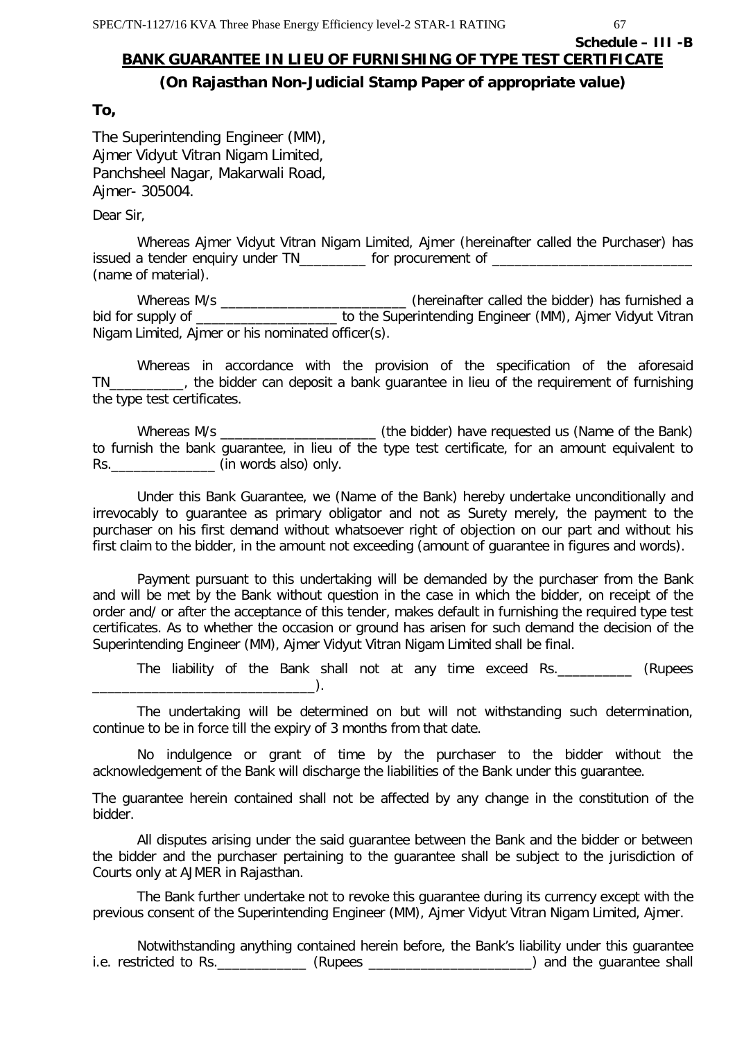**Schedule – III -B**

## BANK GUARANTEE IN LIEU OF FURNISHING OF TYPE TEST CERTIFICATE

**(On Rajasthan Non-Judicial Stamp Paper of appropriate value)**

**To,**

The Superintending Engineer (MM),
Ajmer Vidyut Vitran Nigam Limited,
Panchsheel Nagar, Makarwali Road,
Ajmer- 305004.

Dear Sir,

Whereas Ajmer Vidyut Vitran Nigam Limited, Ajmer (hereinafter called the Purchaser) has issued a tender enquiry under TN_________ for procurement of ___________________________ (name of material).

Whereas M/s _________________________ (hereinafter called the bidder) has furnished a bid for supply of ___________________ to the Superintending Engineer (MM), Ajmer Vidyut Vitran Nigam Limited, Ajmer or his nominated officer(s).

Whereas in accordance with the provision of the specification of the aforesaid TN__________, the bidder can deposit a bank guarantee in lieu of the requirement of furnishing the type test certificates.

Whereas M/s _____________________ (the bidder) have requested us (Name of the Bank) to furnish the bank guarantee, in lieu of the type test certificate, for an amount equivalent to Rs.______________ (in words also) only.

Under this Bank Guarantee, we (Name of the Bank) hereby undertake unconditionally and irrevocably to guarantee as primary obligator and not as Surety merely, the payment to the purchaser on his first demand without whatsoever right of objection on our part and without his first claim to the bidder, in the amount not exceeding (amount of guarantee in figures and words).

Payment pursuant to this undertaking will be demanded by the purchaser from the Bank and will be met by the Bank without question in the case in which the bidder, on receipt of the order and/ or after the acceptance of this tender, makes default in furnishing the required type test certificates. As to whether the occasion or ground has arisen for such demand the decision of the Superintending Engineer (MM), Ajmer Vidyut Vitran Nigam Limited shall be final.

The liability of the Bank shall not at any time exceed Rs.__________ (Rupees ______________________________).

The undertaking will be determined on but will not withstanding such determination, continue to be in force till the expiry of 3 months from that date.

No indulgence or grant of time by the purchaser to the bidder without the acknowledgement of the Bank will discharge the liabilities of the Bank under this guarantee.

The guarantee herein contained shall not be affected by any change in the constitution of the bidder.

All disputes arising under the said guarantee between the Bank and the bidder or between the bidder and the purchaser pertaining to the guarantee shall be subject to the jurisdiction of Courts only at AJMER in Rajasthan.

The Bank further undertake not to revoke this guarantee during its currency except with the previous consent of the Superintending Engineer (MM), Ajmer Vidyut Vitran Nigam Limited, Ajmer.

Notwithstanding anything contained herein before, the Bank's liability under this guarantee i.e. restricted to Rs.____________ (Rupees ______________________) and the guarantee shall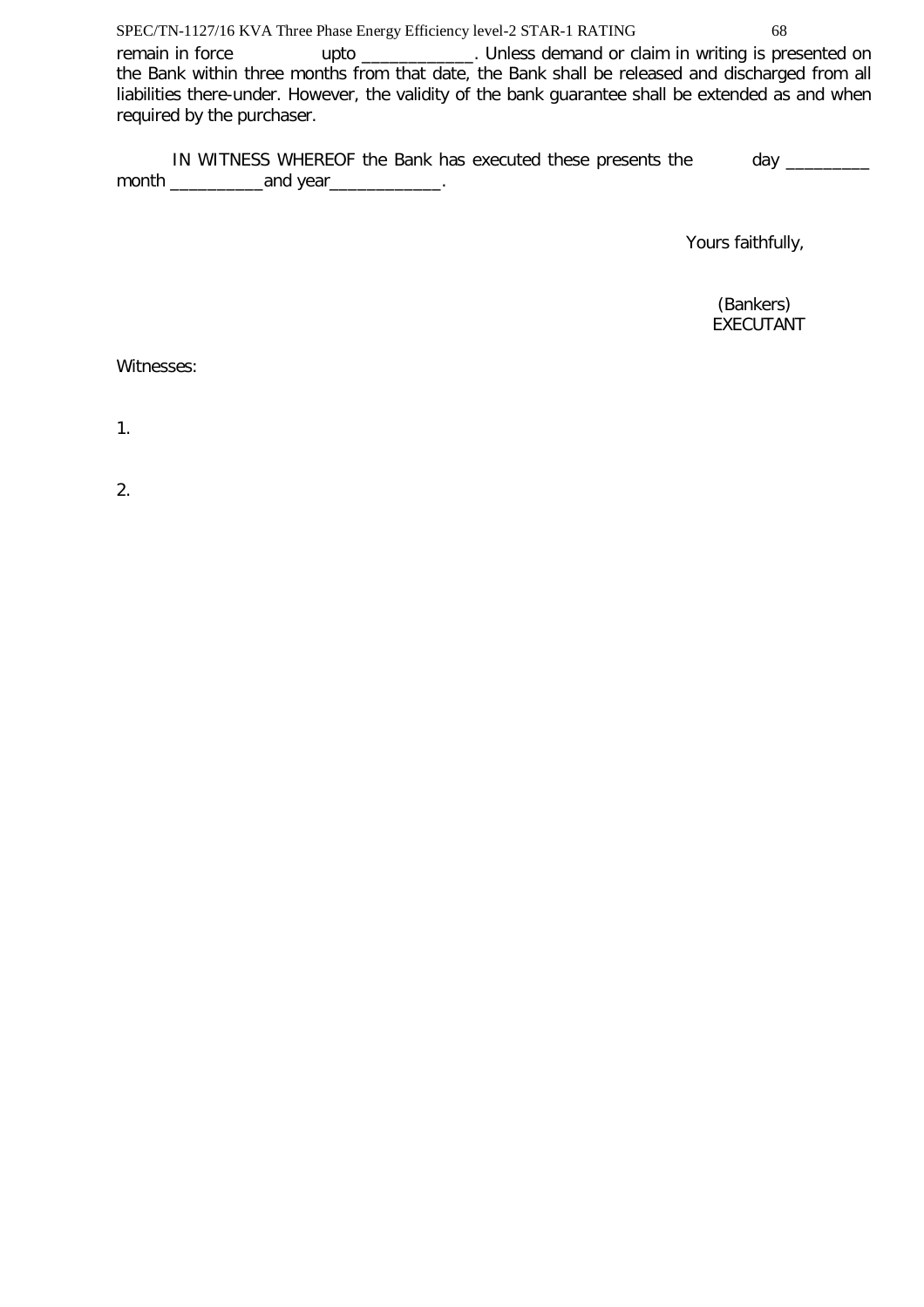remain in force upto ____________. Unless demand or claim in writing is presented on the Bank within three months from that date, the Bank shall be released and discharged from all liabilities there-under. However, the validity of the bank guarantee shall be extended as and when required by the purchaser.

IN WITNESS WHEREOF the Bank has executed these presents the day _________ month __________and year____________.

Yours faithfully,

(Bankers)
EXECUTANT

Witnesses:

1.

2.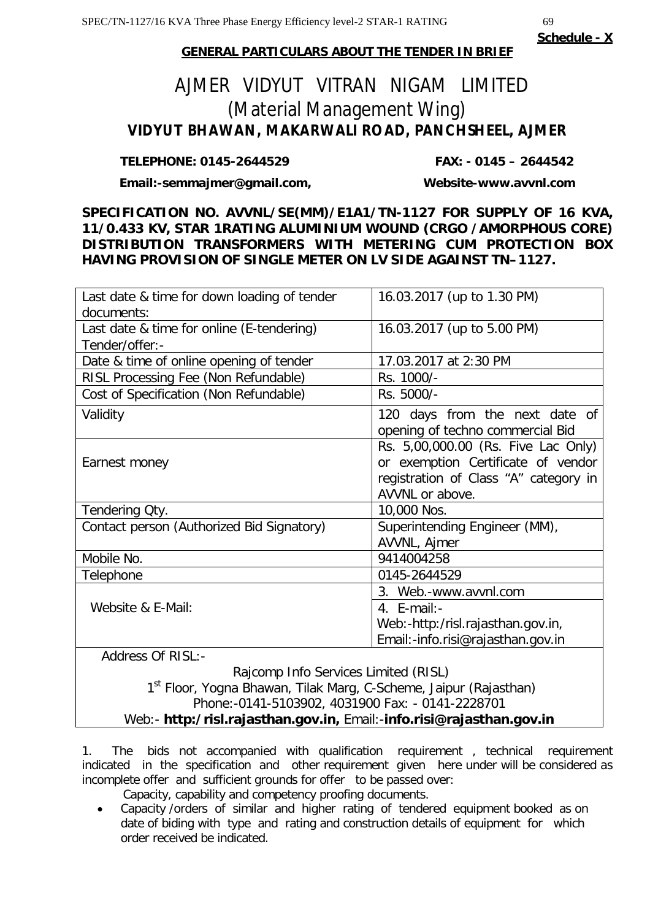**Schedule - X**

**GENERAL PARTICULARS ABOUT THE TENDER IN BRIEF**

# AJMER VIDYUT VITRAN NIGAM LIMITED
## (Material Management Wing)
### VIDYUT BHAWAN, MAKARWALI ROAD, PANCHSHEEL, AJMER

**TELEPHONE: 0145-2644529** **FAX: - 0145 – 2644542**

**Email:-semmajmer@gmail.com,** **Website-www.avvnl.com**

**SPECIFICATION NO. AVVNL/SE(MM)/E1A1/TN-1127 FOR SUPPLY OF 16 KVA, 11/0.433 KV, STAR 1RATING ALUMINIUM WOUND (CRGO /AMORPHOUS CORE) DISTRIBUTION TRANSFORMERS WITH METERING CUM PROTECTION BOX HAVING PROVISION OF SINGLE METER ON LV SIDE AGAINST TN–1127.**

| | |
|---|---|
| Last date & time for down loading of tender documents: | 16.03.2017 (up to 1.30 PM) |
| Last date & time for online (E-tendering) Tender/offer:- | 16.03.2017 (up to 5.00 PM) |
| Date & time of online opening of tender | 17.03.2017 at 2:30 PM |
| RISL Processing Fee (Non Refundable) | Rs. 1000/- |
| Cost of Specification (Non Refundable) | Rs. 5000/- |
| Validity | 120 days from the next date of opening of techno commercial Bid |
| Earnest money | Rs. 5,00,000.00 (Rs. Five Lac Only) or exemption Certificate of vendor registration of Class "A" category in AVVNL or above. |
| Tendering Qty. | 10,000 Nos. |
| Contact person (Authorized Bid Signatory) | Superintending Engineer (MM), AVVNL, Ajmer |
| Mobile No. | 9414004258 |
| Telephone | 0145-2644529 |
| Website & E-Mail: | 3. Web.-www.avvnl.com<br>4. E-mail:- Web:-http:/risl.rajasthan.gov.in, Email:-info.risi@rajasthan.gov.in |
| Address Of RISL:- Rajcomp Info Services Limited (RISL) 1st Floor, Yogna Bhawan, Tilak Marg, C-Scheme, Jaipur (Rajasthan) Phone:-0141-5103902, 4031900 Fax: - 0141-2228701 Web:- **http:/risl.rajasthan.gov.in,** Email:-**info.risi@rajasthan.gov.in** | |

1. The bids not accompanied with qualification requirement , technical requirement indicated in the specification and other requirement given here under will be considered as incomplete offer and sufficient grounds for offer to be passed over:

   Capacity, capability and competency proofing documents.

- Capacity /orders of similar and higher rating of tendered equipment booked as on date of biding with type and rating and construction details of equipment for which order received be indicated.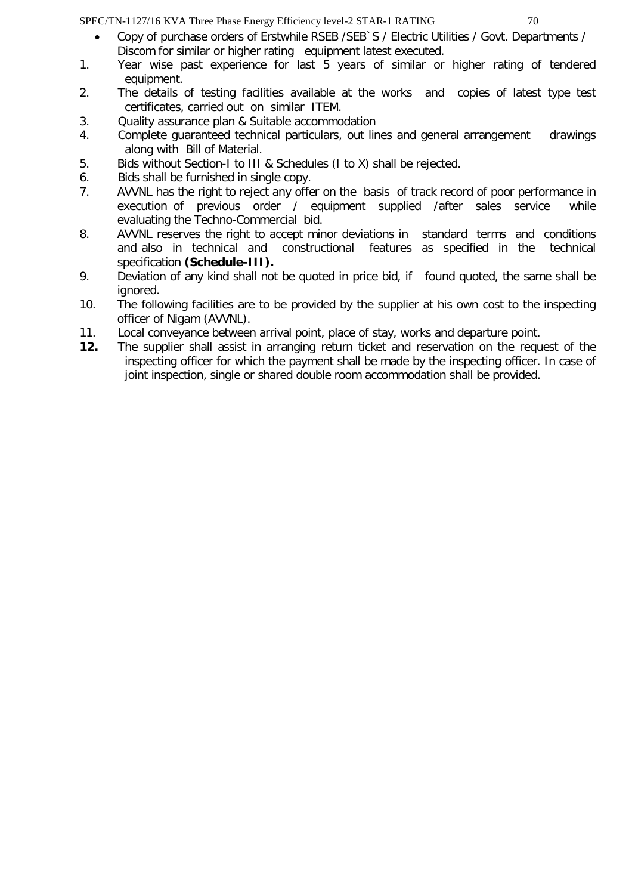- Copy of purchase orders of Erstwhile RSEB /SEB`S / Electric Utilities / Govt. Departments / Discom for similar or higher rating equipment latest executed.

1. Year wise past experience for last 5 years of similar or higher rating of tendered equipment.
2. The details of testing facilities available at the works and copies of latest type test certificates, carried out on similar ITEM.
3. Quality assurance plan & Suitable accommodation
4. Complete guaranteed technical particulars, out lines and general arrangement drawings along with Bill of Material.
5. Bids without Section-I to III & Schedules (I to X) shall be rejected.
6. Bids shall be furnished in single copy.
7. AVVNL has the right to reject any offer on the basis of track record of poor performance in execution of previous order / equipment supplied /after sales service while evaluating the Techno-Commercial bid.
8. AVVNL reserves the right to accept minor deviations in standard terms and conditions and also in technical and constructional features as specified in the technical specification **(Schedule-III).**
9. Deviation of any kind shall not be quoted in price bid, if found quoted, the same shall be ignored.
10. The following facilities are to be provided by the supplier at his own cost to the inspecting officer of Nigam (AVVNL).
11. Local conveyance between arrival point, place of stay, works and departure point.
12. The supplier shall assist in arranging return ticket and reservation on the request of the inspecting officer for which the payment shall be made by the inspecting officer. In case of joint inspection, single or shared double room accommodation shall be provided.